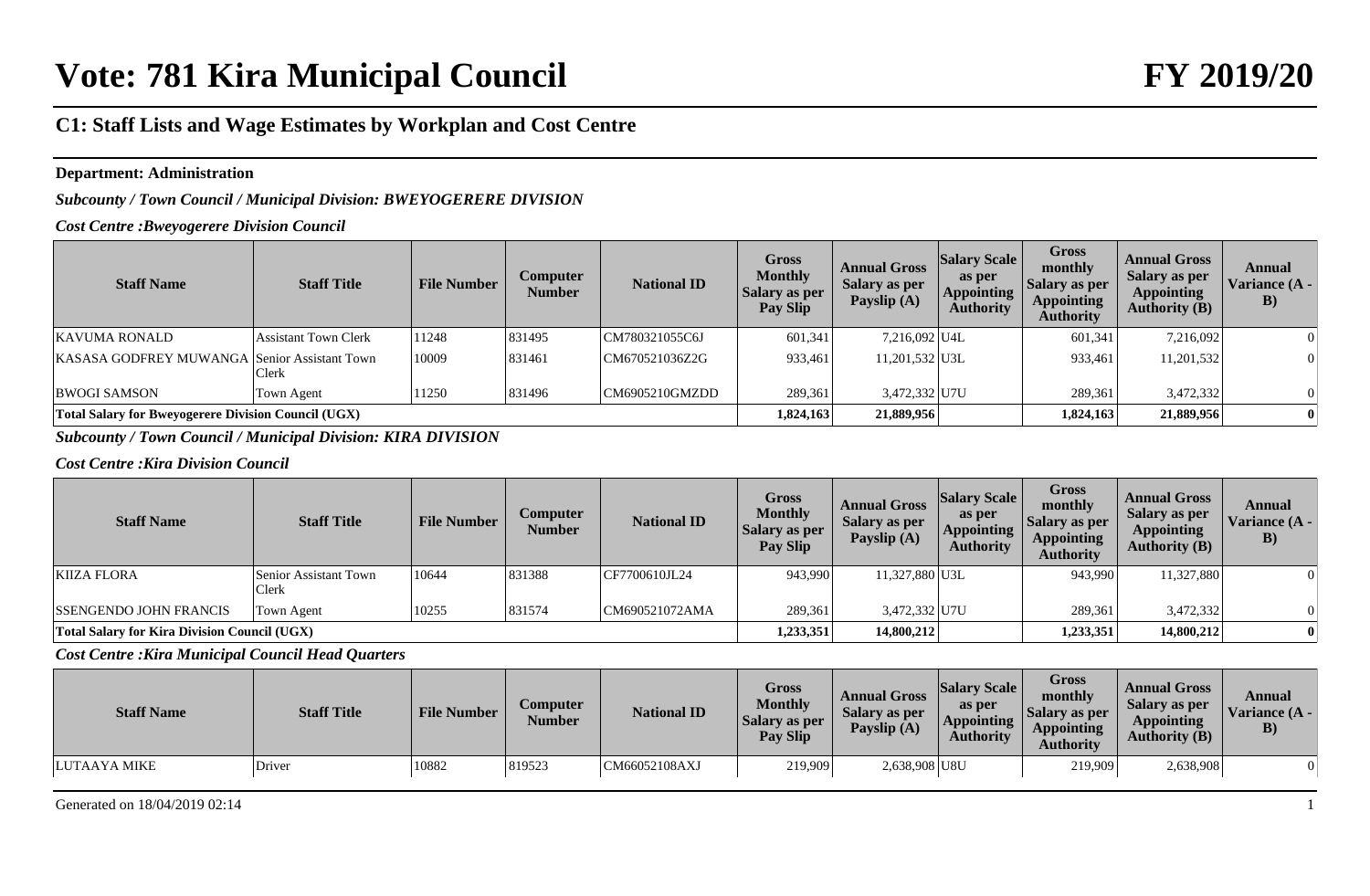# Vote: 781 Kira Municipal Council

# FY 2019/20

## C1: Staff Lists and Wage Estimates by Workplan and Cost Centre

**Department: Administration**

***Subcounty / Town Council / Municipal Division: BWEYOGERERE DIVISION***

***Cost Centre :Bweyogerere Division Council***

| Staff Name | Staff Title | File Number | Computer Number | National ID | Gross Monthly Salary as per Pay Slip | Annual Gross Salary as per Payslip (A) | Salary Scale as per Appointing Authority | Gross monthly Salary as per Appointing Authority | Annual Gross Salary as per Appointing Authority (B) | Annual Variance (A - B) |
|---|---|---|---|---|---|---|---|---|---|---|
| KAVUMA RONALD | Assistant Town Clerk | 11248 | 831495 | CM780321055C6J | 601,341 | 7,216,092 | U4L | 601,341 | 7,216,092 | 0 |
| KASASA GODFREY MUWANGA | Senior Assistant Town Clerk | 10009 | 831461 | CM670521036Z2G | 933,461 | 11,201,532 | U3L | 933,461 | 11,201,532 | 0 |
| BWOGI SAMSON | Town Agent | 11250 | 831496 | CM6905210GMZDD | 289,361 | 3,472,332 | U7U | 289,361 | 3,472,332 | 0 |
| **Total Salary for Bweyogerere Division Council (UGX)** | | | | | **1,824,163** | **21,889,956** | | **1,824,163** | **21,889,956** | **0** |

***Subcounty / Town Council / Municipal Division: KIRA DIVISION***

***Cost Centre :Kira Division Council***

| Staff Name | Staff Title | File Number | Computer Number | National ID | Gross Monthly Salary as per Pay Slip | Annual Gross Salary as per Payslip (A) | Salary Scale as per Appointing Authority | Gross monthly Salary as per Appointing Authority | Annual Gross Salary as per Appointing Authority (B) | Annual Variance (A - B) |
|---|---|---|---|---|---|---|---|---|---|---|
| KIIZA FLORA | Senior Assistant Town Clerk | 10644 | 831388 | CF7700610JL24 | 943,990 | 11,327,880 | U3L | 943,990 | 11,327,880 | 0 |
| SSENGENDO JOHN FRANCIS | Town Agent | 10255 | 831574 | CM690521072AMA | 289,361 | 3,472,332 | U7U | 289,361 | 3,472,332 | 0 |
| **Total Salary for Kira Division Council (UGX)** | | | | | **1,233,351** | **14,800,212** | | **1,233,351** | **14,800,212** | **0** |

***Cost Centre :Kira Municipal Council Head Quarters***

| Staff Name | Staff Title | File Number | Computer Number | National ID | Gross Monthly Salary as per Pay Slip | Annual Gross Salary as per Payslip (A) | Salary Scale as per Appointing Authority | Gross monthly Salary as per Appointing Authority | Annual Gross Salary as per Appointing Authority (B) | Annual Variance (A - B) |
|---|---|---|---|---|---|---|---|---|---|---|
| LUTAAYA MIKE | Driver | 10882 | 819523 | CM66052108AXJ | 219,909 | 2,638,908 | U8U | 219,909 | 2,638,908 | 0 |

Generated on 18/04/2019 02:14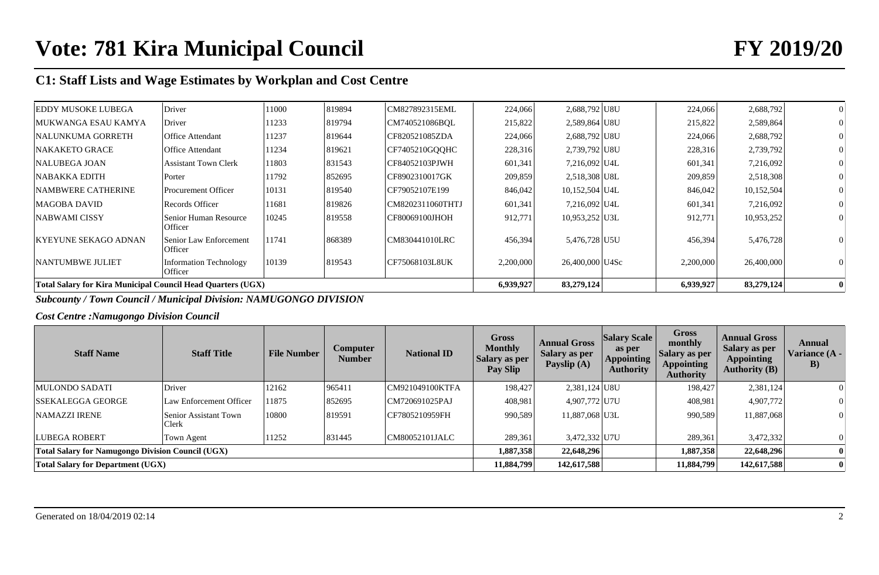# Vote: 781 Kira Municipal Council FY 2019/20

## C1: Staff Lists and Wage Estimates by Workplan and Cost Centre

| Staff Name | Staff Title | File Number | Computer Number | National ID | Gross Monthly Salary as per Pay Slip | Annual Gross Salary as per Payslip (A) | Salary Scale as per Appointing Authority | Gross monthly Salary as per Appointing Authority | Annual Gross Salary as per Appointing Authority (B) | Annual Variance (A - B) |
|---|---|---|---|---|---|---|---|---|---|---|
| EDDY MUSOKE LUBEGA | Driver | 11000 | 819894 | CM827892315EML | 224,066 | 2,688,792 | U8U | 224,066 | 2,688,792 | 0 |
| MUKWANGA ESAU KAMYA | Driver | 11233 | 819794 | CM740521086BQL | 215,822 | 2,589,864 | U8U | 215,822 | 2,589,864 | 0 |
| NALUNKUMA GORRETH | Office Attendant | 11237 | 819644 | CF820521085ZDA | 224,066 | 2,688,792 | U8U | 224,066 | 2,688,792 | 0 |
| NAKAKETO GRACE | Office Attendant | 11234 | 819621 | CF7405210GQQHC | 228,316 | 2,739,792 | U8U | 228,316 | 2,739,792 | 0 |
| NALUBEGA JOAN | Assistant Town Clerk | 11803 | 831543 | CF84052103PJWH | 601,341 | 7,216,092 | U4L | 601,341 | 7,216,092 | 0 |
| NABAKKA EDITH | Porter | 11792 | 852695 | CF8902310017GK | 209,859 | 2,518,308 | U8L | 209,859 | 2,518,308 | 0 |
| NAMBWERE CATHERINE | Procurement Officer | 10131 | 819540 | CF79052107E199 | 846,042 | 10,152,504 | U4L | 846,042 | 10,152,504 | 0 |
| MAGOBA DAVID | Records Officer | 11681 | 819826 | CM8202311060THTJ | 601,341 | 7,216,092 | U4L | 601,341 | 7,216,092 | 0 |
| NABWAMI CISSY | Senior Human Resource Officer | 10245 | 819558 | CF80069100JHOH | 912,771 | 10,953,252 | U3L | 912,771 | 10,953,252 | 0 |
| KYEYUNE SEKAGO ADNAN | Senior Law Enforcement Officer | 11741 | 868389 | CM830441010LRC | 456,394 | 5,476,728 | U5U | 456,394 | 5,476,728 | 0 |
| NANTUMBWE JULIET | Information Technology Officer | 10139 | 819543 | CF75068103L8UK | 2,200,000 | 26,400,000 | U4Sc | 2,200,000 | 26,400,000 | 0 |
| **Total Salary for Kira Municipal Council Head Quarters (UGX)** | | | | | **6,939,927** | **83,279,124** | | **6,939,927** | **83,279,124** | **0** |

***Subcounty / Town Council / Municipal Division: NAMUGONGO DIVISION***

***Cost Centre :Namugongo Division Council***

| Staff Name | Staff Title | File Number | Computer Number | National ID | Gross Monthly Salary as per Pay Slip | Annual Gross Salary as per Payslip (A) | Salary Scale as per Appointing Authority | Gross monthly Salary as per Appointing Authority | Annual Gross Salary as per Appointing Authority (B) | Annual Variance (A - B) |
|---|---|---|---|---|---|---|---|---|---|---|
| MULONDO SADATI | Driver | 12162 | 965411 | CM921049100KTFA | 198,427 | 2,381,124 | U8U | 198,427 | 2,381,124 | 0 |
| SSEKALEGGA GEORGE | Law Enforcement Officer | 11875 | 852695 | CM720691025PAJ | 408,981 | 4,907,772 | U7U | 408,981 | 4,907,772 | 0 |
| NAMAZZI IRENE | Senior Assistant Town Clerk | 10800 | 819591 | CF7805210959FH | 990,589 | 11,887,068 | U3L | 990,589 | 11,887,068 | 0 |
| LUBEGA ROBERT | Town Agent | 11252 | 831445 | CM80052101JALC | 289,361 | 3,472,332 | U7U | 289,361 | 3,472,332 | 0 |
| **Total Salary for Namugongo Division Council (UGX)** | | | | | **1,887,358** | **22,648,296** | | **1,887,358** | **22,648,296** | **0** |
| **Total Salary for Department (UGX)** | | | | | **11,884,799** | **142,617,588** | | **11,884,799** | **142,617,588** | **0** |

Generated on 18/04/2019 02:14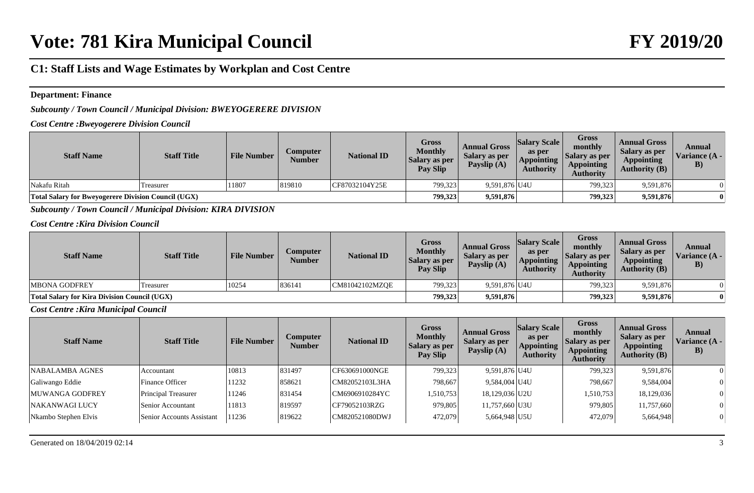# Vote: 781 Kira Municipal Council

# FY 2019/20

## C1: Staff Lists and Wage Estimates by Workplan and Cost Centre

**Department: Finance**

***Subcounty / Town Council / Municipal Division: BWEYOGERERE DIVISION***

***Cost Centre :Bweyogerere Division Council***

| Staff Name | Staff Title | File Number | Computer Number | National ID | Gross Monthly Salary as per Pay Slip | Annual Gross Salary as per Payslip (A) | Salary Scale as per Appointing Authority | Gross monthly Salary as per Appointing Authority | Annual Gross Salary as per Appointing Authority (B) | Annual Variance (A - B) |
|---|---|---|---|---|---|---|---|---|---|---|
| Nakafu Ritah | Treasurer | 11807 | 819810 | CF87032104Y25E | 799,323 | 9,591,876 | U4U | 799,323 | 9,591,876 | 0 |
| **Total Salary for Bweyogerere Division Council (UGX)** | | | | | **799,323** | **9,591,876** | | **799,323** | **9,591,876** | **0** |

***Subcounty / Town Council / Municipal Division: KIRA DIVISION***

***Cost Centre :Kira Division Council***

| Staff Name | Staff Title | File Number | Computer Number | National ID | Gross Monthly Salary as per Pay Slip | Annual Gross Salary as per Payslip (A) | Salary Scale as per Appointing Authority | Gross monthly Salary as per Appointing Authority | Annual Gross Salary as per Appointing Authority (B) | Annual Variance (A - B) |
|---|---|---|---|---|---|---|---|---|---|---|
| MBONA GODFREY | Treasurer | 10254 | 836141 | CM81042102MZQE | 799,323 | 9,591,876 | U4U | 799,323 | 9,591,876 | 0 |
| **Total Salary for Kira Division Council (UGX)** | | | | | **799,323** | **9,591,876** | | **799,323** | **9,591,876** | **0** |

***Cost Centre :Kira Municipal Council***

| Staff Name | Staff Title | File Number | Computer Number | National ID | Gross Monthly Salary as per Pay Slip | Annual Gross Salary as per Payslip (A) | Salary Scale as per Appointing Authority | Gross monthly Salary as per Appointing Authority | Annual Gross Salary as per Appointing Authority (B) | Annual Variance (A - B) |
|---|---|---|---|---|---|---|---|---|---|---|
| NABALAMBA AGNES | Accountant | 10813 | 831497 | CF630691000NGE | 799,323 | 9,591,876 | U4U | 799,323 | 9,591,876 | 0 |
| Galiwango Eddie | Finance Officer | 11232 | 858621 | CM82052103L3HA | 798,667 | 9,584,004 | U4U | 798,667 | 9,584,004 | 0 |
| MUWANGA GODFREY | Principal Treasurer | 11246 | 831454 | CM6906910284YC | 1,510,753 | 18,129,036 | U2U | 1,510,753 | 18,129,036 | 0 |
| NAKANWAGI LUCY | Senior Accountant | 11813 | 819597 | CF79052103RZG | 979,805 | 11,757,660 | U3U | 979,805 | 11,757,660 | 0 |
| Nkambo Stephen Elvis | Senior Accounts Assistant | 11236 | 819622 | CM820521080DWJ | 472,079 | 5,664,948 | U5U | 472,079 | 5,664,948 | 0 |

Generated on 18/04/2019 02:14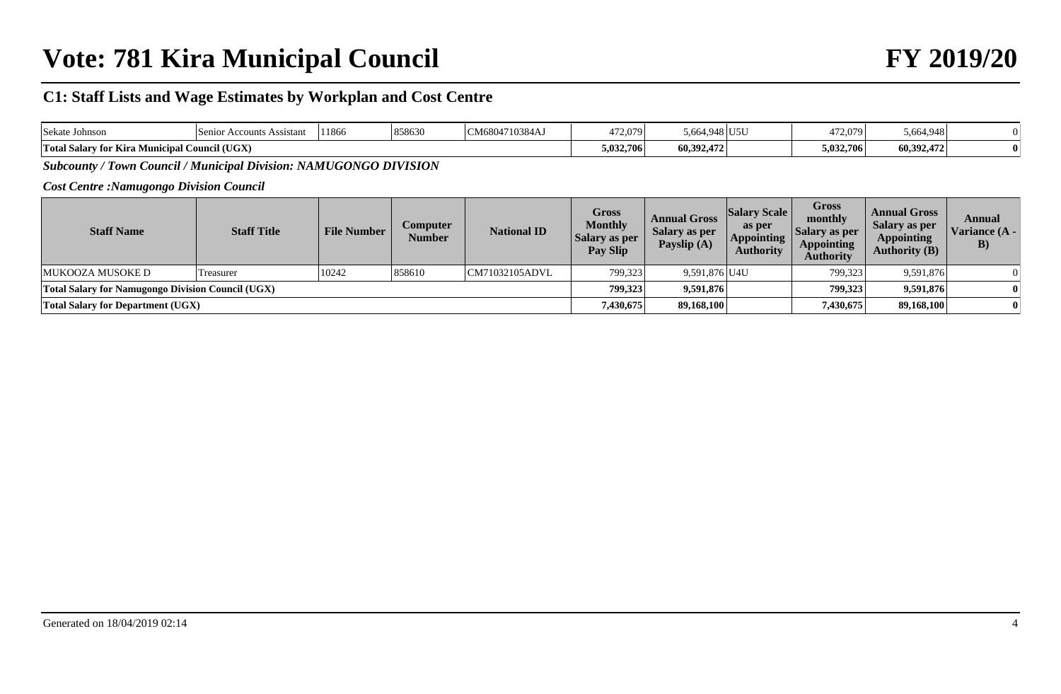## C1: Staff Lists and Wage Estimates by Workplan and Cost Centre

| Sekate Johnson | Senior Accounts Assistant | 11866 | 858630 | CM6804710384AJ | 472,079 | 5,664,948 | U5U | 472,079 | 5,664,948 | 0 |
|---|---|---|---|---|---|---|---|---|---|---|
| **Total Salary for Kira Municipal Council (UGX)** | | | | | **5,032,706** | **60,392,472** | | **5,032,706** | **60,392,472** | **0** |

***Subcounty / Town Council / Municipal Division: NAMUGONGO DIVISION***

***Cost Centre :Namugongo Division Council***

| Staff Name | Staff Title | File Number | Computer Number | National ID | Gross Monthly Salary as per Pay Slip | Annual Gross Salary as per Payslip (A) | Salary Scale as per Appointing Authority | Gross monthly Salary as per Appointing Authority | Annual Gross Salary as per Appointing Authority (B) | Annual Variance (A - B) |
|---|---|---|---|---|---|---|---|---|---|---|
| MUKOOZA MUSOKE D | Treasurer | 10242 | 858610 | CM71032105ADVL | 799,323 | 9,591,876 | U4U | 799,323 | 9,591,876 | 0 |
| **Total Salary for Namugongo Division Council (UGX)** | | | | | **799,323** | **9,591,876** | | **799,323** | **9,591,876** | **0** |
| **Total Salary for Department (UGX)** | | | | | **7,430,675** | **89,168,100** | | **7,430,675** | **89,168,100** | **0** |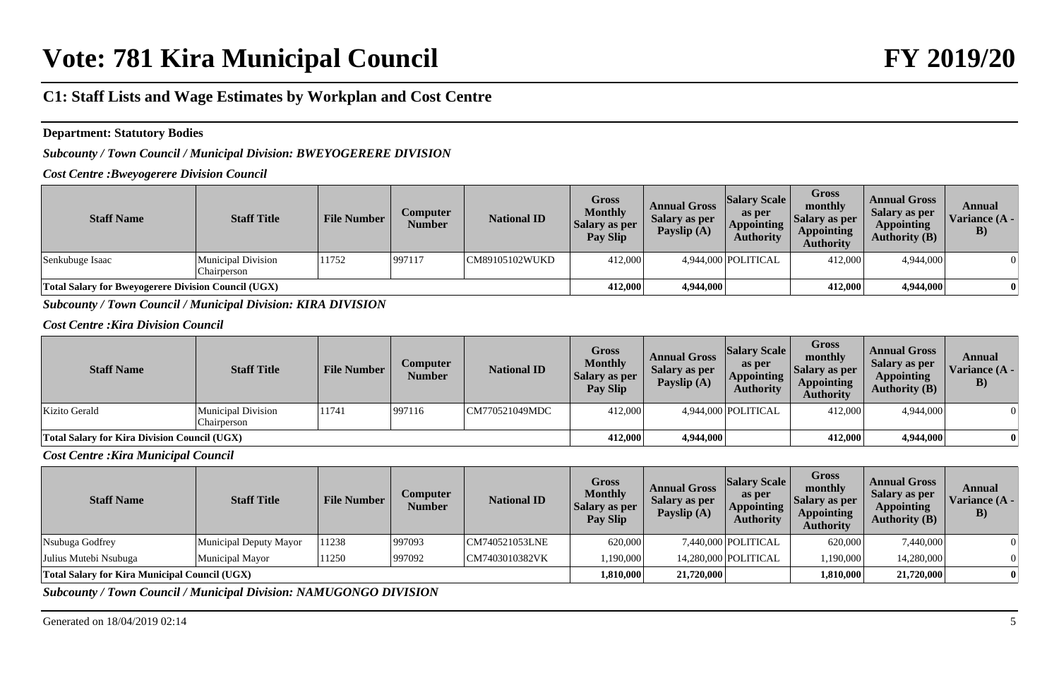# Vote: 781 Kira Municipal Council FY 2019/20

## C1: Staff Lists and Wage Estimates by Workplan and Cost Centre

**Department: Statutory Bodies**

***Subcounty / Town Council / Municipal Division: BWEYOGERERE DIVISION***

***Cost Centre :Bweyogerere Division Council***

| Staff Name | Staff Title | File Number | Computer Number | National ID | Gross Monthly Salary as per Pay Slip | Annual Gross Salary as per Payslip (A) | Salary Scale as per Appointing Authority | Gross monthly Salary as per Appointing Authority | Annual Gross Salary as per Appointing Authority (B) | Annual Variance (A - B) |
|---|---|---|---|---|---|---|---|---|---|---|
| Senkubuge Isaac | Municipal Division Chairperson | 11752 | 997117 | CM89105102WUKD | 412,000 | 4,944,000 | POLITICAL | 412,000 | 4,944,000 | 0 |
| **Total Salary for Bweyogerere Division Council (UGX)** | | | | | **412,000** | **4,944,000** | | **412,000** | **4,944,000** | **0** |

***Subcounty / Town Council / Municipal Division: KIRA DIVISION***

***Cost Centre :Kira Division Council***

| Staff Name | Staff Title | File Number | Computer Number | National ID | Gross Monthly Salary as per Pay Slip | Annual Gross Salary as per Payslip (A) | Salary Scale as per Appointing Authority | Gross monthly Salary as per Appointing Authority | Annual Gross Salary as per Appointing Authority (B) | Annual Variance (A - B) |
|---|---|---|---|---|---|---|---|---|---|---|
| Kizito Gerald | Municipal Division Chairperson | 11741 | 997116 | CM770521049MDC | 412,000 | 4,944,000 | POLITICAL | 412,000 | 4,944,000 | 0 |
| **Total Salary for Kira Division Council (UGX)** | | | | | **412,000** | **4,944,000** | | **412,000** | **4,944,000** | **0** |

***Cost Centre :Kira Municipal Council***

| Staff Name | Staff Title | File Number | Computer Number | National ID | Gross Monthly Salary as per Pay Slip | Annual Gross Salary as per Payslip (A) | Salary Scale as per Appointing Authority | Gross monthly Salary as per Appointing Authority | Annual Gross Salary as per Appointing Authority (B) | Annual Variance (A - B) |
|---|---|---|---|---|---|---|---|---|---|---|
| Nsubuga Godfrey | Municipal Deputy Mayor | 11238 | 997093 | CM740521053LNE | 620,000 | 7,440,000 | POLITICAL | 620,000 | 7,440,000 | 0 |
| Julius Mutebi Nsubuga | Municipal Mayor | 11250 | 997092 | CM7403010382VK | 1,190,000 | 14,280,000 | POLITICAL | 1,190,000 | 14,280,000 | 0 |
| **Total Salary for Kira Municipal Council (UGX)** | | | | | **1,810,000** | **21,720,000** | | **1,810,000** | **21,720,000** | **0** |

***Subcounty / Town Council / Municipal Division: NAMUGONGO DIVISION***

Generated on 18/04/2019 02:14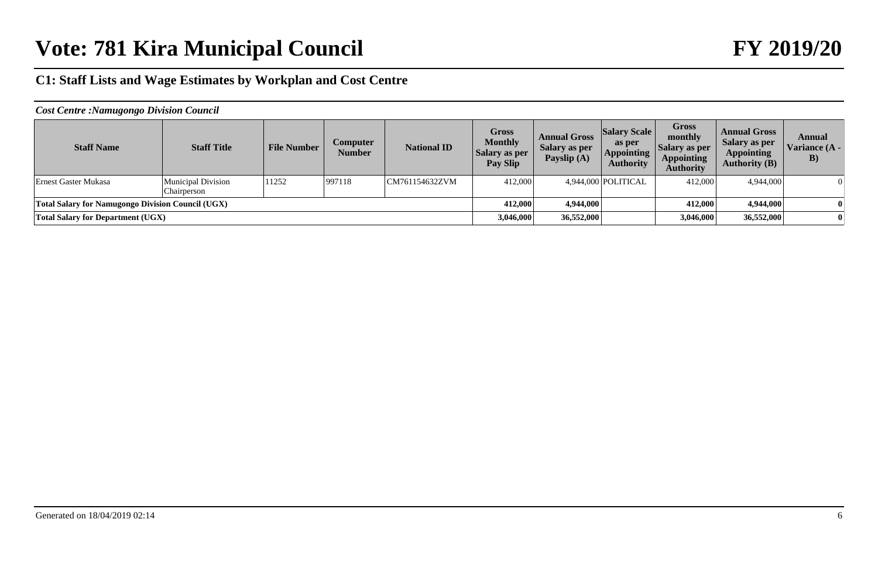# Vote: 781 Kira Municipal Council

# FY 2019/20

## C1: Staff Lists and Wage Estimates by Workplan and Cost Centre

*Cost Centre :Namugongo Division Council*

| Staff Name | Staff Title | File Number | Computer Number | National ID | Gross Monthly Salary as per Pay Slip | Annual Gross Salary as per Payslip (A) | Salary Scale as per Appointing Authority | Gross monthly Salary as per Appointing Authority | Annual Gross Salary as per Appointing Authority (B) | Annual Variance (A - B) |
|---|---|---|---|---|---|---|---|---|---|---|
| Ernest Gaster Mukasa | Municipal Division Chairperson | 11252 | 997118 | CM761154632ZVM | 412,000 | 4,944,000 | POLITICAL | 412,000 | 4,944,000 | 0 |
| **Total Salary for Namugongo Division Council (UGX)** | | | | | **412,000** | **4,944,000** | | **412,000** | **4,944,000** | **0** |
| **Total Salary for Department (UGX)** | | | | | **3,046,000** | **36,552,000** | | **3,046,000** | **36,552,000** | **0** |

Generated on 18/04/2019 02:14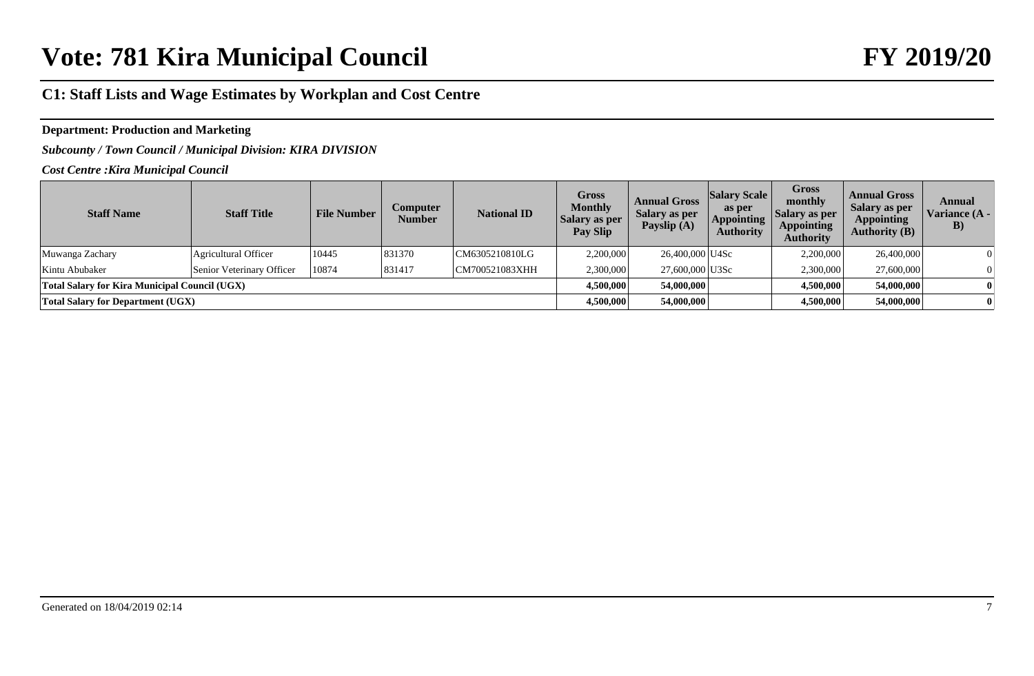# Vote: 781 Kira Municipal Council FY 2019/20

## C1: Staff Lists and Wage Estimates by Workplan and Cost Centre

**Department: Production and Marketing**

***Subcounty / Town Council / Municipal Division: KIRA DIVISION***

***Cost Centre :Kira Municipal Council***

| Staff Name | Staff Title | File Number | Computer Number | National ID | Gross Monthly Salary as per Pay Slip | Annual Gross Salary as per Payslip (A) | Salary Scale as per Appointing Authority | Gross monthly Salary as per Appointing Authority | Annual Gross Salary as per Appointing Authority (B) | Annual Variance (A - B) |
|---|---|---|---|---|---|---|---|---|---|---|
| Muwanga Zachary | Agricultural Officer | 10445 | 831370 | CM6305210810LG | 2,200,000 | 26,400,000 | U4Sc | 2,200,000 | 26,400,000 | 0 |
| Kintu Abubaker | Senior Veterinary Officer | 10874 | 831417 | CM700521083XHH | 2,300,000 | 27,600,000 | U3Sc | 2,300,000 | 27,600,000 | 0 |
| **Total Salary for Kira Municipal Council (UGX)** | | | | | **4,500,000** | **54,000,000** | | **4,500,000** | **54,000,000** | **0** |
| **Total Salary for Department (UGX)** | | | | | **4,500,000** | **54,000,000** | | **4,500,000** | **54,000,000** | **0** |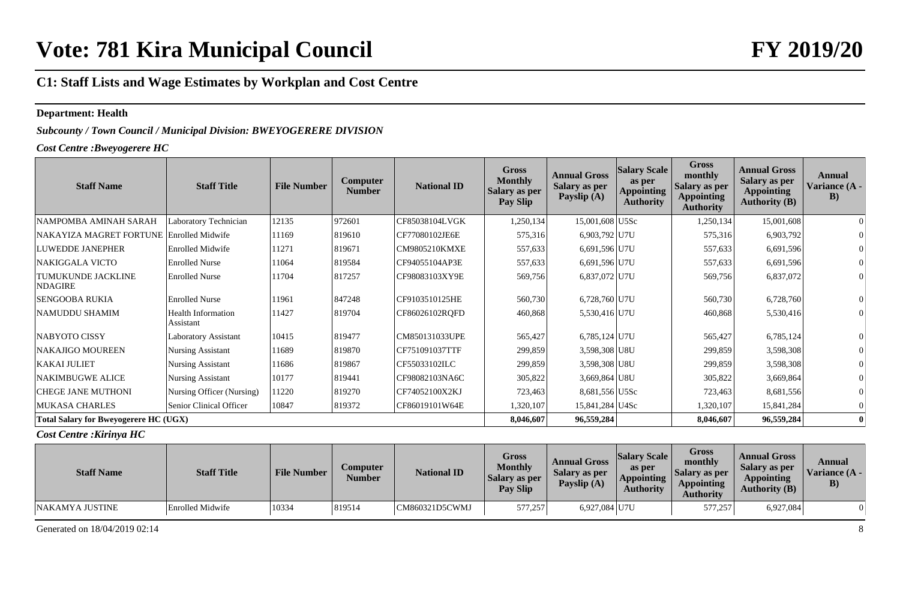# Vote: 781 Kira Municipal Council

# FY 2019/20

## C1: Staff Lists and Wage Estimates by Workplan and Cost Centre

**Department: Health**

***Subcounty / Town Council / Municipal Division: BWEYOGERERE DIVISION***

***Cost Centre :Bweyogerere HC***

| Staff Name | Staff Title | File Number | Computer Number | National ID | Gross Monthly Salary as per Pay Slip | Annual Gross Salary as per Payslip (A) | Salary Scale as per Appointing Authority | Gross monthly Salary as per Appointing Authority | Annual Gross Salary as per Appointing Authority (B) | Annual Variance (A - B) |
|---|---|---|---|---|---|---|---|---|---|---|
| NAMPOMBA AMINAH SARAH | Laboratory Technician | 12135 | 972601 | CF85038104LVGK | 1,250,134 | 15,001,608 | U5Sc | 1,250,134 | 15,001,608 | 0 |
| NAKAYIZA MAGRET FORTUNE | Enrolled Midwife | 11169 | 819610 | CF77080102JE6E | 575,316 | 6,903,792 | U7U | 575,316 | 6,903,792 | 0 |
| LUWEDDE JANEPHER | Enrolled Midwife | 11271 | 819671 | CM9805210KMXE | 557,633 | 6,691,596 | U7U | 557,633 | 6,691,596 | 0 |
| NAKIGGALA VICTO | Enrolled Nurse | 11064 | 819584 | CF94055104AP3E | 557,633 | 6,691,596 | U7U | 557,633 | 6,691,596 | 0 |
| TUMUKUNDE JACKLINE NDAGIRE | Enrolled Nurse | 11704 | 817257 | CF98083103XY9E | 569,756 | 6,837,072 | U7U | 569,756 | 6,837,072 | 0 |
| SENGOOBA RUKIA | Enrolled Nurse | 11961 | 847248 | CF9103510125HE | 560,730 | 6,728,760 | U7U | 560,730 | 6,728,760 | 0 |
| NAMUDDU SHAMIM | Health Information Assistant | 11427 | 819704 | CF86026102RQFD | 460,868 | 5,530,416 | U7U | 460,868 | 5,530,416 | 0 |
| NABYOTO CISSY | Laboratory Assistant | 10415 | 819477 | CM850131033UPE | 565,427 | 6,785,124 | U7U | 565,427 | 6,785,124 | 0 |
| NAKAJIGO MOUREEN | Nursing Assistant | 11689 | 819870 | CF751091037TTF | 299,859 | 3,598,308 | U8U | 299,859 | 3,598,308 | 0 |
| KAKAI JULIET | Nursing Assistant | 11686 | 819867 | CF55033102ILC | 299,859 | 3,598,308 | U8U | 299,859 | 3,598,308 | 0 |
| NAKIMBUGWE ALICE | Nursing Assistant | 10177 | 819441 | CF98082103NA6C | 305,822 | 3,669,864 | U8U | 305,822 | 3,669,864 | 0 |
| CHEGE JANE MUTHONI | Nursing Officer (Nursing) | 11220 | 819270 | CF74052100X2KJ | 723,463 | 8,681,556 | U5Sc | 723,463 | 8,681,556 | 0 |
| MUKASA CHARLES | Senior Clinical Officer | 10847 | 819372 | CF86019101W64E | 1,320,107 | 15,841,284 | U4Sc | 1,320,107 | 15,841,284 | 0 |
| **Total Salary for Bweyogerere HC (UGX)** | | | | | **8,046,607** | **96,559,284** | | **8,046,607** | **96,559,284** | **0** |

***Cost Centre :Kirinya HC***

| Staff Name | Staff Title | File Number | Computer Number | National ID | Gross Monthly Salary as per Pay Slip | Annual Gross Salary as per Payslip (A) | Salary Scale as per Appointing Authority | Gross monthly Salary as per Appointing Authority | Annual Gross Salary as per Appointing Authority (B) | Annual Variance (A - B) |
|---|---|---|---|---|---|---|---|---|---|---|
| NAKAMYA JUSTINE | Enrolled Midwife | 10334 | 819514 | CM860321D5CWMJ | 577,257 | 6,927,084 | U7U | 577,257 | 6,927,084 | 0 |

Generated on 18/04/2019 02:14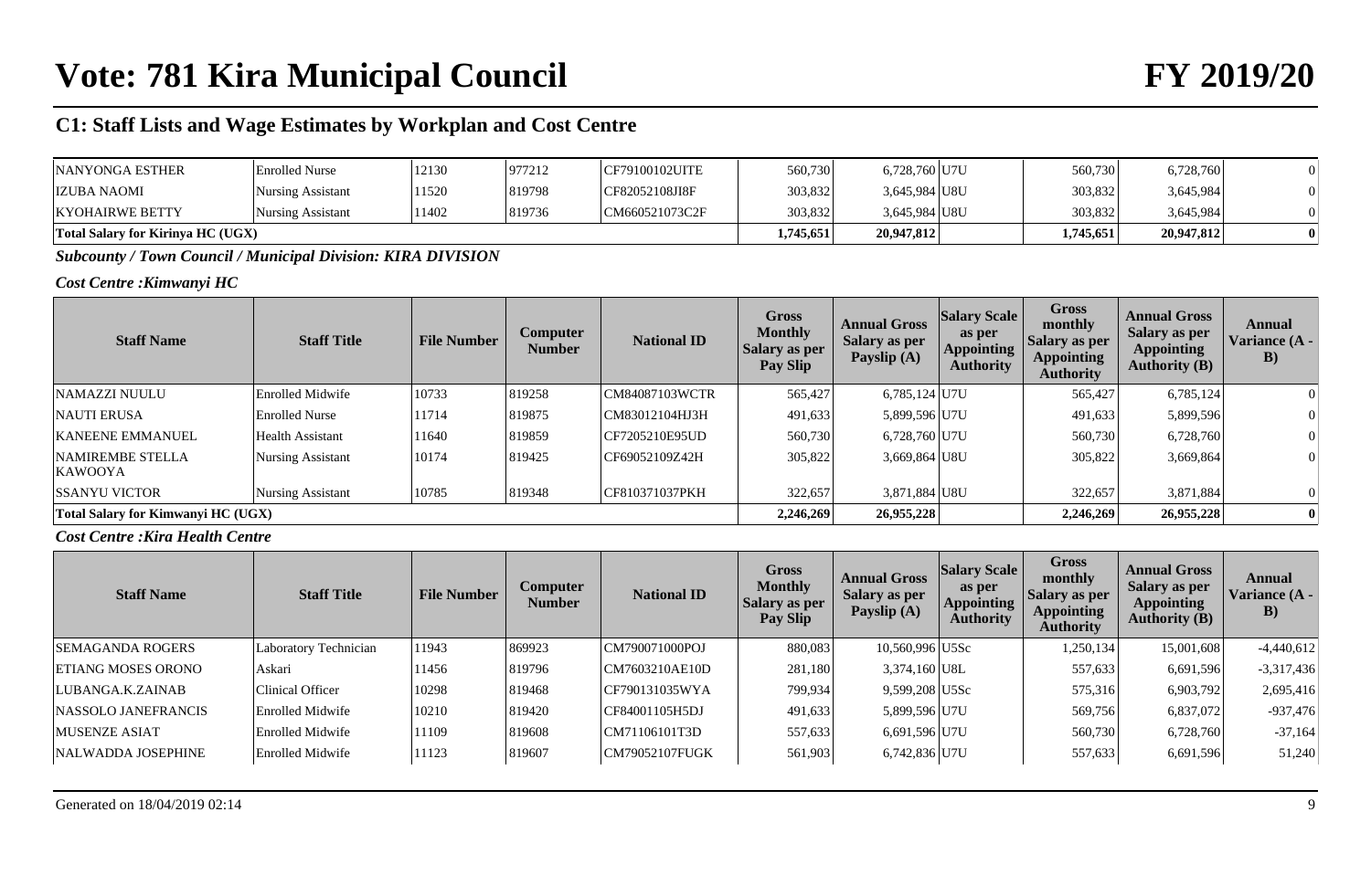# Vote: 781 Kira Municipal Council

## FY 2019/20

## C1: Staff Lists and Wage Estimates by Workplan and Cost Centre

| Staff Name | Staff Title | File Number | Computer Number | National ID | Gross Monthly Salary as per Pay Slip | Annual Gross Salary as per Payslip (A) | Salary Scale as per Appointing Authority | Gross monthly Salary as per Appointing Authority | Annual Gross Salary as per Appointing Authority (B) | Annual Variance (A - B) |
|---|---|---|---|---|---|---|---|---|---|---|
| NANYONGA ESTHER | Enrolled Nurse | 12130 | 977212 | CF79100102UITE | 560,730 | 6,728,760 | U7U | 560,730 | 6,728,760 | 0 |
| IZUBA NAOMI | Nursing Assistant | 11520 | 819798 | CF82052108JI8F | 303,832 | 3,645,984 | U8U | 303,832 | 3,645,984 | 0 |
| KYOHAIRWE BETTY | Nursing Assistant | 11402 | 819736 | CM660521073C2F | 303,832 | 3,645,984 | U8U | 303,832 | 3,645,984 | 0 |
| **Total Salary for Kirinya HC (UGX)** | | | | | **1,745,651** | **20,947,812** | | **1,745,651** | **20,947,812** | **0** |

***Subcounty / Town Council / Municipal Division: KIRA DIVISION***

***Cost Centre :Kimwanyi HC***

| Staff Name | Staff Title | File Number | Computer Number | National ID | Gross Monthly Salary as per Pay Slip | Annual Gross Salary as per Payslip (A) | Salary Scale as per Appointing Authority | Gross monthly Salary as per Appointing Authority | Annual Gross Salary as per Appointing Authority (B) | Annual Variance (A - B) |
|---|---|---|---|---|---|---|---|---|---|---|
| NAMAZZI NUULU | Enrolled Midwife | 10733 | 819258 | CM84087103WCTR | 565,427 | 6,785,124 | U7U | 565,427 | 6,785,124 | 0 |
| NAUTI ERUSA | Enrolled Nurse | 11714 | 819875 | CM83012104HJ3H | 491,633 | 5,899,596 | U7U | 491,633 | 5,899,596 | 0 |
| KANEENE EMMANUEL | Health Assistant | 11640 | 819859 | CF7205210E95UD | 560,730 | 6,728,760 | U7U | 560,730 | 6,728,760 | 0 |
| NAMIREMBE STELLA KAWOOYA | Nursing Assistant | 10174 | 819425 | CF69052109Z42H | 305,822 | 3,669,864 | U8U | 305,822 | 3,669,864 | 0 |
| SSANYU VICTOR | Nursing Assistant | 10785 | 819348 | CF810371037PKH | 322,657 | 3,871,884 | U8U | 322,657 | 3,871,884 | 0 |
| **Total Salary for Kimwanyi HC (UGX)** | | | | | **2,246,269** | **26,955,228** | | **2,246,269** | **26,955,228** | **0** |

***Cost Centre :Kira Health Centre***

| Staff Name | Staff Title | File Number | Computer Number | National ID | Gross Monthly Salary as per Pay Slip | Annual Gross Salary as per Payslip (A) | Salary Scale as per Appointing Authority | Gross monthly Salary as per Appointing Authority | Annual Gross Salary as per Appointing Authority (B) | Annual Variance (A - B) |
|---|---|---|---|---|---|---|---|---|---|---|
| SEMAGANDA ROGERS | Laboratory Technician | 11943 | 869923 | CM790071000POJ | 880,083 | 10,560,996 | U5Sc | 1,250,134 | 15,001,608 | -4,440,612 |
| ETIANG MOSES ORONO | Askari | 11456 | 819796 | CM7603210AE10D | 281,180 | 3,374,160 | U8L | 557,633 | 6,691,596 | -3,317,436 |
| LUBANGA.K.ZAINAB | Clinical Officer | 10298 | 819468 | CF790131035WYA | 799,934 | 9,599,208 | U5Sc | 575,316 | 6,903,792 | 2,695,416 |
| NASSOLO JANEFRANCIS | Enrolled Midwife | 10210 | 819420 | CF84001105H5DJ | 491,633 | 5,899,596 | U7U | 569,756 | 6,837,072 | -937,476 |
| MUSENZE ASIAT | Enrolled Midwife | 11109 | 819608 | CM71106101T3D | 557,633 | 6,691,596 | U7U | 560,730 | 6,728,760 | -37,164 |
| NALWADDA JOSEPHINE | Enrolled Midwife | 11123 | 819607 | CM79052107FUGK | 561,903 | 6,742,836 | U7U | 557,633 | 6,691,596 | 51,240 |

Generated on 18/04/2019 02:14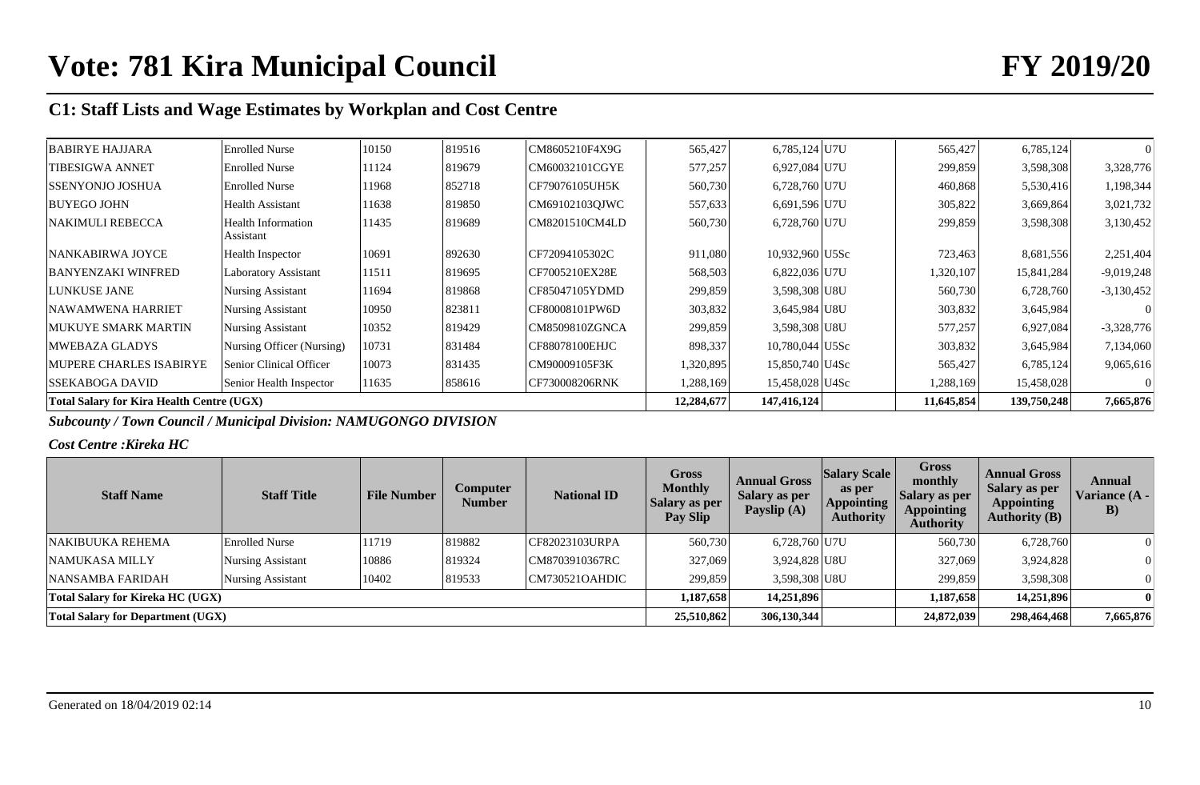# Vote: 781 Kira Municipal Council

# FY 2019/20

## C1: Staff Lists and Wage Estimates by Workplan and Cost Centre

| Staff Name | Staff Title | File Number | Computer Number | National ID | Gross Monthly Salary as per Pay Slip | Annual Gross Salary as per Payslip (A) | Salary Scale as per Appointing Authority | Gross monthly Salary as per Appointing Authority | Annual Gross Salary as per Appointing Authority (B) | Annual Variance (A - B) |
|---|---|---|---|---|---|---|---|---|---|---|
| BABIRYE HAJJARA | Enrolled Nurse | 10150 | 819516 | CM8605210F4X9G | 565,427 | 6,785,124 | U7U | 565,427 | 6,785,124 | 0 |
| TIBESIGWA ANNET | Enrolled Nurse | 11124 | 819679 | CM60032101CGYE | 577,257 | 6,927,084 | U7U | 299,859 | 3,598,308 | 3,328,776 |
| SSENYONJO JOSHUA | Enrolled Nurse | 11968 | 852718 | CF79076105UH5K | 560,730 | 6,728,760 | U7U | 460,868 | 5,530,416 | 1,198,344 |
| BUYEGO JOHN | Health Assistant | 11638 | 819850 | CM69102103QJWC | 557,633 | 6,691,596 | U7U | 305,822 | 3,669,864 | 3,021,732 |
| NAKIMULI REBECCA | Health Information Assistant | 11435 | 819689 | CM8201510CM4LD | 560,730 | 6,728,760 | U7U | 299,859 | 3,598,308 | 3,130,452 |
| NANKABIRWA JOYCE | Health Inspector | 10691 | 892630 | CF72094105302C | 911,080 | 10,932,960 | U5Sc | 723,463 | 8,681,556 | 2,251,404 |
| BANYENZAKI WINFRED | Laboratory Assistant | 11511 | 819695 | CF7005210EX28E | 568,503 | 6,822,036 | U7U | 1,320,107 | 15,841,284 | -9,019,248 |
| LUNKUSE JANE | Nursing Assistant | 11694 | 819868 | CF85047105YDMD | 299,859 | 3,598,308 | U8U | 560,730 | 6,728,760 | -3,130,452 |
| NAWAMWENA HARRIET | Nursing Assistant | 10950 | 823811 | CF80008101PW6D | 303,832 | 3,645,984 | U8U | 303,832 | 3,645,984 | 0 |
| MUKUYE SMARK MARTIN | Nursing Assistant | 10352 | 819429 | CM8509810ZGNCA | 299,859 | 3,598,308 | U8U | 577,257 | 6,927,084 | -3,328,776 |
| MWEBAZA GLADYS | Nursing Officer (Nursing) | 10731 | 831484 | CF88078100EHJC | 898,337 | 10,780,044 | U5Sc | 303,832 | 3,645,984 | 7,134,060 |
| MUPERE CHARLES ISABIRYE | Senior Clinical Officer | 10073 | 831435 | CM90009105F3K | 1,320,895 | 15,850,740 | U4Sc | 565,427 | 6,785,124 | 9,065,616 |
| SSEKABOGA DAVID | Senior Health Inspector | 11635 | 858616 | CF730008206RNK | 1,288,169 | 15,458,028 | U4Sc | 1,288,169 | 15,458,028 | 0 |
| **Total Salary for Kira Health Centre (UGX)** | | | | | **12,284,677** | **147,416,124** | | **11,645,854** | **139,750,248** | **7,665,876** |

***Subcounty / Town Council / Municipal Division: NAMUGONGO DIVISION***

***Cost Centre :Kireka HC***

| Staff Name | Staff Title | File Number | Computer Number | National ID | Gross Monthly Salary as per Pay Slip | Annual Gross Salary as per Payslip (A) | Salary Scale as per Appointing Authority | Gross monthly Salary as per Appointing Authority | Annual Gross Salary as per Appointing Authority (B) | Annual Variance (A - B) |
|---|---|---|---|---|---|---|---|---|---|---|
| NAKIBUUKA REHEMA | Enrolled Nurse | 11719 | 819882 | CF82023103URPA | 560,730 | 6,728,760 | U7U | 560,730 | 6,728,760 | 0 |
| NAMUKASA MILLY | Nursing Assistant | 10886 | 819324 | CM8703910367RC | 327,069 | 3,924,828 | U8U | 327,069 | 3,924,828 | 0 |
| NANSAMBA FARIDAH | Nursing Assistant | 10402 | 819533 | CM730521OAHDIC | 299,859 | 3,598,308 | U8U | 299,859 | 3,598,308 | 0 |
| **Total Salary for Kireka HC (UGX)** | | | | | **1,187,658** | **14,251,896** | | **1,187,658** | **14,251,896** | **0** |
| **Total Salary for Department (UGX)** | | | | | **25,510,862** | **306,130,344** | | **24,872,039** | **298,464,468** | **7,665,876** |

Generated on 18/04/2019 02:14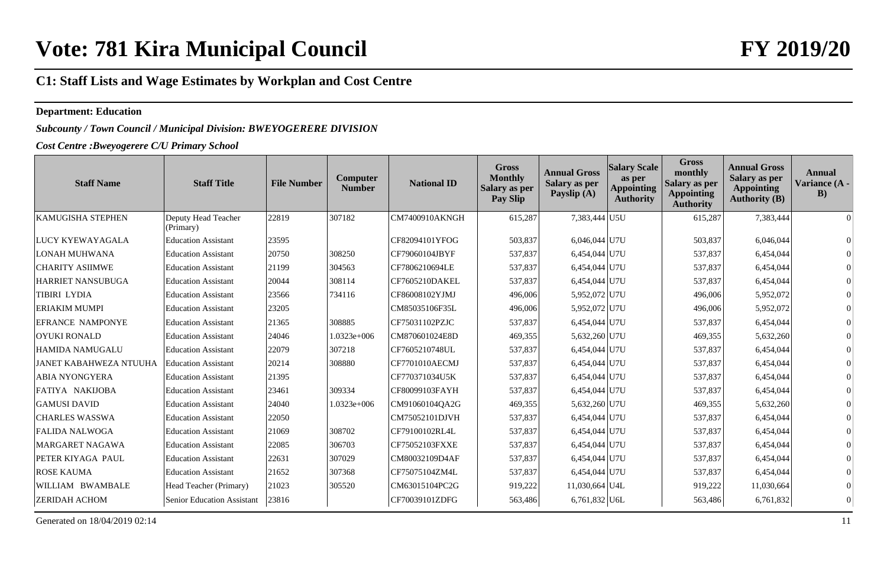# Vote: 781 Kira Municipal Council

# FY 2019/20

## C1: Staff Lists and Wage Estimates by Workplan and Cost Centre

**Department: Education**

***Subcounty / Town Council / Municipal Division: BWEYOGERERE DIVISION***

***Cost Centre :Bweyogerere C/U Primary School***

| Staff Name | Staff Title | File Number | Computer Number | National ID | Gross Monthly Salary as per Pay Slip | Annual Gross Salary as per Payslip (A) | Salary Scale as per Appointing Authority | Gross monthly Salary as per Appointing Authority | Annual Gross Salary as per Appointing Authority (B) | Annual Variance (A - B) |
|---|---|---|---|---|---|---|---|---|---|---|
| KAMUGISHA STEPHEN | Deputy Head Teacher (Primary) | 22819 | 307182 | CM7400910AKNGH | 615,287 | 7,383,444 | U5U | 615,287 | 7,383,444 | 0 |
| LUCY KYEWAYAGALA | Education Assistant | 23595 | | CF82094101YFOG | 503,837 | 6,046,044 | U7U | 503,837 | 6,046,044 | 0 |
| LONAH MUHWANA | Education Assistant | 20750 | 308250 | CF79060104JBYF | 537,837 | 6,454,044 | U7U | 537,837 | 6,454,044 | 0 |
| CHARITY ASIIMWE | Education Assistant | 21199 | 304563 | CF7806210694LE | 537,837 | 6,454,044 | U7U | 537,837 | 6,454,044 | 0 |
| HARRIET NANSUBUGA | Education Assistant | 20044 | 308114 | CF7605210DAKEL | 537,837 | 6,454,044 | U7U | 537,837 | 6,454,044 | 0 |
| TIBIRI LYDIA | Education Assistant | 23566 | 734116 | CF86008102YJMJ | 496,006 | 5,952,072 | U7U | 496,006 | 5,952,072 | 0 |
| ERIAKIM MUMPI | Education Assistant | 23205 | | CM85035106F35L | 496,006 | 5,952,072 | U7U | 496,006 | 5,952,072 | 0 |
| EFRANCE NAMPONYE | Education Assistant | 21365 | 308885 | CF75031102PZJC | 537,837 | 6,454,044 | U7U | 537,837 | 6,454,044 | 0 |
| OYUKI RONALD | Education Assistant | 24046 | 1.0323e+006 | CM870601024E8D | 469,355 | 5,632,260 | U7U | 469,355 | 5,632,260 | 0 |
| HAMIDA NAMUGALU | Education Assistant | 22079 | 307218 | CF7605210748UL | 537,837 | 6,454,044 | U7U | 537,837 | 6,454,044 | 0 |
| JANET KABAHWEZA NTUUHA | Education Assistant | 20214 | 308880 | CF7701010AECMJ | 537,837 | 6,454,044 | U7U | 537,837 | 6,454,044 | 0 |
| ABIA NYONGYERA | Education Assistant | 21395 | | CF770371034U5K | 537,837 | 6,454,044 | U7U | 537,837 | 6,454,044 | 0 |
| FATIYA NAKIJOBA | Education Assistant | 23461 | 309334 | CF80099103FAYH | 537,837 | 6,454,044 | U7U | 537,837 | 6,454,044 | 0 |
| GAMUSI DAVID | Education Assistant | 24040 | 1.0323e+006 | CM91060104QA2G | 469,355 | 5,632,260 | U7U | 469,355 | 5,632,260 | 0 |
| CHARLES WASSWA | Education Assistant | 22050 | | CM75052101DJVH | 537,837 | 6,454,044 | U7U | 537,837 | 6,454,044 | 0 |
| FALIDA NALWOGA | Education Assistant | 21069 | 308702 | CF79100102RL4L | 537,837 | 6,454,044 | U7U | 537,837 | 6,454,044 | 0 |
| MARGARET NAGAWA | Education Assistant | 22085 | 306703 | CF75052103FXXE | 537,837 | 6,454,044 | U7U | 537,837 | 6,454,044 | 0 |
| PETER KIYAGA PAUL | Education Assistant | 22631 | 307029 | CM80032109D4AF | 537,837 | 6,454,044 | U7U | 537,837 | 6,454,044 | 0 |
| ROSE KAUMA | Education Assistant | 21652 | 307368 | CF75075104ZM4L | 537,837 | 6,454,044 | U7U | 537,837 | 6,454,044 | 0 |
| WILLIAM BWAMBALE | Head Teacher (Primary) | 21023 | 305520 | CM63015104PC2G | 919,222 | 11,030,664 | U4L | 919,222 | 11,030,664 | 0 |
| ZERIDAH ACHOM | Senior Education Assistant | 23816 | | CF70039101ZDFG | 563,486 | 6,761,832 | U6L | 563,486 | 6,761,832 | 0 |

Generated on 18/04/2019 02:14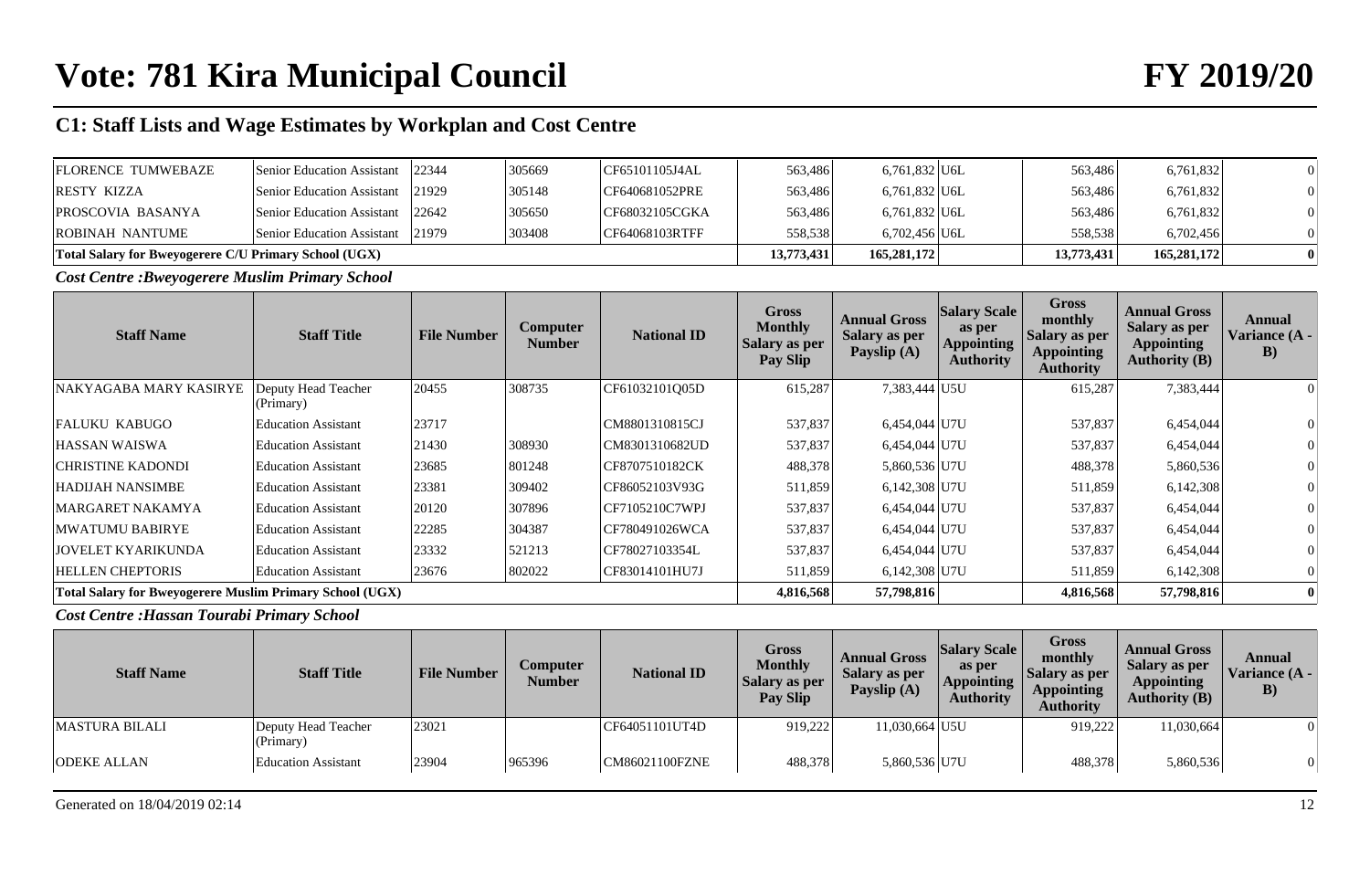# Vote: 781 Kira Municipal Council

# FY 2019/20

## C1: Staff Lists and Wage Estimates by Workplan and Cost Centre

| Staff Name | Staff Title | File Number | Computer Number | National ID | Gross Monthly Salary as per Pay Slip | Annual Gross Salary as per Payslip (A) | Salary Scale as per Appointing Authority | Gross monthly Salary as per Appointing Authority | Annual Gross Salary as per Appointing Authority (B) | Annual Variance (A - B) |
|---|---|---|---|---|---|---|---|---|---|---|
| FLORENCE TUMWEBAZE | Senior Education Assistant | 22344 | 305669 | CF65101105J4AL | 563,486 | 6,761,832 | U6L | 563,486 | 6,761,832 | 0 |
| RESTY KIZZA | Senior Education Assistant | 21929 | 305148 | CF640681052PRE | 563,486 | 6,761,832 | U6L | 563,486 | 6,761,832 | 0 |
| PROSCOVIA BASANYA | Senior Education Assistant | 22642 | 305650 | CF68032105CGKA | 563,486 | 6,761,832 | U6L | 563,486 | 6,761,832 | 0 |
| ROBINAH NANTUME | Senior Education Assistant | 21979 | 303408 | CF64068103RTFF | 558,538 | 6,702,456 | U6L | 558,538 | 6,702,456 | 0 |
| **Total Salary for Bweyogerere C/U Primary School (UGX)** | | | | | **13,773,431** | **165,281,172** | | **13,773,431** | **165,281,172** | **0** |

***Cost Centre :Bweyogerere Muslim Primary School***

| Staff Name | Staff Title | File Number | Computer Number | National ID | Gross Monthly Salary as per Pay Slip | Annual Gross Salary as per Payslip (A) | Salary Scale as per Appointing Authority | Gross monthly Salary as per Appointing Authority | Annual Gross Salary as per Appointing Authority (B) | Annual Variance (A - B) |
|---|---|---|---|---|---|---|---|---|---|---|
| NAKYAGABA MARY KASIRYE | Deputy Head Teacher (Primary) | 20455 | 308735 | CF61032101Q05D | 615,287 | 7,383,444 | U5U | 615,287 | 7,383,444 | 0 |
| FALUKU KABUGO | Education Assistant | 23717 | | CM8801310815CJ | 537,837 | 6,454,044 | U7U | 537,837 | 6,454,044 | 0 |
| HASSAN WAISWA | Education Assistant | 21430 | 308930 | CM8301310682UD | 537,837 | 6,454,044 | U7U | 537,837 | 6,454,044 | 0 |
| CHRISTINE KADONDI | Education Assistant | 23685 | 801248 | CF8707510182CK | 488,378 | 5,860,536 | U7U | 488,378 | 5,860,536 | 0 |
| HADIJAH NANSIMBE | Education Assistant | 23381 | 309402 | CF86052103V93G | 511,859 | 6,142,308 | U7U | 511,859 | 6,142,308 | 0 |
| MARGARET NAKAMYA | Education Assistant | 20120 | 307896 | CF7105210C7WPJ | 537,837 | 6,454,044 | U7U | 537,837 | 6,454,044 | 0 |
| MWATUMU BABIRYE | Education Assistant | 22285 | 304387 | CF780491026WCA | 537,837 | 6,454,044 | U7U | 537,837 | 6,454,044 | 0 |
| JOVELET KYARIKUNDA | Education Assistant | 23332 | 521213 | CF78027103354L | 537,837 | 6,454,044 | U7U | 537,837 | 6,454,044 | 0 |
| HELLEN CHEPTORIS | Education Assistant | 23676 | 802022 | CF83014101HU7J | 511,859 | 6,142,308 | U7U | 511,859 | 6,142,308 | 0 |
| **Total Salary for Bweyogerere Muslim Primary School (UGX)** | | | | | **4,816,568** | **57,798,816** | | **4,816,568** | **57,798,816** | **0** |

***Cost Centre :Hassan Tourabi Primary School***

| Staff Name | Staff Title | File Number | Computer Number | National ID | Gross Monthly Salary as per Pay Slip | Annual Gross Salary as per Payslip (A) | Salary Scale as per Appointing Authority | Gross monthly Salary as per Appointing Authority | Annual Gross Salary as per Appointing Authority (B) | Annual Variance (A - B) |
|---|---|---|---|---|---|---|---|---|---|---|
| MASTURA BILALI | Deputy Head Teacher (Primary) | 23021 | | CF64051101UT4D | 919,222 | 11,030,664 | U5U | 919,222 | 11,030,664 | 0 |
| ODEKE ALLAN | Education Assistant | 23904 | 965396 | CM86021100FZNE | 488,378 | 5,860,536 | U7U | 488,378 | 5,860,536 | 0 |

Generated on 18/04/2019 02:14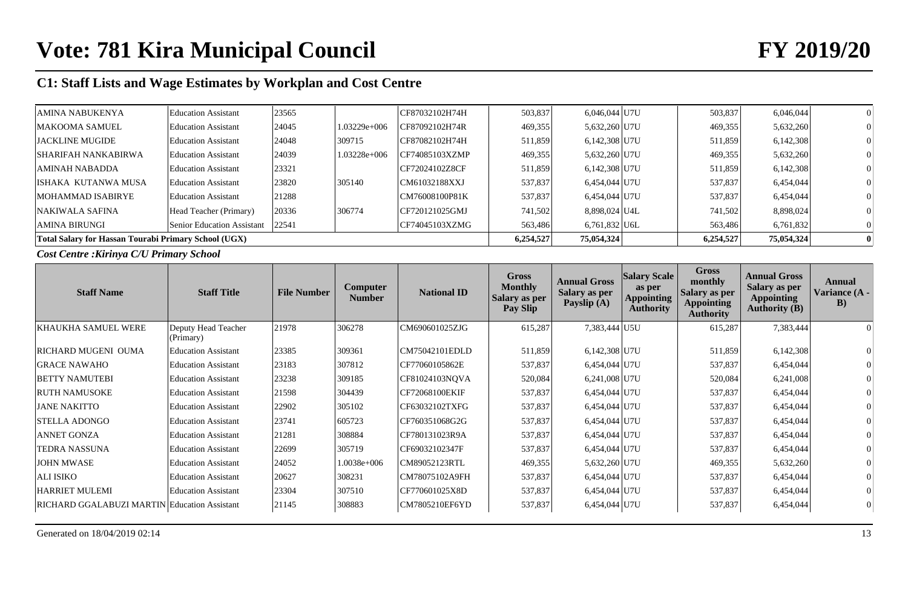# Vote: 781 Kira Municipal Council

# FY 2019/20

## C1: Staff Lists and Wage Estimates by Workplan and Cost Centre

| Staff Name | Staff Title | File Number | Computer Number | National ID | Gross Monthly Salary as per Pay Slip | Annual Gross Salary as per Payslip (A) | Salary Scale as per Appointing Authority | Gross monthly Salary as per Appointing Authority | Annual Gross Salary as per Appointing Authority (B) | Annual Variance (A - B) |
|---|---|---|---|---|---|---|---|---|---|---|
| AMINA NABUKENYA | Education Assistant | 23565 | | CF87032102H74H | 503,837 | 6,046,044 | U7U | 503,837 | 6,046,044 | 0 |
| MAKOOMA SAMUEL | Education Assistant | 24045 | 1.03229e+006 | CF87092102H74R | 469,355 | 5,632,260 | U7U | 469,355 | 5,632,260 | 0 |
| JACKLINE MUGIDE | Education Assistant | 24048 | 309715 | CF87082102H74H | 511,859 | 6,142,308 | U7U | 511,859 | 6,142,308 | 0 |
| SHARIFAH NANKABIRWA | Education Assistant | 24039 | 1.03228e+006 | CF74085103XZMP | 469,355 | 5,632,260 | U7U | 469,355 | 5,632,260 | 0 |
| AMINAH NABADDA | Education Assistant | 23321 | | CF72024102Z8CF | 511,859 | 6,142,308 | U7U | 511,859 | 6,142,308 | 0 |
| ISHAKA KUTANWA MUSA | Education Assistant | 23820 | 305140 | CM61032188XXJ | 537,837 | 6,454,044 | U7U | 537,837 | 6,454,044 | 0 |
| MOHAMMAD ISABIRYE | Education Assistant | 21288 | | CM76008100P81K | 537,837 | 6,454,044 | U7U | 537,837 | 6,454,044 | 0 |
| NAKIWALA SAFINA | Head Teacher (Primary) | 20336 | 306774 | CF720121025GMJ | 741,502 | 8,898,024 | U4L | 741,502 | 8,898,024 | 0 |
| AMINA BIRUNGI | Senior Education Assistant | 22541 | | CF74045103XZMG | 563,486 | 6,761,832 | U6L | 563,486 | 6,761,832 | 0 |
| **Total Salary for Hassan Tourabi Primary School (UGX)** | | | | | **6,254,527** | **75,054,324** | | **6,254,527** | **75,054,324** | **0** |

***Cost Centre : Kirinya C/U Primary School***

| Staff Name | Staff Title | File Number | Computer Number | National ID | Gross Monthly Salary as per Pay Slip | Annual Gross Salary as per Payslip (A) | Salary Scale as per Appointing Authority | Gross monthly Salary as per Appointing Authority | Annual Gross Salary as per Appointing Authority (B) | Annual Variance (A - B) |
|---|---|---|---|---|---|---|---|---|---|---|
| KHAUKHA SAMUEL WERE | Deputy Head Teacher (Primary) | 21978 | 306278 | CM690601025ZJG | 615,287 | 7,383,444 | U5U | 615,287 | 7,383,444 | 0 |
| RICHARD MUGENI OUMA | Education Assistant | 23385 | 309361 | CM75042101EDLD | 511,859 | 6,142,308 | U7U | 511,859 | 6,142,308 | 0 |
| GRACE NAWAHO | Education Assistant | 23183 | 307812 | CF77060105862E | 537,837 | 6,454,044 | U7U | 537,837 | 6,454,044 | 0 |
| BETTY NAMUTEBI | Education Assistant | 23238 | 309185 | CF81024103NQVA | 520,084 | 6,241,008 | U7U | 520,084 | 6,241,008 | 0 |
| RUTH NAMUSOKE | Education Assistant | 21598 | 304439 | CF72068100EKIF | 537,837 | 6,454,044 | U7U | 537,837 | 6,454,044 | 0 |
| JANE NAKITTO | Education Assistant | 22902 | 305102 | CF63032102TXFG | 537,837 | 6,454,044 | U7U | 537,837 | 6,454,044 | 0 |
| STELLA ADONGO | Education Assistant | 23741 | 605723 | CF760351068G2G | 537,837 | 6,454,044 | U7U | 537,837 | 6,454,044 | 0 |
| ANNET GONZA | Education Assistant | 21281 | 308884 | CF780131023R9A | 537,837 | 6,454,044 | U7U | 537,837 | 6,454,044 | 0 |
| TEDRA NASSUNA | Education Assistant | 22699 | 305719 | CF69032102347F | 537,837 | 6,454,044 | U7U | 537,837 | 6,454,044 | 0 |
| JOHN MWASE | Education Assistant | 24052 | 1.0038e+006 | CM89052123RTL | 469,355 | 5,632,260 | U7U | 469,355 | 5,632,260 | 0 |
| ALI ISIKO | Education Assistant | 20627 | 308231 | CM78075102A9FH | 537,837 | 6,454,044 | U7U | 537,837 | 6,454,044 | 0 |
| HARRIET MULEMI | Education Assistant | 23304 | 307510 | CF770601025X8D | 537,837 | 6,454,044 | U7U | 537,837 | 6,454,044 | 0 |
| RICHARD GGALABUZI MARTIN | Education Assistant | 21145 | 308883 | CM7805210EF6YD | 537,837 | 6,454,044 | U7U | 537,837 | 6,454,044 | 0 |

Generated on 18/04/2019 02:14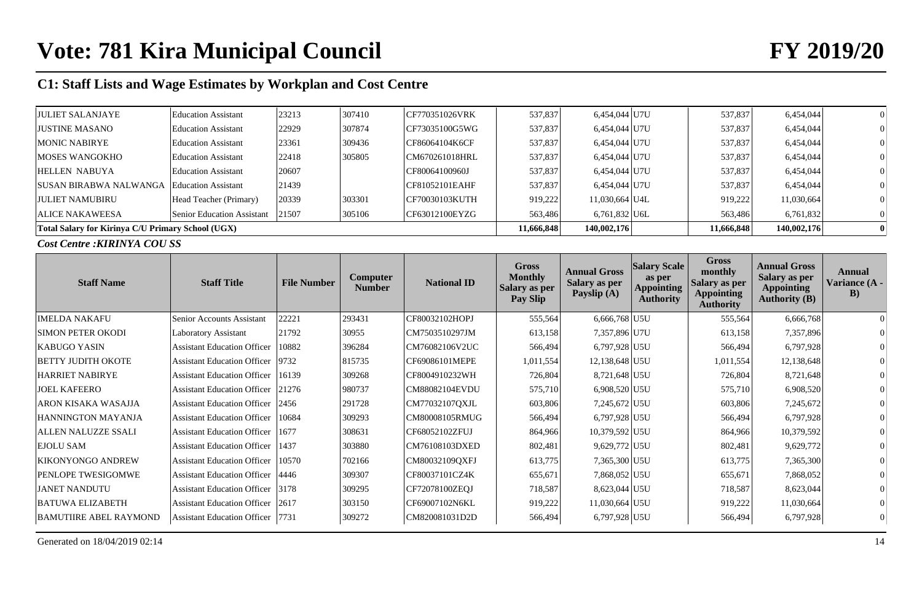# Vote: 781 Kira Municipal Council

# FY 2019/20

## C1: Staff Lists and Wage Estimates by Workplan and Cost Centre

| Staff Name | Staff Title | File Number | Computer Number | National ID | Gross Monthly Salary as per Pay Slip | Annual Gross Salary as per Payslip (A) | Salary Scale as per Appointing Authority | Gross monthly Salary as per Appointing Authority | Annual Gross Salary as per Appointing Authority (B) | Annual Variance (A - B) |
|---|---|---|---|---|---|---|---|---|---|---|
| JULIET SALANJAYE | Education Assistant | 23213 | 307410 | CF770351026VRK | 537,837 | 6,454,044 | U7U | 537,837 | 6,454,044 | 0 |
| JUSTINE MASANO | Education Assistant | 22929 | 307874 | CF73035100G5WG | 537,837 | 6,454,044 | U7U | 537,837 | 6,454,044 | 0 |
| MONIC NABIRYE | Education Assistant | 23361 | 309436 | CF86064104K6CF | 537,837 | 6,454,044 | U7U | 537,837 | 6,454,044 | 0 |
| MOSES WANGOKHO | Education Assistant | 22418 | 305805 | CM670261018HRL | 537,837 | 6,454,044 | U7U | 537,837 | 6,454,044 | 0 |
| HELLEN NABUYA | Education Assistant | 20607 | | CF80064100960J | 537,837 | 6,454,044 | U7U | 537,837 | 6,454,044 | 0 |
| SUSAN BIRABWA NALWANGA | Education Assistant | 21439 | | CF81052101EAHF | 537,837 | 6,454,044 | U7U | 537,837 | 6,454,044 | 0 |
| JULIET NAMUBIRU | Head Teacher (Primary) | 20339 | 303301 | CF70030103KUTH | 919,222 | 11,030,664 | U4L | 919,222 | 11,030,664 | 0 |
| ALICE NAKAWEESA | Senior Education Assistant | 21507 | 305106 | CF63012100EYZG | 563,486 | 6,761,832 | U6L | 563,486 | 6,761,832 | 0 |
| **Total Salary for Kirinya C/U Primary School (UGX)** | | | | | **11,666,848** | **140,002,176** | | **11,666,848** | **140,002,176** | **0** |

*Cost Centre :KIRINYA COU SS*

| Staff Name | Staff Title | File Number | Computer Number | National ID | Gross Monthly Salary as per Pay Slip | Annual Gross Salary as per Payslip (A) | Salary Scale as per Appointing Authority | Gross monthly Salary as per Appointing Authority | Annual Gross Salary as per Appointing Authority (B) | Annual Variance (A - B) |
|---|---|---|---|---|---|---|---|---|---|---|
| IMELDA NAKAFU | Senior Accounts Assistant | 22221 | 293431 | CF80032102HOPJ | 555,564 | 6,666,768 | U5U | 555,564 | 6,666,768 | 0 |
| SIMON PETER OKODI | Laboratory Assistant | 21792 | 30955 | CM7503510297JM | 613,158 | 7,357,896 | U7U | 613,158 | 7,357,896 | 0 |
| KABUGO YASIN | Assistant Education Officer | 10882 | 396284 | CM76082106V2UC | 566,494 | 6,797,928 | U5U | 566,494 | 6,797,928 | 0 |
| BETTY JUDITH OKOTE | Assistant Education Officer | 9732 | 815735 | CF69086101MEPE | 1,011,554 | 12,138,648 | U5U | 1,011,554 | 12,138,648 | 0 |
| HARRIET NABIRYE | Assistant Education Officer | 16139 | 309268 | CF8004910232WH | 726,804 | 8,721,648 | U5U | 726,804 | 8,721,648 | 0 |
| JOEL KAFEERO | Assistant Education Officer | 21276 | 980737 | CM88082104EVDU | 575,710 | 6,908,520 | U5U | 575,710 | 6,908,520 | 0 |
| ARON KISAKA WASAJJA | Assistant Education Officer | 2456 | 291728 | CM77032107QXJL | 603,806 | 7,245,672 | U5U | 603,806 | 7,245,672 | 0 |
| HANNINGTON MAYANJA | Assistant Education Officer | 10684 | 309293 | CM80008105RMUG | 566,494 | 6,797,928 | U5U | 566,494 | 6,797,928 | 0 |
| ALLEN NALUZZE SSALI | Assistant Education Officer | 1677 | 308631 | CF68052102ZFUJ | 864,966 | 10,379,592 | U5U | 864,966 | 10,379,592 | 0 |
| EJOLU SAM | Assistant Education Officer | 1437 | 303880 | CM76108103DXED | 802,481 | 9,629,772 | U5U | 802,481 | 9,629,772 | 0 |
| KIKONYONGO ANDREW | Assistant Education Officer | 10570 | 702166 | CM80032109QXFJ | 613,775 | 7,365,300 | U5U | 613,775 | 7,365,300 | 0 |
| PENLOPE TWESIGOMWE | Assistant Education Officer | 4446 | 309307 | CF80037101CZ4K | 655,671 | 7,868,052 | U5U | 655,671 | 7,868,052 | 0 |
| JANET NANDUTU | Assistant Education Officer | 3178 | 309295 | CF72078100ZEQJ | 718,587 | 8,623,044 | U5U | 718,587 | 8,623,044 | 0 |
| BATUWA ELIZABETH | Assistant Education Officer | 2617 | 303150 | CF69007102N6KL | 919,222 | 11,030,664 | U5U | 919,222 | 11,030,664 | 0 |
| BAMUTIIRE ABEL RAYMOND | Assistant Education Officer | 7731 | 309272 | CM820081031D2D | 566,494 | 6,797,928 | U5U | 566,494 | 6,797,928 | 0 |

Generated on 18/04/2019 02:14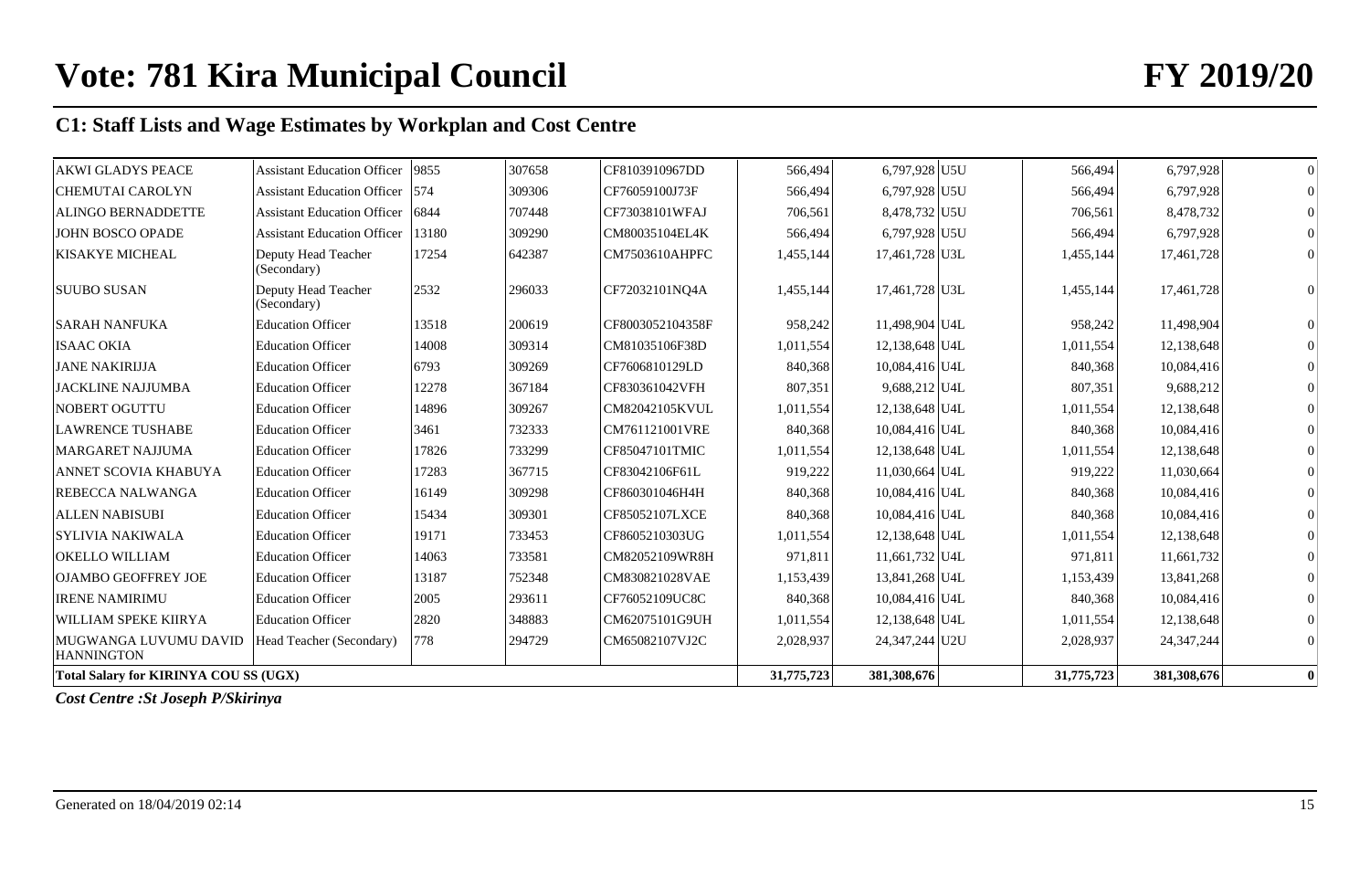# Vote: 781 Kira Municipal Council

# FY 2019/20

## C1: Staff Lists and Wage Estimates by Workplan and Cost Centre

| | | | | | | | | | | |
|---|---|---|---|---|---|---|---|---|---|---|
| AKWI GLADYS PEACE | Assistant Education Officer | 9855 | 307658 | CF8103910967DD | 566,494 | 6,797,928 | U5U | 566,494 | 6,797,928 | 0 |
| CHEMUTAI CAROLYN | Assistant Education Officer | 574 | 309306 | CF76059100J73F | 566,494 | 6,797,928 | U5U | 566,494 | 6,797,928 | 0 |
| ALINGO BERNADDETTE | Assistant Education Officer | 6844 | 707448 | CF73038101WFAJ | 706,561 | 8,478,732 | U5U | 706,561 | 8,478,732 | 0 |
| JOHN BOSCO OPADE | Assistant Education Officer | 13180 | 309290 | CM80035104EL4K | 566,494 | 6,797,928 | U5U | 566,494 | 6,797,928 | 0 |
| KISAKYE MICHEAL | Deputy Head Teacher (Secondary) | 17254 | 642387 | CM7503610AHPFC | 1,455,144 | 17,461,728 | U3L | 1,455,144 | 17,461,728 | 0 |
| SUUBO SUSAN | Deputy Head Teacher (Secondary) | 2532 | 296033 | CF72032101NQ4A | 1,455,144 | 17,461,728 | U3L | 1,455,144 | 17,461,728 | 0 |
| SARAH NANFUKA | Education Officer | 13518 | 200619 | CF8003052104358F | 958,242 | 11,498,904 | U4L | 958,242 | 11,498,904 | 0 |
| ISAAC OKIA | Education Officer | 14008 | 309314 | CM81035106F38D | 1,011,554 | 12,138,648 | U4L | 1,011,554 | 12,138,648 | 0 |
| JANE NAKIRIJJA | Education Officer | 6793 | 309269 | CF7606810129LD | 840,368 | 10,084,416 | U4L | 840,368 | 10,084,416 | 0 |
| JACKLINE NAJJUMBA | Education Officer | 12278 | 367184 | CF830361042VFH | 807,351 | 9,688,212 | U4L | 807,351 | 9,688,212 | 0 |
| NOBERT OGUTTU | Education Officer | 14896 | 309267 | CM82042105KVUL | 1,011,554 | 12,138,648 | U4L | 1,011,554 | 12,138,648 | 0 |
| LAWRENCE TUSHABE | Education Officer | 3461 | 732333 | CM761121001VRE | 840,368 | 10,084,416 | U4L | 840,368 | 10,084,416 | 0 |
| MARGARET NAJJUMA | Education Officer | 17826 | 733299 | CF85047101TMIC | 1,011,554 | 12,138,648 | U4L | 1,011,554 | 12,138,648 | 0 |
| ANNET SCOVIA KHABUYA | Education Officer | 17283 | 367715 | CF83042106F61L | 919,222 | 11,030,664 | U4L | 919,222 | 11,030,664 | 0 |
| REBECCA NALWANGA | Education Officer | 16149 | 309298 | CF860301046H4H | 840,368 | 10,084,416 | U4L | 840,368 | 10,084,416 | 0 |
| ALLEN NABISUBI | Education Officer | 15434 | 309301 | CF85052107LXCE | 840,368 | 10,084,416 | U4L | 840,368 | 10,084,416 | 0 |
| SYLIVIA NAKIWALA | Education Officer | 19171 | 733453 | CF8605210303UG | 1,011,554 | 12,138,648 | U4L | 1,011,554 | 12,138,648 | 0 |
| OKELLO WILLIAM | Education Officer | 14063 | 733581 | CM82052109WR8H | 971,811 | 11,661,732 | U4L | 971,811 | 11,661,732 | 0 |
| OJAMBO GEOFFREY JOE | Education Officer | 13187 | 752348 | CM830821028VAE | 1,153,439 | 13,841,268 | U4L | 1,153,439 | 13,841,268 | 0 |
| IRENE NAMIRIMU | Education Officer | 2005 | 293611 | CF76052109UC8C | 840,368 | 10,084,416 | U4L | 840,368 | 10,084,416 | 0 |
| WILLIAM SPEKE KIIRYA | Education Officer | 2820 | 348883 | CM62075101G9UH | 1,011,554 | 12,138,648 | U4L | 1,011,554 | 12,138,648 | 0 |
| MUGWANGA LUVUMU DAVID HANNINGTON | Head Teacher (Secondary) | 778 | 294729 | CM65082107VJ2C | 2,028,937 | 24,347,244 | U2U | 2,028,937 | 24,347,244 | 0 |
| **Total Salary for KIRINYA COU SS (UGX)** | | | | | **31,775,723** | **381,308,676** | | **31,775,723** | **381,308,676** | **0** |

***Cost Centre :St Joseph P/Skirinya***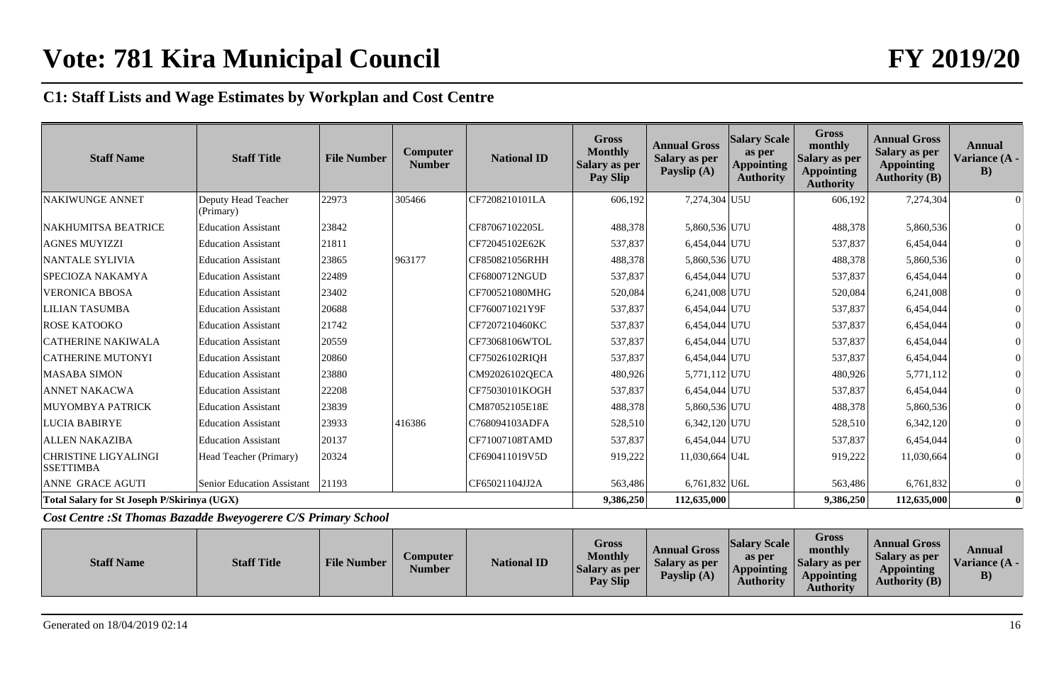# Vote: 781 Kira Municipal Council

# FY 2019/20

## C1: Staff Lists and Wage Estimates by Workplan and Cost Centre

| Staff Name | Staff Title | File Number | Computer Number | National ID | Gross Monthly Salary as per Pay Slip | Annual Gross Salary as per Payslip (A) | Salary Scale as per Appointing Authority | Gross monthly Salary as per Appointing Authority | Annual Gross Salary as per Appointing Authority (B) | Annual Variance (A - B) |
|---|---|---|---|---|---|---|---|---|---|---|
| NAKIWUNGE ANNET | Deputy Head Teacher (Primary) | 22973 | 305466 | CF7208210101LA | 606,192 | 7,274,304 | U5U | 606,192 | 7,274,304 | 0 |
| NAKHUMITSA BEATRICE | Education Assistant | 23842 | | CF87067102205L | 488,378 | 5,860,536 | U7U | 488,378 | 5,860,536 | 0 |
| AGNES MUYIZZI | Education Assistant | 21811 | | CF72045102E62K | 537,837 | 6,454,044 | U7U | 537,837 | 6,454,044 | 0 |
| NANTALE SYLIVIA | Education Assistant | 23865 | 963177 | CF850821056RHH | 488,378 | 5,860,536 | U7U | 488,378 | 5,860,536 | 0 |
| SPECIOZA NAKAMYA | Education Assistant | 22489 | | CF6800712NGUD | 537,837 | 6,454,044 | U7U | 537,837 | 6,454,044 | 0 |
| VERONICA BBOSA | Education Assistant | 23402 | | CF700521080MHG | 520,084 | 6,241,008 | U7U | 520,084 | 6,241,008 | 0 |
| LILIAN TASUMBA | Education Assistant | 20688 | | CF760071021Y9F | 537,837 | 6,454,044 | U7U | 537,837 | 6,454,044 | 0 |
| ROSE KATOOKO | Education Assistant | 21742 | | CF7207210460KC | 537,837 | 6,454,044 | U7U | 537,837 | 6,454,044 | 0 |
| CATHERINE NAKIWALA | Education Assistant | 20559 | | CF73068106WTOL | 537,837 | 6,454,044 | U7U | 537,837 | 6,454,044 | 0 |
| CATHERINE MUTONYI | Education Assistant | 20860 | | CF75026102RIQH | 537,837 | 6,454,044 | U7U | 537,837 | 6,454,044 | 0 |
| MASABA SIMON | Education Assistant | 23880 | | CM92026102QECA | 480,926 | 5,771,112 | U7U | 480,926 | 5,771,112 | 0 |
| ANNET NAKACWA | Education Assistant | 22208 | | CF75030101KOGH | 537,837 | 6,454,044 | U7U | 537,837 | 6,454,044 | 0 |
| MUYOMBYA PATRICK | Education Assistant | 23839 | | CM87052105E18E | 488,378 | 5,860,536 | U7U | 488,378 | 5,860,536 | 0 |
| LUCIA BABIRYE | Education Assistant | 23933 | 416386 | C768094103ADFA | 528,510 | 6,342,120 | U7U | 528,510 | 6,342,120 | 0 |
| ALLEN NAKAZIBA | Education Assistant | 20137 | | CF71007108TAMD | 537,837 | 6,454,044 | U7U | 537,837 | 6,454,044 | 0 |
| CHRISTINE LIGYALINGI SSETTIMBA | Head Teacher (Primary) | 20324 | | CF690411019V5D | 919,222 | 11,030,664 | U4L | 919,222 | 11,030,664 | 0 |
| ANNE GRACE AGUTI | Senior Education Assistant | 21193 | | CF65021104JJ2A | 563,486 | 6,761,832 | U6L | 563,486 | 6,761,832 | 0 |
| **Total Salary for St Joseph P/Skirinya (UGX)** | | | | | **9,386,250** | **112,635,000** | | **9,386,250** | **112,635,000** | **0** |

*Cost Centre :St Thomas Bazadde Bweyogerere C/S Primary School*

| Staff Name | Staff Title | File Number | Computer Number | National ID | Gross Monthly Salary as per Pay Slip | Annual Gross Salary as per Payslip (A) | Salary Scale as per Appointing Authority | Gross monthly Salary as per Appointing Authority | Annual Gross Salary as per Appointing Authority (B) | Annual Variance (A - B) |
|---|---|---|---|---|---|---|---|---|---|---|

Generated on 18/04/2019 02:14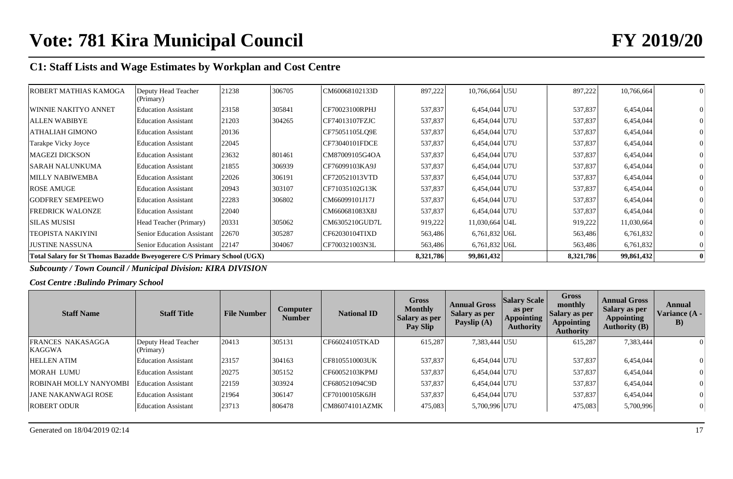# Vote: 781 Kira Municipal Council FY 2019/20

## C1: Staff Lists and Wage Estimates by Workplan and Cost Centre

| Staff Name | Staff Title | File Number | Computer Number | National ID | Gross Monthly Salary as per Pay Slip | Annual Gross Salary as per Payslip (A) | Salary Scale as per Appointing Authority | Gross monthly Salary as per Appointing Authority | Annual Gross Salary as per Appointing Authority (B) | Annual Variance (A - B) |
|---|---|---|---|---|---|---|---|---|---|---|
| ROBERT MATHIAS KAMOGA | Deputy Head Teacher (Primary) | 21238 | 306705 | CM60068102133D | 897,222 | 10,766,664 | U5U | 897,222 | 10,766,664 | 0 |
| WINNIE NAKITYO ANNET | Education Assistant | 23158 | 305841 | CF70023100RPHJ | 537,837 | 6,454,044 | U7U | 537,837 | 6,454,044 | 0 |
| ALLEN WABIBYE | Education Assistant | 21203 | 304265 | CF74013107FZJC | 537,837 | 6,454,044 | U7U | 537,837 | 6,454,044 | 0 |
| ATHALIAH GIMONO | Education Assistant | 20136 | | CF75051105LQ9E | 537,837 | 6,454,044 | U7U | 537,837 | 6,454,044 | 0 |
| Tarakpe Vicky Joyce | Education Assistant | 22045 | | CF73040101FDCE | 537,837 | 6,454,044 | U7U | 537,837 | 6,454,044 | 0 |
| MAGEZI DICKSON | Education Assistant | 23632 | 801461 | CM87009105G4OA | 537,837 | 6,454,044 | U7U | 537,837 | 6,454,044 | 0 |
| SARAH NALUNKUMA | Education Assistant | 21855 | 306939 | CF76099103KA9J | 537,837 | 6,454,044 | U7U | 537,837 | 6,454,044 | 0 |
| MILLY NABIWEMBA | Education Assistant | 22026 | 306191 | CF720521013VTD | 537,837 | 6,454,044 | U7U | 537,837 | 6,454,044 | 0 |
| ROSE AMUGE | Education Assistant | 20943 | 303107 | CF71035102G13K | 537,837 | 6,454,044 | U7U | 537,837 | 6,454,044 | 0 |
| GODFREY SEMPEEWO | Education Assistant | 22283 | 306802 | CM66099101J17J | 537,837 | 6,454,044 | U7U | 537,837 | 6,454,044 | 0 |
| FREDRICK WALONZE | Education Assistant | 22040 | | CM660681083X8J | 537,837 | 6,454,044 | U7U | 537,837 | 6,454,044 | 0 |
| SILAS MUSISI | Head Teacher (Primary) | 20331 | 305062 | CM6305210GUD7L | 919,222 | 11,030,664 | U4L | 919,222 | 11,030,664 | 0 |
| TEOPISTA NAKIYINI | Senior Education Assistant | 22670 | 305287 | CF62030104TIXD | 563,486 | 6,761,832 | U6L | 563,486 | 6,761,832 | 0 |
| JUSTINE NASSUNA | Senior Education Assistant | 22147 | 304067 | CF700321003N3L | 563,486 | 6,761,832 | U6L | 563,486 | 6,761,832 | 0 |
| **Total Salary for St Thomas Bazadde Bweyogerere C/S Primary School (UGX)** | | | | | **8,321,786** | **99,861,432** | | **8,321,786** | **99,861,432** | **0** |

***Subcounty / Town Council / Municipal Division: KIRA DIVISION***

***Cost Centre :Bulindo Primary School***

| Staff Name | Staff Title | File Number | Computer Number | National ID | Gross Monthly Salary as per Pay Slip | Annual Gross Salary as per Payslip (A) | Salary Scale as per Appointing Authority | Gross monthly Salary as per Appointing Authority | Annual Gross Salary as per Appointing Authority (B) | Annual Variance (A - B) |
|---|---|---|---|---|---|---|---|---|---|---|
| FRANCES NAKASAGGA KAGGWA | Deputy Head Teacher (Primary) | 20413 | 305131 | CF66024105TKAD | 615,287 | 7,383,444 | U5U | 615,287 | 7,383,444 | 0 |
| HELLEN ATIM | Education Assistant | 23157 | 304163 | CF8105510003UK | 537,837 | 6,454,044 | U7U | 537,837 | 6,454,044 | 0 |
| MORAH LUMU | Education Assistant | 20275 | 305152 | CF60052103KPMJ | 537,837 | 6,454,044 | U7U | 537,837 | 6,454,044 | 0 |
| ROBINAH MOLLY NANYOMBI | Education Assistant | 22159 | 303924 | CF680521094C9D | 537,837 | 6,454,044 | U7U | 537,837 | 6,454,044 | 0 |
| JANE NAKANWAGI ROSE | Education Assistant | 21964 | 306147 | CF70100105K6JH | 537,837 | 6,454,044 | U7U | 537,837 | 6,454,044 | 0 |
| ROBERT ODUR | Education Assistant | 23713 | 806478 | CM86074101AZMK | 475,083 | 5,700,996 | U7U | 475,083 | 5,700,996 | 0 |

Generated on 18/04/2019 02:14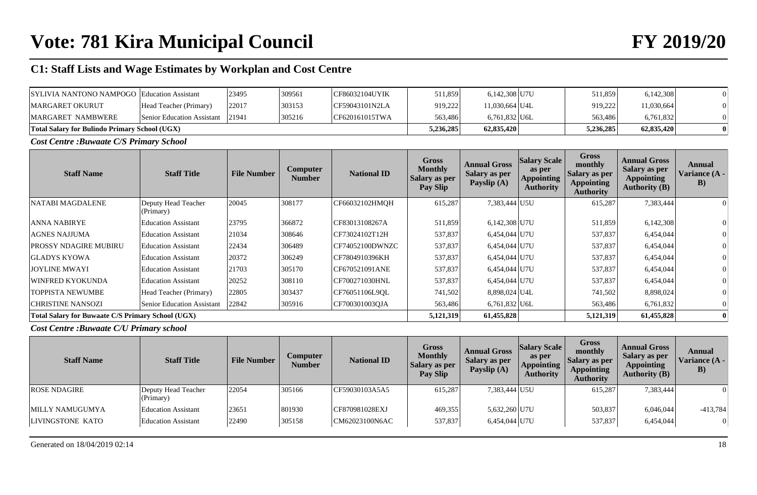# Vote: 781 Kira Municipal Council

# FY 2019/20

## C1: Staff Lists and Wage Estimates by Workplan and Cost Centre

| Staff Name | Staff Title | File Number | Computer Number | National ID | Gross Monthly Salary as per Pay Slip | Annual Gross Salary as per Payslip (A) | Salary Scale as per Appointing Authority | Gross monthly Salary as per Appointing Authority | Annual Gross Salary as per Appointing Authority (B) | Annual Variance (A - B) |
|---|---|---|---|---|---|---|---|---|---|---|
| SYLIVIA NANTONO NAMPOGO | Education Assistant | 23495 | 309561 | CF86032104UYIK | 511,859 | 6,142,308 | U7U | 511,859 | 6,142,308 | 0 |
| MARGARET OKURUT | Head Teacher (Primary) | 22017 | 303153 | CF59043101N2LA | 919,222 | 11,030,664 | U4L | 919,222 | 11,030,664 | 0 |
| MARGARET NAMBWERE | Senior Education Assistant | 21941 | 305216 | CF620161015TWA | 563,486 | 6,761,832 | U6L | 563,486 | 6,761,832 | 0 |
| **Total Salary for Bulindo Primary School (UGX)** | | | | | **5,236,285** | **62,835,420** | | **5,236,285** | **62,835,420** | **0** |

***Cost Centre : Buwaate C/S Primary School***

| Staff Name | Staff Title | File Number | Computer Number | National ID | Gross Monthly Salary as per Pay Slip | Annual Gross Salary as per Payslip (A) | Salary Scale as per Appointing Authority | Gross monthly Salary as per Appointing Authority | Annual Gross Salary as per Appointing Authority (B) | Annual Variance (A - B) |
|---|---|---|---|---|---|---|---|---|---|---|
| NATABI MAGDALENE | Deputy Head Teacher (Primary) | 20045 | 308177 | CF66032102HMQH | 615,287 | 7,383,444 | U5U | 615,287 | 7,383,444 | 0 |
| ANNA NABIRYE | Education Assistant | 23795 | 366872 | CF83013108267A | 511,859 | 6,142,308 | U7U | 511,859 | 6,142,308 | 0 |
| AGNES NAJJUMA | Education Assistant | 21034 | 308646 | CF73024102T12H | 537,837 | 6,454,044 | U7U | 537,837 | 6,454,044 | 0 |
| PROSSY NDAGIRE MUBIRU | Education Assistant | 22434 | 306489 | CF74052100DWNZC | 537,837 | 6,454,044 | U7U | 537,837 | 6,454,044 | 0 |
| GLADYS KYOWA | Education Assistant | 20372 | 306249 | CF7804910396KH | 537,837 | 6,454,044 | U7U | 537,837 | 6,454,044 | 0 |
| JOYLINE MWAYI | Education Assistant | 21703 | 305170 | CF670521091ANE | 537,837 | 6,454,044 | U7U | 537,837 | 6,454,044 | 0 |
| WINFRED KYOKUNDA | Education Assistant | 20252 | 308110 | CF700271030HNL | 537,837 | 6,454,044 | U7U | 537,837 | 6,454,044 | 0 |
| TOPPISTA NEWUMBE | Head Teacher (Primary) | 22805 | 303437 | CF76051106L9QL | 741,502 | 8,898,024 | U4L | 741,502 | 8,898,024 | 0 |
| CHRISTINE NANSOZI | Senior Education Assistant | 22842 | 305916 | CF700301003QJA | 563,486 | 6,761,832 | U6L | 563,486 | 6,761,832 | 0 |
| **Total Salary for Buwaate C/S Primary School (UGX)** | | | | | **5,121,319** | **61,455,828** | | **5,121,319** | **61,455,828** | **0** |

***Cost Centre : Buwaate C/U Primary school***

| Staff Name | Staff Title | File Number | Computer Number | National ID | Gross Monthly Salary as per Pay Slip | Annual Gross Salary as per Payslip (A) | Salary Scale as per Appointing Authority | Gross monthly Salary as per Appointing Authority | Annual Gross Salary as per Appointing Authority (B) | Annual Variance (A - B) |
|---|---|---|---|---|---|---|---|---|---|---|
| ROSE NDAGIRE | Deputy Head Teacher (Primary) | 22054 | 305166 | CF59030103A5A5 | 615,287 | 7,383,444 | U5U | 615,287 | 7,383,444 | 0 |
| MILLY NAMUGUMYA | Education Assistant | 23651 | 801930 | CF870981028EXJ | 469,355 | 5,632,260 | U7U | 503,837 | 6,046,044 | -413,784 |
| LIVINGSTONE KATO | Education Assistant | 22490 | 305158 | CM62023100N6AC | 537,837 | 6,454,044 | U7U | 537,837 | 6,454,044 | 0 |

Generated on 18/04/2019 02:14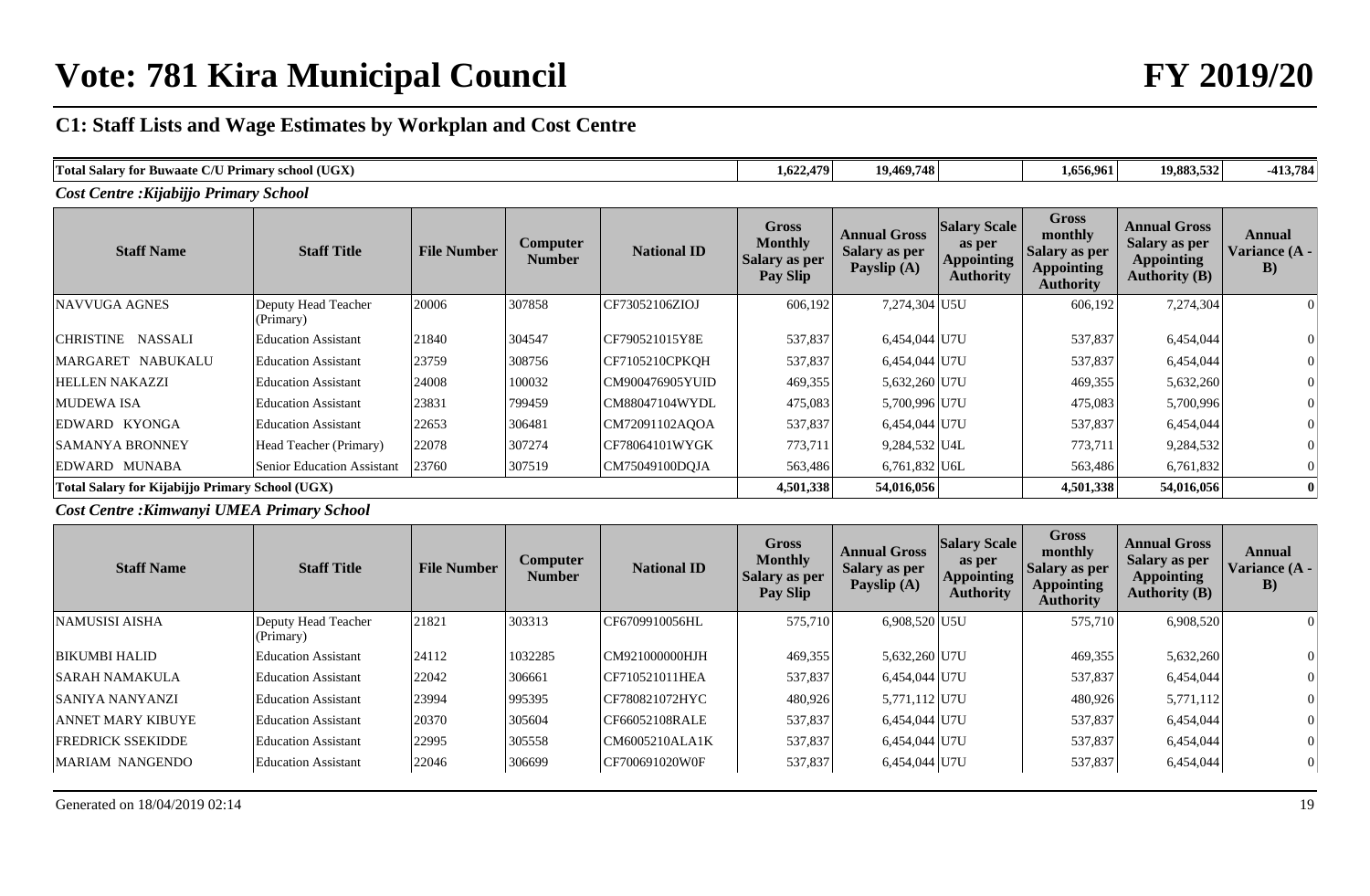# Vote: 781 Kira Municipal Council FY 2019/20

## C1: Staff Lists and Wage Estimates by Workplan and Cost Centre

| Total Salary for Buwaate C/U Primary school (UGX) | | | | | 1,622,479 | 19,469,748 | | 1,656,961 | 19,883,532 | -413,784 |
|---|---|---|---|---|---|---|---|---|---|---|

*Cost Centre : Kijabijjo Primary School*

| Staff Name | Staff Title | File Number | Computer Number | National ID | Gross Monthly Salary as per Pay Slip | Annual Gross Salary as per Payslip (A) | Salary Scale as per Appointing Authority | Gross monthly Salary as per Appointing Authority | Annual Gross Salary as per Appointing Authority (B) | Annual Variance (A - B) |
|---|---|---|---|---|---|---|---|---|---|---|
| NAVVUGA AGNES | Deputy Head Teacher (Primary) | 20006 | 307858 | CF73052106ZIOJ | 606,192 | 7,274,304 | U5U | 606,192 | 7,274,304 | 0 |
| CHRISTINE NASSALI | Education Assistant | 21840 | 304547 | CF790521015Y8E | 537,837 | 6,454,044 | U7U | 537,837 | 6,454,044 | 0 |
| MARGARET NABUKALU | Education Assistant | 23759 | 308756 | CF7105210CPKQH | 537,837 | 6,454,044 | U7U | 537,837 | 6,454,044 | 0 |
| HELLEN NAKAZZI | Education Assistant | 24008 | 100032 | CM900476905YUID | 469,355 | 5,632,260 | U7U | 469,355 | 5,632,260 | 0 |
| MUDEWA ISA | Education Assistant | 23831 | 799459 | CM88047104WYDL | 475,083 | 5,700,996 | U7U | 475,083 | 5,700,996 | 0 |
| EDWARD KYONGA | Education Assistant | 22653 | 306481 | CM72091102AQOA | 537,837 | 6,454,044 | U7U | 537,837 | 6,454,044 | 0 |
| SAMANYA BRONNEY | Head Teacher (Primary) | 22078 | 307274 | CF78064101WYGK | 773,711 | 9,284,532 | U4L | 773,711 | 9,284,532 | 0 |
| EDWARD MUNABA | Senior Education Assistant | 23760 | 307519 | CM75049100DQJA | 563,486 | 6,761,832 | U6L | 563,486 | 6,761,832 | 0 |
| **Total Salary for Kijabijjo Primary School (UGX)** | | | | | **4,501,338** | **54,016,056** | | **4,501,338** | **54,016,056** | **0** |

*Cost Centre : Kimwanyi UMEA Primary School*

| Staff Name | Staff Title | File Number | Computer Number | National ID | Gross Monthly Salary as per Pay Slip | Annual Gross Salary as per Payslip (A) | Salary Scale as per Appointing Authority | Gross monthly Salary as per Appointing Authority | Annual Gross Salary as per Appointing Authority (B) | Annual Variance (A - B) |
|---|---|---|---|---|---|---|---|---|---|---|
| NAMUSISI AISHA | Deputy Head Teacher (Primary) | 21821 | 303313 | CF6709910056HL | 575,710 | 6,908,520 | U5U | 575,710 | 6,908,520 | 0 |
| BIKUMBI HALID | Education Assistant | 24112 | 1032285 | CM921000000HJH | 469,355 | 5,632,260 | U7U | 469,355 | 5,632,260 | 0 |
| SARAH NAMAKULA | Education Assistant | 22042 | 306661 | CF710521011HEA | 537,837 | 6,454,044 | U7U | 537,837 | 6,454,044 | 0 |
| SANIYA NANYANZI | Education Assistant | 23994 | 995395 | CF780821072HYC | 480,926 | 5,771,112 | U7U | 480,926 | 5,771,112 | 0 |
| ANNET MARY KIBUYE | Education Assistant | 20370 | 305604 | CF66052108RALE | 537,837 | 6,454,044 | U7U | 537,837 | 6,454,044 | 0 |
| FREDRICK SSEKIDDE | Education Assistant | 22995 | 305558 | CM6005210ALA1K | 537,837 | 6,454,044 | U7U | 537,837 | 6,454,044 | 0 |
| MARIAM NANGENDO | Education Assistant | 22046 | 306699 | CF700691020W0F | 537,837 | 6,454,044 | U7U | 537,837 | 6,454,044 | 0 |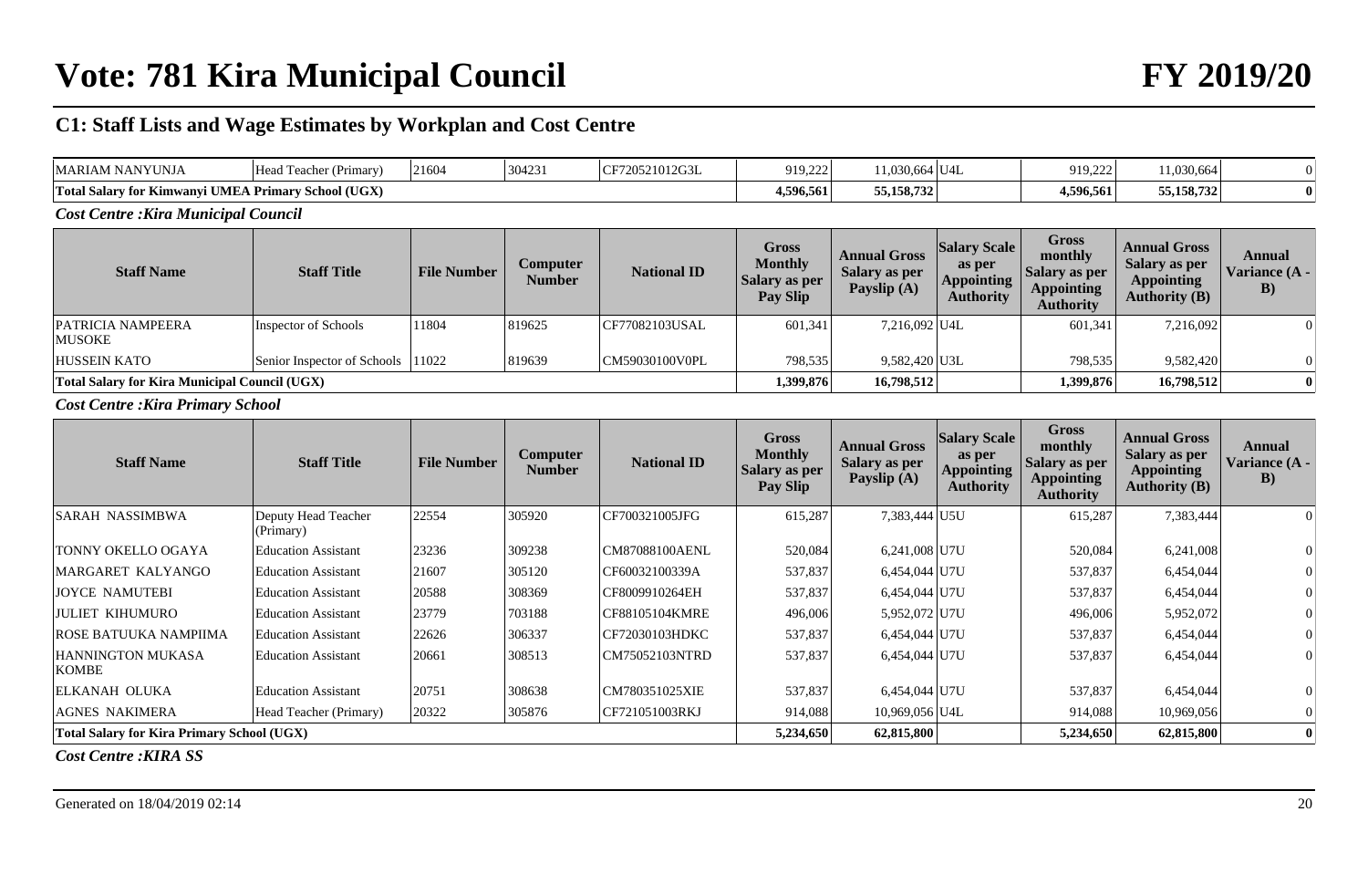# Vote: 781 Kira Municipal Council

# FY 2019/20

## C1: Staff Lists and Wage Estimates by Workplan and Cost Centre

| | | | | | | | | | | |
|---|---|---|---|---|---|---|---|---|---|---|
| MARIAM NANYUNJA | Head Teacher (Primary) | 21604 | 304231 | CF720521012G3L | 919,222 | 11,030,664 | U4L | 919,222 | 11,030,664 | 0 |
| **Total Salary for Kimwanyi UMEA Primary School (UGX)** | | | | | **4,596,561** | **55,158,732** | | **4,596,561** | **55,158,732** | **0** |

***Cost Centre :Kira Municipal Council***

| Staff Name | Staff Title | File Number | Computer Number | National ID | Gross Monthly Salary as per Pay Slip | Annual Gross Salary as per Payslip (A) | Salary Scale as per Appointing Authority | Gross monthly Salary as per Appointing Authority | Annual Gross Salary as per Appointing Authority (B) | Annual Variance (A - B) |
|---|---|---|---|---|---|---|---|---|---|---|
| PATRICIA NAMPEERA MUSOKE | Inspector of Schools | 11804 | 819625 | CF77082103USAL | 601,341 | 7,216,092 | U4L | 601,341 | 7,216,092 | 0 |
| HUSSEIN KATO | Senior Inspector of Schools | 11022 | 819639 | CM59030100V0PL | 798,535 | 9,582,420 | U3L | 798,535 | 9,582,420 | 0 |
| **Total Salary for Kira Municipal Council (UGX)** | | | | | **1,399,876** | **16,798,512** | | **1,399,876** | **16,798,512** | **0** |

***Cost Centre :Kira Primary School***

| Staff Name | Staff Title | File Number | Computer Number | National ID | Gross Monthly Salary as per Pay Slip | Annual Gross Salary as per Payslip (A) | Salary Scale as per Appointing Authority | Gross monthly Salary as per Appointing Authority | Annual Gross Salary as per Appointing Authority (B) | Annual Variance (A - B) |
|---|---|---|---|---|---|---|---|---|---|---|
| SARAH NASSIMBWA | Deputy Head Teacher (Primary) | 22554 | 305920 | CF700321005JFG | 615,287 | 7,383,444 | U5U | 615,287 | 7,383,444 | 0 |
| TONNY OKELLO OGAYA | Education Assistant | 23236 | 309238 | CM87088100AENL | 520,084 | 6,241,008 | U7U | 520,084 | 6,241,008 | 0 |
| MARGARET KALYANGO | Education Assistant | 21607 | 305120 | CF60032100339A | 537,837 | 6,454,044 | U7U | 537,837 | 6,454,044 | 0 |
| JOYCE NAMUTEBI | Education Assistant | 20588 | 308369 | CF8009910264EH | 537,837 | 6,454,044 | U7U | 537,837 | 6,454,044 | 0 |
| JULIET KIHUMURO | Education Assistant | 23779 | 703188 | CF88105104KMRE | 496,006 | 5,952,072 | U7U | 496,006 | 5,952,072 | 0 |
| ROSE BATUUKA NAMPIIMA | Education Assistant | 22626 | 306337 | CF72030103HDKC | 537,837 | 6,454,044 | U7U | 537,837 | 6,454,044 | 0 |
| HANNINGTON MUKASA KOMBE | Education Assistant | 20661 | 308513 | CM75052103NTRD | 537,837 | 6,454,044 | U7U | 537,837 | 6,454,044 | 0 |
| ELKANAH OLUKA | Education Assistant | 20751 | 308638 | CM780351025XIE | 537,837 | 6,454,044 | U7U | 537,837 | 6,454,044 | 0 |
| AGNES NAKIMERA | Head Teacher (Primary) | 20322 | 305876 | CF721051003RKJ | 914,088 | 10,969,056 | U4L | 914,088 | 10,969,056 | 0 |
| **Total Salary for Kira Primary School (UGX)** | | | | | **5,234,650** | **62,815,800** | | **5,234,650** | **62,815,800** | **0** |

***Cost Centre :KIRA SS***

Generated on 18/04/2019 02:14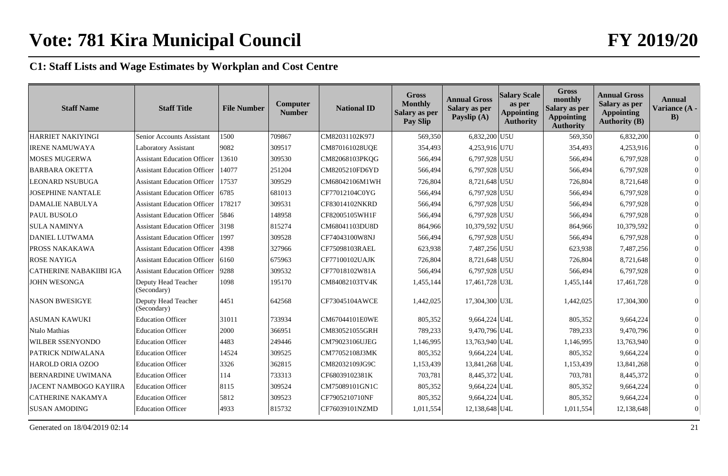# Vote: 781 Kira Municipal Council

# FY 2019/20

## C1: Staff Lists and Wage Estimates by Workplan and Cost Centre

| Staff Name | Staff Title | File Number | Computer Number | National ID | Gross Monthly Salary as per Pay Slip | Annual Gross Salary as per Payslip (A) | Salary Scale as per Appointing Authority | Gross monthly Salary as per Appointing Authority | Annual Gross Salary as per Appointing Authority (B) | Annual Variance (A - B) |
|---|---|---|---|---|---|---|---|---|---|---|
| HARRIET NAKIYINGI | Senior Accounts Assistant | 1500 | 709867 | CM82031102K97J | 569,350 | 6,832,200 | U5U | 569,350 | 6,832,200 | 0 |
| IRENE NAMUWAYA | Laboratory Assistant | 9082 | 309517 | CM870161028UQE | 354,493 | 4,253,916 | U7U | 354,493 | 4,253,916 | 0 |
| MOSES MUGERWA | Assistant Education Officer | 13610 | 309530 | CM82068103PKQG | 566,494 | 6,797,928 | U5U | 566,494 | 6,797,928 | 0 |
| BARBARA OKETTA | Assistant Education Officer | 14077 | 251204 | CM8205210FD6YD | 566,494 | 6,797,928 | U5U | 566,494 | 6,797,928 | 0 |
| LEONARD NSUBUGA | Assistant Education Officer | 17537 | 309529 | CM68042106M1WH | 726,804 | 8,721,648 | U5U | 726,804 | 8,721,648 | 0 |
| JOSEPHINE NANTALE | Assistant Education Officer | 6785 | 681013 | CF77012104C0YG | 566,494 | 6,797,928 | U5U | 566,494 | 6,797,928 | 0 |
| DAMALIE NABULYA | Assistant Education Officer | 178217 | 309531 | CF83014102NKRD | 566,494 | 6,797,928 | U5U | 566,494 | 6,797,928 | 0 |
| PAUL BUSOLO | Assistant Education Officer | 5846 | 148958 | CF82005105WH1F | 566,494 | 6,797,928 | U5U | 566,494 | 6,797,928 | 0 |
| SULA NAMINYA | Assistant Education Officer | 3198 | 815274 | CM68041103DU8D | 864,966 | 10,379,592 | U5U | 864,966 | 10,379,592 | 0 |
| DANIEL LUTWAMA | Assistant Education Officer | 1997 | 309528 | CF74043100W8NJ | 566,494 | 6,797,928 | U5U | 566,494 | 6,797,928 | 0 |
| PROSS NAKAKAWA | Assistant Education Officer | 4398 | 327966 | CF75098103RAEL | 623,938 | 7,487,256 | U5U | 623,938 | 7,487,256 | 0 |
| ROSE NAYIGA | Assistant Education Officer | 6160 | 675963 | CF77100102UAJK | 726,804 | 8,721,648 | U5U | 726,804 | 8,721,648 | 0 |
| CATHERINE NABAKIIBI IGA | Assistant Education Officer | 9288 | 309532 | CF77018102W81A | 566,494 | 6,797,928 | U5U | 566,494 | 6,797,928 | 0 |
| JOHN WESONGA | Deputy Head Teacher (Secondary) | 1098 | 195170 | CM84082103TV4K | 1,455,144 | 17,461,728 | U3L | 1,455,144 | 17,461,728 | 0 |
| NASON BWESIGYE | Deputy Head Teacher (Secondary) | 4451 | 642568 | CF73045104AWCE | 1,442,025 | 17,304,300 | U3L | 1,442,025 | 17,304,300 | 0 |
| ASUMAN KAWUKI | Education Officer | 31011 | 733934 | CM67044101E0WE | 805,352 | 9,664,224 | U4L | 805,352 | 9,664,224 | 0 |
| Ntalo Mathias | Education Officer | 2000 | 366951 | CM830521055GRH | 789,233 | 9,470,796 | U4L | 789,233 | 9,470,796 | 0 |
| WILBER SSENYONDO | Education Officer | 4483 | 249446 | CM79023106UJEG | 1,146,995 | 13,763,940 | U4L | 1,146,995 | 13,763,940 | 0 |
| PATRICK NDIWALANA | Education Officer | 14524 | 309525 | CM77052108J3MK | 805,352 | 9,664,224 | U4L | 805,352 | 9,664,224 | 0 |
| HAROLD ORIA OZOO | Education Officer | 3326 | 362815 | CM82032109JG9C | 1,153,439 | 13,841,268 | U4L | 1,153,439 | 13,841,268 | 0 |
| BERNARDINE UWIMANA | Education Officer | 114 | 733313 | CF68039102381K | 703,781 | 8,445,372 | U4L | 703,781 | 8,445,372 | 0 |
| JACENT NAMBOGO KAYIIRA | Education Officer | 8115 | 309524 | CM75089101GN1C | 805,352 | 9,664,224 | U4L | 805,352 | 9,664,224 | 0 |
| CATHERINE NAKAMYA | Education Officer | 5812 | 309523 | CF7905210710NF | 805,352 | 9,664,224 | U4L | 805,352 | 9,664,224 | 0 |
| SUSAN AMODING | Education Officer | 4933 | 815732 | CF76039101NZMD | 1,011,554 | 12,138,648 | U4L | 1,011,554 | 12,138,648 | 0 |

Generated on 18/04/2019 02:14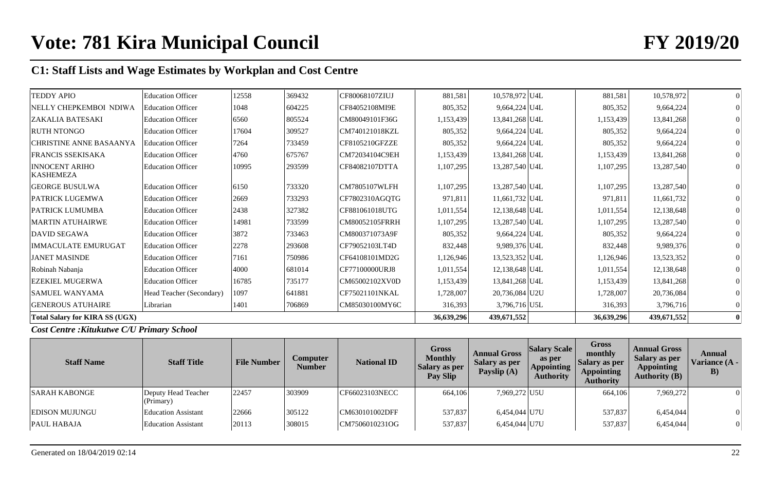# Vote: 781 Kira Municipal Council

# FY 2019/20

## C1: Staff Lists and Wage Estimates by Workplan and Cost Centre

| Staff Name | Staff Title | File Number | Computer Number | National ID | Gross Monthly Salary as per Pay Slip | Annual Gross Salary as per Payslip (A) | Salary Scale as per Appointing Authority | Gross monthly Salary as per Appointing Authority | Annual Gross Salary as per Appointing Authority (B) | Annual Variance (A - B) |
|---|---|---|---|---|---|---|---|---|---|---|
| TEDDY APIO | Education Officer | 12558 | 369432 | CF80068107ZIUJ | 881,581 | 10,578,972 | U4L | 881,581 | 10,578,972 | 0 |
| NELLY CHEPKEMBOI NDIWA | Education Officer | 1048 | 604225 | CF84052108MI9E | 805,352 | 9,664,224 | U4L | 805,352 | 9,664,224 | 0 |
| ZAKALIA BATESAKI | Education Officer | 6560 | 805524 | CM80049101F36G | 1,153,439 | 13,841,268 | U4L | 1,153,439 | 13,841,268 | 0 |
| RUTH NTONGO | Education Officer | 17604 | 309527 | CM740121018KZL | 805,352 | 9,664,224 | U4L | 805,352 | 9,664,224 | 0 |
| CHRISTINE ANNE BASAANYA | Education Officer | 7264 | 733459 | CF8105210GFZZE | 805,352 | 9,664,224 | U4L | 805,352 | 9,664,224 | 0 |
| FRANCIS SSEKISAKA | Education Officer | 4760 | 675767 | CM72034104C9EH | 1,153,439 | 13,841,268 | U4L | 1,153,439 | 13,841,268 | 0 |
| INNOCENT ARIHO KASHEMEZA | Education Officer | 10995 | 293599 | CF84082107DTTA | 1,107,295 | 13,287,540 | U4L | 1,107,295 | 13,287,540 | 0 |
| GEORGE BUSULWA | Education Officer | 6150 | 733320 | CM7805107WLFH | 1,107,295 | 13,287,540 | U4L | 1,107,295 | 13,287,540 | 0 |
| PATRICK LUGEMWA | Education Officer | 2669 | 733293 | CF7802310AGQTG | 971,811 | 11,661,732 | U4L | 971,811 | 11,661,732 | 0 |
| PATRICK LUMUMBA | Education Officer | 2438 | 327382 | CF881061018UTG | 1,011,554 | 12,138,648 | U4L | 1,011,554 | 12,138,648 | 0 |
| MARTIN ATUHAIRWE | Education Officer | 14981 | 733599 | CM80052105FRRH | 1,107,295 | 13,287,540 | U4L | 1,107,295 | 13,287,540 | 0 |
| DAVID SEGAWA | Education Officer | 3872 | 733463 | CM800371073A9F | 805,352 | 9,664,224 | U4L | 805,352 | 9,664,224 | 0 |
| IMMACULATE EMURUGAT | Education Officer | 2278 | 293608 | CF79052103LT4D | 832,448 | 9,989,376 | U4L | 832,448 | 9,989,376 | 0 |
| JANET MASINDE | Education Officer | 7161 | 750986 | CF64108101MD2G | 1,126,946 | 13,523,352 | U4L | 1,126,946 | 13,523,352 | 0 |
| Robinah Nabanja | Education Officer | 4000 | 681014 | CF77100000URJ8 | 1,011,554 | 12,138,648 | U4L | 1,011,554 | 12,138,648 | 0 |
| EZEKIEL MUGERWA | Education Officer | 16785 | 735177 | CM65002102XV0D | 1,153,439 | 13,841,268 | U4L | 1,153,439 | 13,841,268 | 0 |
| SAMUEL WANYAMA | Head Teacher (Secondary) | 1097 | 641881 | CF75021101NKAL | 1,728,007 | 20,736,084 | U2U | 1,728,007 | 20,736,084 | 0 |
| GENEROUS ATUHAIRE | Librarian | 1401 | 706869 | CM85030100MY6C | 316,393 | 3,796,716 | U5L | 316,393 | 3,796,716 | 0 |
| **Total Salary for KIRA SS (UGX)** | | | | | **36,639,296** | **439,671,552** | | **36,639,296** | **439,671,552** | **0** |

***Cost Centre :Kitukutwe C/U Primary School***

| Staff Name | Staff Title | File Number | Computer Number | National ID | Gross Monthly Salary as per Pay Slip | Annual Gross Salary as per Payslip (A) | Salary Scale as per Appointing Authority | Gross monthly Salary as per Appointing Authority | Annual Gross Salary as per Appointing Authority (B) | Annual Variance (A - B) |
|---|---|---|---|---|---|---|---|---|---|---|
| SARAH KABONGE | Deputy Head Teacher (Primary) | 22457 | 303909 | CF66023103NECC | 664,106 | 7,969,272 | U5U | 664,106 | 7,969,272 | 0 |
| EDISON MUJUNGU | Education Assistant | 22666 | 305122 | CM630101002DFF | 537,837 | 6,454,044 | U7U | 537,837 | 6,454,044 | 0 |
| PAUL HABAJA | Education Assistant | 20113 | 308015 | CM7506010231OG | 537,837 | 6,454,044 | U7U | 537,837 | 6,454,044 | 0 |

Generated on 18/04/2019 02:14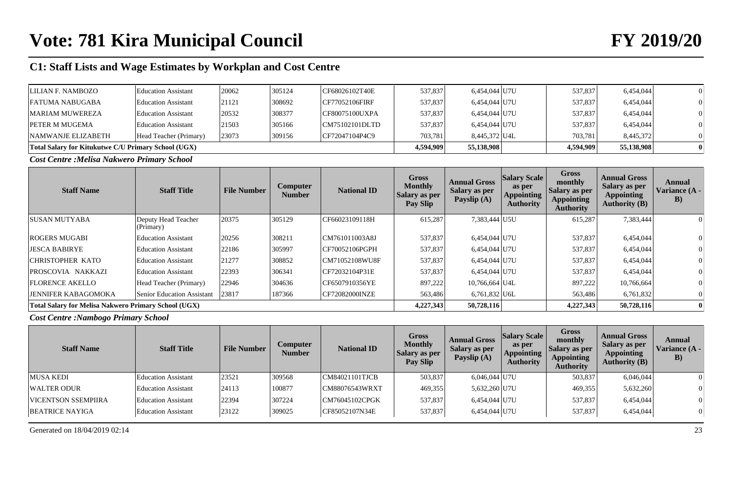# Vote: 781 Kira Municipal Council

## C1: Staff Lists and Wage Estimates by Workplan and Cost Centre

| Staff Name | Staff Title | File Number | Computer Number | National ID | Gross Monthly Salary as per Pay Slip | Annual Gross Salary as per Payslip (A) | Salary Scale as per Appointing Authority | Gross monthly Salary as per Appointing Authority | Annual Gross Salary as per Appointing Authority (B) | Annual Variance (A - B) |
|---|---|---|---|---|---|---|---|---|---|---|
| LILIAN F. NAMBOZO | Education Assistant | 20062 | 305124 | CF68026102T40E | 537,837 | 6,454,044 | U7U | 537,837 | 6,454,044 | 0 |
| FATUMA NABUGABA | Education Assistant | 21121 | 308692 | CF77052106FIRF | 537,837 | 6,454,044 | U7U | 537,837 | 6,454,044 | 0 |
| MARIAM MUWEREZA | Education Assistant | 20532 | 308377 | CF80075100UXPA | 537,837 | 6,454,044 | U7U | 537,837 | 6,454,044 | 0 |
| PETER M MUGEMA | Education Assistant | 21503 | 305166 | CM75102101DLTD | 537,837 | 6,454,044 | U7U | 537,837 | 6,454,044 | 0 |
| NAMWANJE ELIZABETH | Head Teacher (Primary) | 23073 | 309156 | CF72047104P4C9 | 703,781 | 8,445,372 | U4L | 703,781 | 8,445,372 | 0 |
| **Total Salary for Kitukutwe C/U Primary School (UGX)** | | | | | **4,594,909** | **55,138,908** | | **4,594,909** | **55,138,908** | **0** |

*Cost Centre :Melisa Nakwero Primary School*

| Staff Name | Staff Title | File Number | Computer Number | National ID | Gross Monthly Salary as per Pay Slip | Annual Gross Salary as per Payslip (A) | Salary Scale as per Appointing Authority | Gross monthly Salary as per Appointing Authority | Annual Gross Salary as per Appointing Authority (B) | Annual Variance (A - B) |
|---|---|---|---|---|---|---|---|---|---|---|
| SUSAN MUTYABA | Deputy Head Teacher (Primary) | 20375 | 305129 | CF66023109118H | 615,287 | 7,383,444 | U5U | 615,287 | 7,383,444 | 0 |
| ROGERS MUGABI | Education Assistant | 20256 | 308211 | CM761011003A8J | 537,837 | 6,454,044 | U7U | 537,837 | 6,454,044 | 0 |
| JESCA BABIRYE | Education Assistant | 22186 | 305997 | CF70052106PGPH | 537,837 | 6,454,044 | U7U | 537,837 | 6,454,044 | 0 |
| CHRISTOPHER KATO | Education Assistant | 21277 | 308852 | CM71052108WU8F | 537,837 | 6,454,044 | U7U | 537,837 | 6,454,044 | 0 |
| PROSCOVIA NAKKAZI | Education Assistant | 22393 | 306341 | CF72032104P31E | 537,837 | 6,454,044 | U7U | 537,837 | 6,454,044 | 0 |
| FLORENCE AKELLO | Head Teacher (Primary) | 22946 | 304636 | CF6507910356YE | 897,222 | 10,766,664 | U4L | 897,222 | 10,766,664 | 0 |
| JENNIFER KABAGOMOKA | Senior Education Assistant | 23817 | 187366 | CF72082000INZE | 563,486 | 6,761,832 | U6L | 563,486 | 6,761,832 | 0 |
| **Total Salary for Melisa Nakwero Primary School (UGX)** | | | | | **4,227,343** | **50,728,116** | | **4,227,343** | **50,728,116** | **0** |

*Cost Centre :Nambogo Primary School*

| Staff Name | Staff Title | File Number | Computer Number | National ID | Gross Monthly Salary as per Pay Slip | Annual Gross Salary as per Payslip (A) | Salary Scale as per Appointing Authority | Gross monthly Salary as per Appointing Authority | Annual Gross Salary as per Appointing Authority (B) | Annual Variance (A - B) |
|---|---|---|---|---|---|---|---|---|---|---|
| MUSA KEDI | Education Assistant | 23521 | 309568 | CM84021101TJCB | 503,837 | 6,046,044 | U7U | 503,837 | 6,046,044 | 0 |
| WALTER ODUR | Education Assistant | 24113 | 100877 | CM88076543WRXT | 469,355 | 5,632,260 | U7U | 469,355 | 5,632,260 | 0 |
| VICENTSON SSEMPIIRA | Education Assistant | 22394 | 307224 | CM76045102CPGK | 537,837 | 6,454,044 | U7U | 537,837 | 6,454,044 | 0 |
| BEATRICE NAYIGA | Education Assistant | 23122 | 309025 | CF85052107N34E | 537,837 | 6,454,044 | U7U | 537,837 | 6,454,044 | 0 |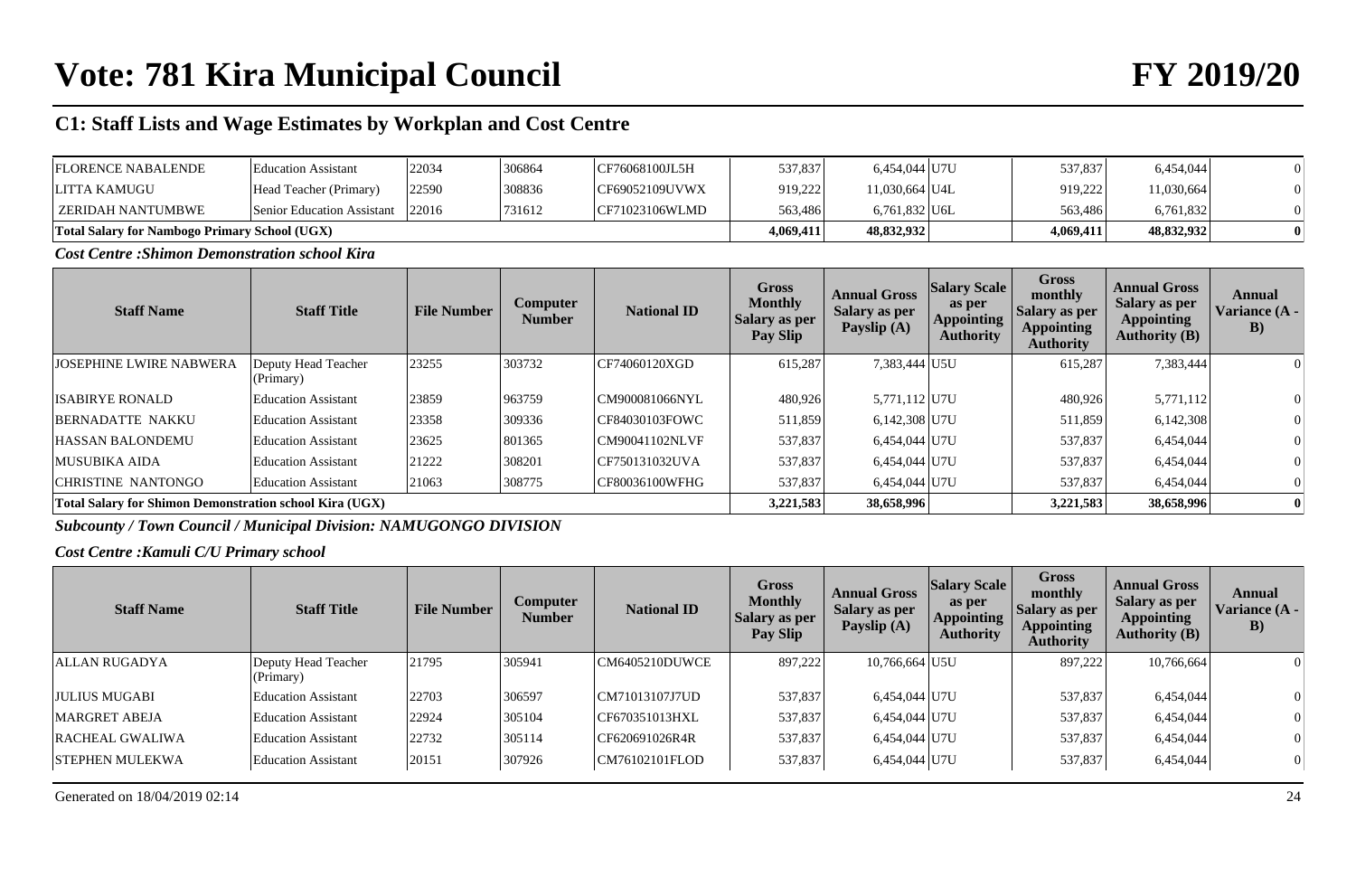# Vote: 781 Kira Municipal Council

# FY 2019/20

## C1: Staff Lists and Wage Estimates by Workplan and Cost Centre

| Staff Name | Staff Title | File Number | Computer Number | National ID | Gross Monthly Salary as per Pay Slip | Annual Gross Salary as per Payslip (A) | Salary Scale as per Appointing Authority | Gross monthly Salary as per Appointing Authority | Annual Gross Salary as per Appointing Authority (B) | Annual Variance (A - B) |
|---|---|---|---|---|---|---|---|---|---|---|
| FLORENCE NABALENDE | Education Assistant | 22034 | 306864 | CF76068100JL5H | 537,837 | 6,454,044 | U7U | 537,837 | 6,454,044 | 0 |
| LITTA KAMUGU | Head Teacher (Primary) | 22590 | 308836 | CF69052109UVWX | 919,222 | 11,030,664 | U4L | 919,222 | 11,030,664 | 0 |
| ZERIDAH NANTUMBWE | Senior Education Assistant | 22016 | 731612 | CF71023106WLMD | 563,486 | 6,761,832 | U6L | 563,486 | 6,761,832 | 0 |
| **Total Salary for Nambogo Primary School (UGX)** | | | | | **4,069,411** | **48,832,932** | | **4,069,411** | **48,832,932** | **0** |

***Cost Centre :Shimon Demonstration school Kira***

| Staff Name | Staff Title | File Number | Computer Number | National ID | Gross Monthly Salary as per Pay Slip | Annual Gross Salary as per Payslip (A) | Salary Scale as per Appointing Authority | Gross monthly Salary as per Appointing Authority | Annual Gross Salary as per Appointing Authority (B) | Annual Variance (A - B) |
|---|---|---|---|---|---|---|---|---|---|---|
| JOSEPHINE LWIRE NABWERA | Deputy Head Teacher (Primary) | 23255 | 303732 | CF74060120XGD | 615,287 | 7,383,444 | U5U | 615,287 | 7,383,444 | 0 |
| ISABIRYE RONALD | Education Assistant | 23859 | 963759 | CM900081066NYL | 480,926 | 5,771,112 | U7U | 480,926 | 5,771,112 | 0 |
| BERNADATTE NAKKU | Education Assistant | 23358 | 309336 | CF84030103FOWC | 511,859 | 6,142,308 | U7U | 511,859 | 6,142,308 | 0 |
| HASSAN BALONDEMU | Education Assistant | 23625 | 801365 | CM90041102NLVF | 537,837 | 6,454,044 | U7U | 537,837 | 6,454,044 | 0 |
| MUSUBIKA AIDA | Education Assistant | 21222 | 308201 | CF750131032UVA | 537,837 | 6,454,044 | U7U | 537,837 | 6,454,044 | 0 |
| CHRISTINE NANTONGO | Education Assistant | 21063 | 308775 | CF80036100WFHG | 537,837 | 6,454,044 | U7U | 537,837 | 6,454,044 | 0 |
| **Total Salary for Shimon Demonstration school Kira (UGX)** | | | | | **3,221,583** | **38,658,996** | | **3,221,583** | **38,658,996** | **0** |

***Subcounty / Town Council / Municipal Division: NAMUGONGO DIVISION***

***Cost Centre :Kamuli C/U Primary school***

| Staff Name | Staff Title | File Number | Computer Number | National ID | Gross Monthly Salary as per Pay Slip | Annual Gross Salary as per Payslip (A) | Salary Scale as per Appointing Authority | Gross monthly Salary as per Appointing Authority | Annual Gross Salary as per Appointing Authority (B) | Annual Variance (A - B) |
|---|---|---|---|---|---|---|---|---|---|---|
| ALLAN RUGADYA | Deputy Head Teacher (Primary) | 21795 | 305941 | CM6405210DUWCE | 897,222 | 10,766,664 | U5U | 897,222 | 10,766,664 | 0 |
| JULIUS MUGABI | Education Assistant | 22703 | 306597 | CM71013107J7UD | 537,837 | 6,454,044 | U7U | 537,837 | 6,454,044 | 0 |
| MARGRET ABEJA | Education Assistant | 22924 | 305104 | CF670351013HXL | 537,837 | 6,454,044 | U7U | 537,837 | 6,454,044 | 0 |
| RACHEAL GWALIWA | Education Assistant | 22732 | 305114 | CF620691026R4R | 537,837 | 6,454,044 | U7U | 537,837 | 6,454,044 | 0 |
| STEPHEN MULEKWA | Education Assistant | 20151 | 307926 | CM76102101FLOD | 537,837 | 6,454,044 | U7U | 537,837 | 6,454,044 | 0 |

Generated on 18/04/2019 02:14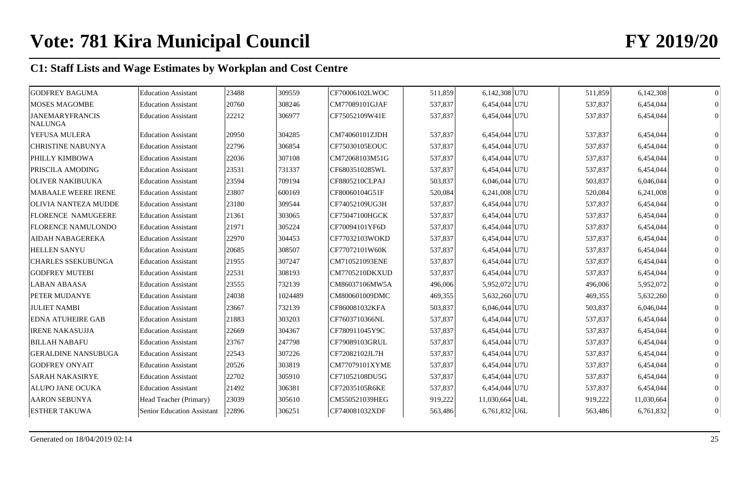# Vote: 781 Kira Municipal Council

# FY 2019/20

## C1: Staff Lists and Wage Estimates by Workplan and Cost Centre

| | | | | | | | | | | |
|---|---|---|---|---|---|---|---|---|---|---|
| GODFREY BAGUMA | Education Assistant | 23488 | 309559 | CF70006102LWOC | 511,859 | 6,142,308 | U7U | 511,859 | 6,142,308 | 0 |
| MOSES MAGOMBE | Education Assistant | 20760 | 308246 | CM77089101GJAF | 537,837 | 6,454,044 | U7U | 537,837 | 6,454,044 | 0 |
| JANEMARYFRANCIS NALUNGA | Education Assistant | 22212 | 306977 | CF75052109W41E | 537,837 | 6,454,044 | U7U | 537,837 | 6,454,044 | 0 |
| YEFUSA MULERA | Education Assistant | 20950 | 304285 | CM74060101ZJDH | 537,837 | 6,454,044 | U7U | 537,837 | 6,454,044 | 0 |
| CHRISTINE NABUNYA | Education Assistant | 22796 | 306854 | CF75030105EOUC | 537,837 | 6,454,044 | U7U | 537,837 | 6,454,044 | 0 |
| PHILLY KIMBOWA | Education Assistant | 22036 | 307108 | CM72068103M51G | 537,837 | 6,454,044 | U7U | 537,837 | 6,454,044 | 0 |
| PRISCILA AMODING | Education Assistant | 23531 | 731337 | CF6803510285WL | 537,837 | 6,454,044 | U7U | 537,837 | 6,454,044 | 0 |
| OLIVER NAKIBUUKA | Education Assistant | 23594 | 709194 | CF8805210CLPAJ | 503,837 | 6,046,044 | U7U | 503,837 | 6,046,044 | 0 |
| MABAALE WEERE IRENE | Education Assistant | 23807 | 600169 | CF80060104G51F | 520,084 | 6,241,008 | U7U | 520,084 | 6,241,008 | 0 |
| OLIVIA NANTEZA MUDDE | Education Assistant | 23180 | 309544 | CF74052109UG3H | 537,837 | 6,454,044 | U7U | 537,837 | 6,454,044 | 0 |
| FLORENCE NAMUGEERE | Education Assistant | 21361 | 303065 | CF75047100HGCK | 537,837 | 6,454,044 | U7U | 537,837 | 6,454,044 | 0 |
| FLORENCE NAMULONDO | Education Assistant | 21971 | 305224 | CF70094101YF6D | 537,837 | 6,454,044 | U7U | 537,837 | 6,454,044 | 0 |
| AIDAH NABAGEREKA | Education Assistant | 22970 | 304453 | CF77032103WOKD | 537,837 | 6,454,044 | U7U | 537,837 | 6,454,044 | 0 |
| HELLEN SANYU | Education Assistant | 20685 | 308507 | CF77072101W60K | 537,837 | 6,454,044 | U7U | 537,837 | 6,454,044 | 0 |
| CHARLES SSEKUBUNGA | Education Assistant | 21955 | 307247 | CM710521093ENE | 537,837 | 6,454,044 | U7U | 537,837 | 6,454,044 | 0 |
| GODFREY MUTEBI | Education Assistant | 22531 | 308193 | CM7705210DKXUD | 537,837 | 6,454,044 | U7U | 537,837 | 6,454,044 | 0 |
| LABAN ABAASA | Education Assistant | 23555 | 732139 | CM86037106MW5A | 496,006 | 5,952,072 | U7U | 496,006 | 5,952,072 | 0 |
| PETER MUDANYE | Education Assistant | 24038 | 1024489 | CM800601009DMC | 469,355 | 5,632,260 | U7U | 469,355 | 5,632,260 | 0 |
| JULIET NAMBI | Education Assistant | 23667 | 732139 | CF860081032KFA | 503,837 | 6,046,044 | U7U | 503,837 | 6,046,044 | 0 |
| EDNA ATUHEIRE GAB | Education Assistant | 21883 | 303203 | CF7603710366NL | 537,837 | 6,454,044 | U7U | 537,837 | 6,454,044 | 0 |
| IRENE NAKASUJJA | Education Assistant | 22669 | 304367 | CF780911045Y9C | 537,837 | 6,454,044 | U7U | 537,837 | 6,454,044 | 0 |
| BILLAH NABAFU | Education Assistant | 23767 | 247798 | CF79089103GRUL | 537,837 | 6,454,044 | U7U | 537,837 | 6,454,044 | 0 |
| GERALDINE NANSUBUGA | Education Assistant | 22543 | 307226 | CF72082102JL7H | 537,837 | 6,454,044 | U7U | 537,837 | 6,454,044 | 0 |
| GODFREY ONYAIT | Education Assistant | 20526 | 303819 | CM77079101XYME | 537,837 | 6,454,044 | U7U | 537,837 | 6,454,044 | 0 |
| SARAH NAKASIRYE | Education Assistant | 22702 | 305910 | CF71052108DU5G | 537,837 | 6,454,044 | U7U | 537,837 | 6,454,044 | 0 |
| ALUPO JANE OCUKA | Education Assistant | 21492 | 306381 | CF72035105R6KE | 537,837 | 6,454,044 | U7U | 537,837 | 6,454,044 | 0 |
| AARON SEBUNYA | Head Teacher (Primary) | 23039 | 305610 | CM550521039HEG | 919,222 | 11,030,664 | U4L | 919,222 | 11,030,664 | 0 |
| ESTHER TAKUWA | Senior Education Assistant | 22896 | 306251 | CF740081032XDF | 563,486 | 6,761,832 | U6L | 563,486 | 6,761,832 | 0 |

Generated on 18/04/2019 02:14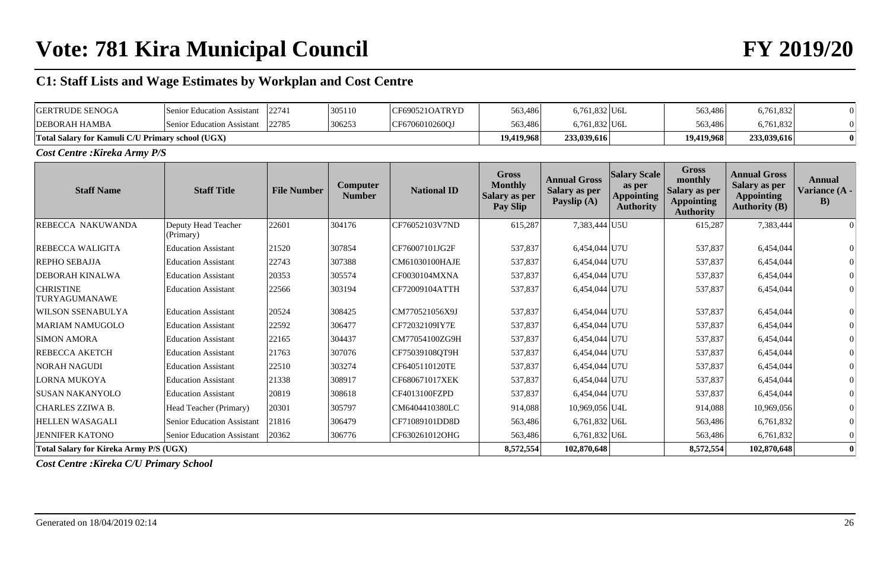# Vote: 781 Kira Municipal Council

# FY 2019/20

## C1: Staff Lists and Wage Estimates by Workplan and Cost Centre

| | | | | | | | | | | |
|---|---|---|---|---|---|---|---|---|---|---|
| GERTRUDE SENOGA | Senior Education Assistant | 22741 | 305110 | CF690521OATRYD | 563,486 | 6,761,832 | U6L | 563,486 | 6,761,832 | 0 |
| DEBORAH HAMBA | Senior Education Assistant | 22785 | 306253 | CF6706010260QJ | 563,486 | 6,761,832 | U6L | 563,486 | 6,761,832 | 0 |
| **Total Salary for Kamuli C/U Primary school (UGX)** | | | | | **19,419,968** | **233,039,616** | | **19,419,968** | **233,039,616** | **0** |

*Cost Centre :Kireka Army P/S*

| Staff Name | Staff Title | File Number | Computer Number | National ID | Gross Monthly Salary as per Pay Slip | Annual Gross Salary as per Payslip (A) | Salary Scale as per Appointing Authority | Gross monthly Salary as per Appointing Authority | Annual Gross Salary as per Appointing Authority (B) | Annual Variance (A - B) |
|---|---|---|---|---|---|---|---|---|---|---|
| REBECCA NAKUWANDA | Deputy Head Teacher (Primary) | 22601 | 304176 | CF76052103V7ND | 615,287 | 7,383,444 | U5U | 615,287 | 7,383,444 | 0 |
| REBECCA WALIGITA | Education Assistant | 21520 | 307854 | CF76007101JG2F | 537,837 | 6,454,044 | U7U | 537,837 | 6,454,044 | 0 |
| REPHO SEBAJJA | Education Assistant | 22743 | 307388 | CM61030100HAJE | 537,837 | 6,454,044 | U7U | 537,837 | 6,454,044 | 0 |
| DEBORAH KINALWA | Education Assistant | 20353 | 305574 | CF0030104MXNA | 537,837 | 6,454,044 | U7U | 537,837 | 6,454,044 | 0 |
| CHRISTINE TURYAGUMANAWE | Education Assistant | 22566 | 303194 | CF72009104ATTH | 537,837 | 6,454,044 | U7U | 537,837 | 6,454,044 | 0 |
| WILSON SSENABULYA | Education Assistant | 20524 | 308425 | CM770521056X9J | 537,837 | 6,454,044 | U7U | 537,837 | 6,454,044 | 0 |
| MARIAM NAMUGOLO | Education Assistant | 22592 | 306477 | CF72032109IY7E | 537,837 | 6,454,044 | U7U | 537,837 | 6,454,044 | 0 |
| SIMON AMORA | Education Assistant | 22165 | 304437 | CM77054100ZG9H | 537,837 | 6,454,044 | U7U | 537,837 | 6,454,044 | 0 |
| REBECCA AKETCH | Education Assistant | 21763 | 307076 | CF75039108QT9H | 537,837 | 6,454,044 | U7U | 537,837 | 6,454,044 | 0 |
| NORAH NAGUDI | Education Assistant | 22510 | 303274 | CF6405110120TE | 537,837 | 6,454,044 | U7U | 537,837 | 6,454,044 | 0 |
| LORNA MUKOYA | Education Assistant | 21338 | 308917 | CF680671017XEK | 537,837 | 6,454,044 | U7U | 537,837 | 6,454,044 | 0 |
| SUSAN NAKANYOLO | Education Assistant | 20819 | 308618 | CF4013100FZPD | 537,837 | 6,454,044 | U7U | 537,837 | 6,454,044 | 0 |
| CHARLES ZZIWA B. | Head Teacher (Primary) | 20301 | 305797 | CM6404410380LC | 914,088 | 10,969,056 | U4L | 914,088 | 10,969,056 | 0 |
| HELLEN WASAGALI | Senior Education Assistant | 21816 | 306479 | CF71089101DD8D | 563,486 | 6,761,832 | U6L | 563,486 | 6,761,832 | 0 |
| JENNIFER KATONO | Senior Education Assistant | 20362 | 306776 | CF630261012OHG | 563,486 | 6,761,832 | U6L | 563,486 | 6,761,832 | 0 |
| **Total Salary for Kireka Army P/S (UGX)** | | | | | **8,572,554** | **102,870,648** | | **8,572,554** | **102,870,648** | **0** |

*Cost Centre :Kireka C/U Primary School*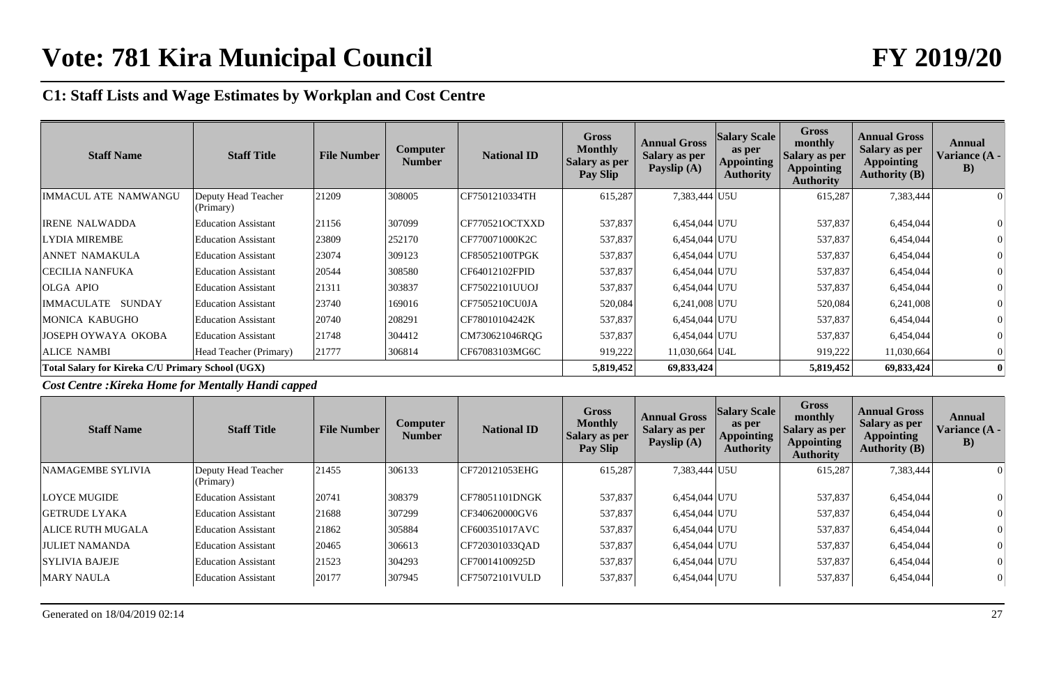# Vote: 781 Kira Municipal Council

# FY 2019/20

## C1: Staff Lists and Wage Estimates by Workplan and Cost Centre

| Staff Name | Staff Title | File Number | Computer Number | National ID | Gross Monthly Salary as per Pay Slip | Annual Gross Salary as per Payslip (A) | Salary Scale as per Appointing Authority | Gross monthly Salary as per Appointing Authority | Annual Gross Salary as per Appointing Authority (B) | Annual Variance (A - B) |
|---|---|---|---|---|---|---|---|---|---|---|
| IMMACUL ATE NAMWANGU | Deputy Head Teacher (Primary) | 21209 | 308005 | CF7501210334TH | 615,287 | 7,383,444 | U5U | 615,287 | 7,383,444 | 0 |
| IRENE NALWADDA | Education Assistant | 21156 | 307099 | CF770521OCTXXD | 537,837 | 6,454,044 | U7U | 537,837 | 6,454,044 | 0 |
| LYDIA MIREMBE | Education Assistant | 23809 | 252170 | CF770071000K2C | 537,837 | 6,454,044 | U7U | 537,837 | 6,454,044 | 0 |
| ANNET NAMAKULA | Education Assistant | 23074 | 309123 | CF85052100TPGK | 537,837 | 6,454,044 | U7U | 537,837 | 6,454,044 | 0 |
| CECILIA NANFUKA | Education Assistant | 20544 | 308580 | CF64012102FPID | 537,837 | 6,454,044 | U7U | 537,837 | 6,454,044 | 0 |
| OLGA APIO | Education Assistant | 21311 | 303837 | CF75022101UUOJ | 537,837 | 6,454,044 | U7U | 537,837 | 6,454,044 | 0 |
| IMMACULATE SUNDAY | Education Assistant | 23740 | 169016 | CF7505210CU0JA | 520,084 | 6,241,008 | U7U | 520,084 | 6,241,008 | 0 |
| MONICA KABUGHO | Education Assistant | 20740 | 208291 | CF78010104242K | 537,837 | 6,454,044 | U7U | 537,837 | 6,454,044 | 0 |
| JOSEPH OYWAYA OKOBA | Education Assistant | 21748 | 304412 | CM730621046RQG | 537,837 | 6,454,044 | U7U | 537,837 | 6,454,044 | 0 |
| ALICE NAMBI | Head Teacher (Primary) | 21777 | 306814 | CF67083103MG6C | 919,222 | 11,030,664 | U4L | 919,222 | 11,030,664 | 0 |
| **Total Salary for Kireka C/U Primary School (UGX)** | | | | | **5,819,452** | **69,833,424** | | **5,819,452** | **69,833,424** | **0** |

***Cost Centre :Kireka Home for Mentally Handi capped***

| Staff Name | Staff Title | File Number | Computer Number | National ID | Gross Monthly Salary as per Pay Slip | Annual Gross Salary as per Payslip (A) | Salary Scale as per Appointing Authority | Gross monthly Salary as per Appointing Authority | Annual Gross Salary as per Appointing Authority (B) | Annual Variance (A - B) |
|---|---|---|---|---|---|---|---|---|---|---|
| NAMAGEMBE SYLIVIA | Deputy Head Teacher (Primary) | 21455 | 306133 | CF720121053EHG | 615,287 | 7,383,444 | U5U | 615,287 | 7,383,444 | 0 |
| LOYCE MUGIDE | Education Assistant | 20741 | 308379 | CF78051101DNGK | 537,837 | 6,454,044 | U7U | 537,837 | 6,454,044 | 0 |
| GETRUDE LYAKA | Education Assistant | 21688 | 307299 | CF340620000GV6 | 537,837 | 6,454,044 | U7U | 537,837 | 6,454,044 | 0 |
| ALICE RUTH MUGALA | Education Assistant | 21862 | 305884 | CF600351017AVC | 537,837 | 6,454,044 | U7U | 537,837 | 6,454,044 | 0 |
| JULIET NAMANDA | Education Assistant | 20465 | 306613 | CF720301033QAD | 537,837 | 6,454,044 | U7U | 537,837 | 6,454,044 | 0 |
| SYLIVIA BAJEJE | Education Assistant | 21523 | 304293 | CF70014100925D | 537,837 | 6,454,044 | U7U | 537,837 | 6,454,044 | 0 |
| MARY NAULA | Education Assistant | 20177 | 307945 | CF75072101VULD | 537,837 | 6,454,044 | U7U | 537,837 | 6,454,044 | 0 |

Generated on 18/04/2019 02:14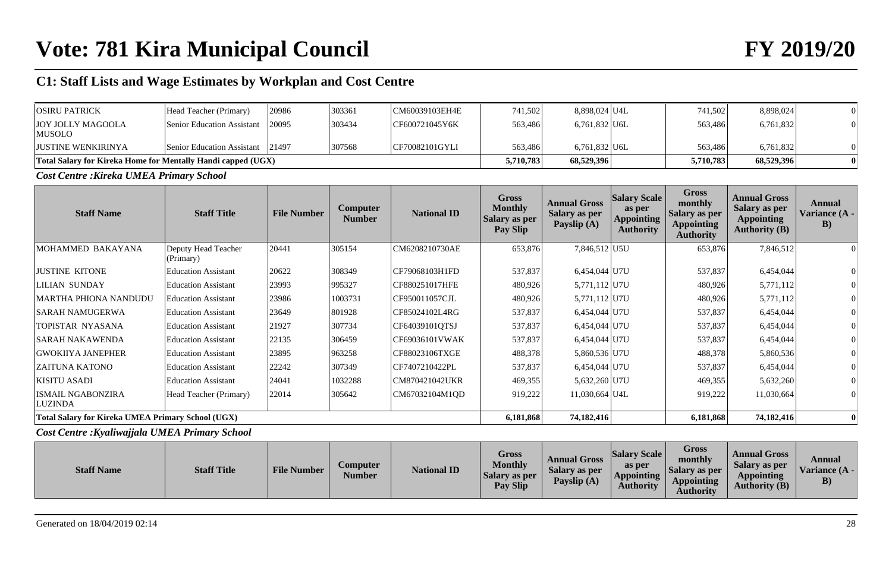# Vote: 781 Kira Municipal Council FY 2019/20

## C1: Staff Lists and Wage Estimates by Workplan and Cost Centre

| Staff Name | Staff Title | File Number | Computer Number | National ID | Gross Monthly Salary as per Pay Slip | Annual Gross Salary as per Payslip (A) | Salary Scale as per Appointing Authority | Gross monthly Salary as per Appointing Authority | Annual Gross Salary as per Appointing Authority (B) | Annual Variance (A - B) |
|---|---|---|---|---|---|---|---|---|---|---|
| OSIRU PATRICK | Head Teacher (Primary) | 20986 | 303361 | CM60039103EH4E | 741,502 | 8,898,024 | U4L | 741,502 | 8,898,024 | 0 |
| JOY JOLLY MAGOOLA MUSOLO | Senior Education Assistant | 20095 | 303434 | CF600721045Y6K | 563,486 | 6,761,832 | U6L | 563,486 | 6,761,832 | 0 |
| JUSTINE WENKIRINYA | Senior Education Assistant | 21497 | 307568 | CF70082101GYLI | 563,486 | 6,761,832 | U6L | 563,486 | 6,761,832 | 0 |
| **Total Salary for Kireka Home for Mentally Handi capped (UGX)** | | | | | **5,710,783** | **68,529,396** | | **5,710,783** | **68,529,396** | **0** |

***Cost Centre : Kireka UMEA Primary School***

| Staff Name | Staff Title | File Number | Computer Number | National ID | Gross Monthly Salary as per Pay Slip | Annual Gross Salary as per Payslip (A) | Salary Scale as per Appointing Authority | Gross monthly Salary as per Appointing Authority | Annual Gross Salary as per Appointing Authority (B) | Annual Variance (A - B) |
|---|---|---|---|---|---|---|---|---|---|---|
| MOHAMMED BAKAYANA | Deputy Head Teacher (Primary) | 20441 | 305154 | CM6208210730AE | 653,876 | 7,846,512 | U5U | 653,876 | 7,846,512 | 0 |
| JUSTINE KITONE | Education Assistant | 20622 | 308349 | CF79068103H1FD | 537,837 | 6,454,044 | U7U | 537,837 | 6,454,044 | 0 |
| LILIAN SUNDAY | Education Assistant | 23993 | 995327 | CF880251017HFE | 480,926 | 5,771,112 | U7U | 480,926 | 5,771,112 | 0 |
| MARTHA PHIONA NANDUDU | Education Assistant | 23986 | 1003731 | CF950011057CJL | 480,926 | 5,771,112 | U7U | 480,926 | 5,771,112 | 0 |
| SARAH NAMUGERWA | Education Assistant | 23649 | 801928 | CF85024102L4RG | 537,837 | 6,454,044 | U7U | 537,837 | 6,454,044 | 0 |
| TOPISTAR NYASANA | Education Assistant | 21927 | 307734 | CF64039101QTSJ | 537,837 | 6,454,044 | U7U | 537,837 | 6,454,044 | 0 |
| SARAH NAKAWENDA | Education Assistant | 22135 | 306459 | CF69036101VWAK | 537,837 | 6,454,044 | U7U | 537,837 | 6,454,044 | 0 |
| GWOKIIYA JANEPHER | Education Assistant | 23895 | 963258 | CF88023106TXGE | 488,378 | 5,860,536 | U7U | 488,378 | 5,860,536 | 0 |
| ZAITUNA KATONO | Education Assistant | 22242 | 307349 | CF7407210422PL | 537,837 | 6,454,044 | U7U | 537,837 | 6,454,044 | 0 |
| KISITU ASADI | Education Assistant | 24041 | 1032288 | CM870421042UKR | 469,355 | 5,632,260 | U7U | 469,355 | 5,632,260 | 0 |
| ISMAIL NGABONZIRA LUZINDA | Head Teacher (Primary) | 22014 | 305642 | CM67032104M1QD | 919,222 | 11,030,664 | U4L | 919,222 | 11,030,664 | 0 |
| **Total Salary for Kireka UMEA Primary School (UGX)** | | | | | **6,181,868** | **74,182,416** | | **6,181,868** | **74,182,416** | **0** |

***Cost Centre : Kyaliwajjala UMEA Primary School***

| Staff Name | Staff Title | File Number | Computer Number | National ID | Gross Monthly Salary as per Pay Slip | Annual Gross Salary as per Payslip (A) | Salary Scale as per Appointing Authority | Gross monthly Salary as per Appointing Authority | Annual Gross Salary as per Appointing Authority (B) | Annual Variance (A - B) |
|---|---|---|---|---|---|---|---|---|---|---|

Generated on 18/04/2019 02:14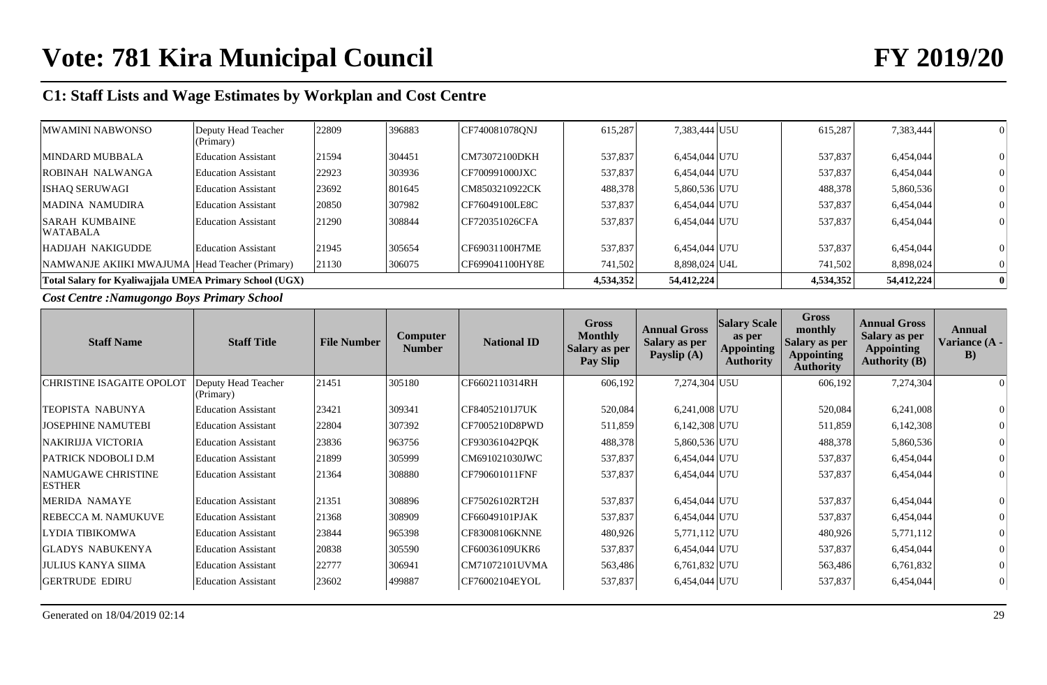# Vote: 781 Kira Municipal Council FY 2019/20

## C1: Staff Lists and Wage Estimates by Workplan and Cost Centre

| Staff Name | Staff Title | File Number | Computer Number | National ID | Gross Monthly Salary as per Pay Slip | Annual Gross Salary as per Payslip (A) | Salary Scale as per Appointing Authority | Gross monthly Salary as per Appointing Authority | Annual Gross Salary as per Appointing Authority (B) | Annual Variance (A - B) |
|---|---|---|---|---|---|---|---|---|---|---|
| MWAMINI NABWONSO | Deputy Head Teacher (Primary) | 22809 | 396883 | CF740081078QNJ | 615,287 | 7,383,444 | U5U | 615,287 | 7,383,444 | 0 |
| MINDARD MUBBALA | Education Assistant | 21594 | 304451 | CM73072100DKH | 537,837 | 6,454,044 | U7U | 537,837 | 6,454,044 | 0 |
| ROBINAH NALWANGA | Education Assistant | 22923 | 303936 | CF700991000JXC | 537,837 | 6,454,044 | U7U | 537,837 | 6,454,044 | 0 |
| ISHAQ SERUWAGI | Education Assistant | 23692 | 801645 | CM8503210922CK | 488,378 | 5,860,536 | U7U | 488,378 | 5,860,536 | 0 |
| MADINA NAMUDIRA | Education Assistant | 20850 | 307982 | CF76049100LE8C | 537,837 | 6,454,044 | U7U | 537,837 | 6,454,044 | 0 |
| SARAH KUMBAINE WATABALA | Education Assistant | 21290 | 308844 | CF720351026CFA | 537,837 | 6,454,044 | U7U | 537,837 | 6,454,044 | 0 |
| HADIJAH NAKIGUDDE | Education Assistant | 21945 | 305654 | CF69031100H7ME | 537,837 | 6,454,044 | U7U | 537,837 | 6,454,044 | 0 |
| NAMWANJE AKIIKI MWAJUMA | Head Teacher (Primary) | 21130 | 306075 | CF699041100HY8E | 741,502 | 8,898,024 | U4L | 741,502 | 8,898,024 | 0 |
| **Total Salary for Kyaliwajjala UMEA Primary School (UGX)** | | | | | **4,534,352** | **54,412,224** | | **4,534,352** | **54,412,224** | **0** |

***Cost Centre :Namugongo Boys Primary School***

| Staff Name | Staff Title | File Number | Computer Number | National ID | Gross Monthly Salary as per Pay Slip | Annual Gross Salary as per Payslip (A) | Salary Scale as per Appointing Authority | Gross monthly Salary as per Appointing Authority | Annual Gross Salary as per Appointing Authority (B) | Annual Variance (A - B) |
|---|---|---|---|---|---|---|---|---|---|---|
| CHRISTINE ISAGAITE OPOLOT | Deputy Head Teacher (Primary) | 21451 | 305180 | CF6602110314RH | 606,192 | 7,274,304 | U5U | 606,192 | 7,274,304 | 0 |
| TEOPISTA NABUNYA | Education Assistant | 23421 | 309341 | CF84052101J7UK | 520,084 | 6,241,008 | U7U | 520,084 | 6,241,008 | 0 |
| JOSEPHINE NAMUTEBI | Education Assistant | 22804 | 307392 | CF7005210D8PWD | 511,859 | 6,142,308 | U7U | 511,859 | 6,142,308 | 0 |
| NAKIRIJJA VICTORIA | Education Assistant | 23836 | 963756 | CF930361042PQK | 488,378 | 5,860,536 | U7U | 488,378 | 5,860,536 | 0 |
| PATRICK NDOBOLI D.M | Education Assistant | 21899 | 305999 | CM691021030JWC | 537,837 | 6,454,044 | U7U | 537,837 | 6,454,044 | 0 |
| NAMUGAWE CHRISTINE ESTHER | Education Assistant | 21364 | 308880 | CF790601011FNF | 537,837 | 6,454,044 | U7U | 537,837 | 6,454,044 | 0 |
| MERIDA NAMAYE | Education Assistant | 21351 | 308896 | CF75026102RT2H | 537,837 | 6,454,044 | U7U | 537,837 | 6,454,044 | 0 |
| REBECCA M. NAMUKUVE | Education Assistant | 21368 | 308909 | CF66049101PJAK | 537,837 | 6,454,044 | U7U | 537,837 | 6,454,044 | 0 |
| LYDIA TIBIKOMWA | Education Assistant | 23844 | 965398 | CF83008106KNNE | 480,926 | 5,771,112 | U7U | 480,926 | 5,771,112 | 0 |
| GLADYS NABUKENYA | Education Assistant | 20838 | 305590 | CF60036109UKR6 | 537,837 | 6,454,044 | U7U | 537,837 | 6,454,044 | 0 |
| JULIUS KANYA SIIMA | Education Assistant | 22777 | 306941 | CM71072101UVMA | 563,486 | 6,761,832 | U7U | 563,486 | 6,761,832 | 0 |
| GERTRUDE EDIRU | Education Assistant | 23602 | 499887 | CF76002104EYOL | 537,837 | 6,454,044 | U7U | 537,837 | 6,454,044 | 0 |

Generated on 18/04/2019 02:14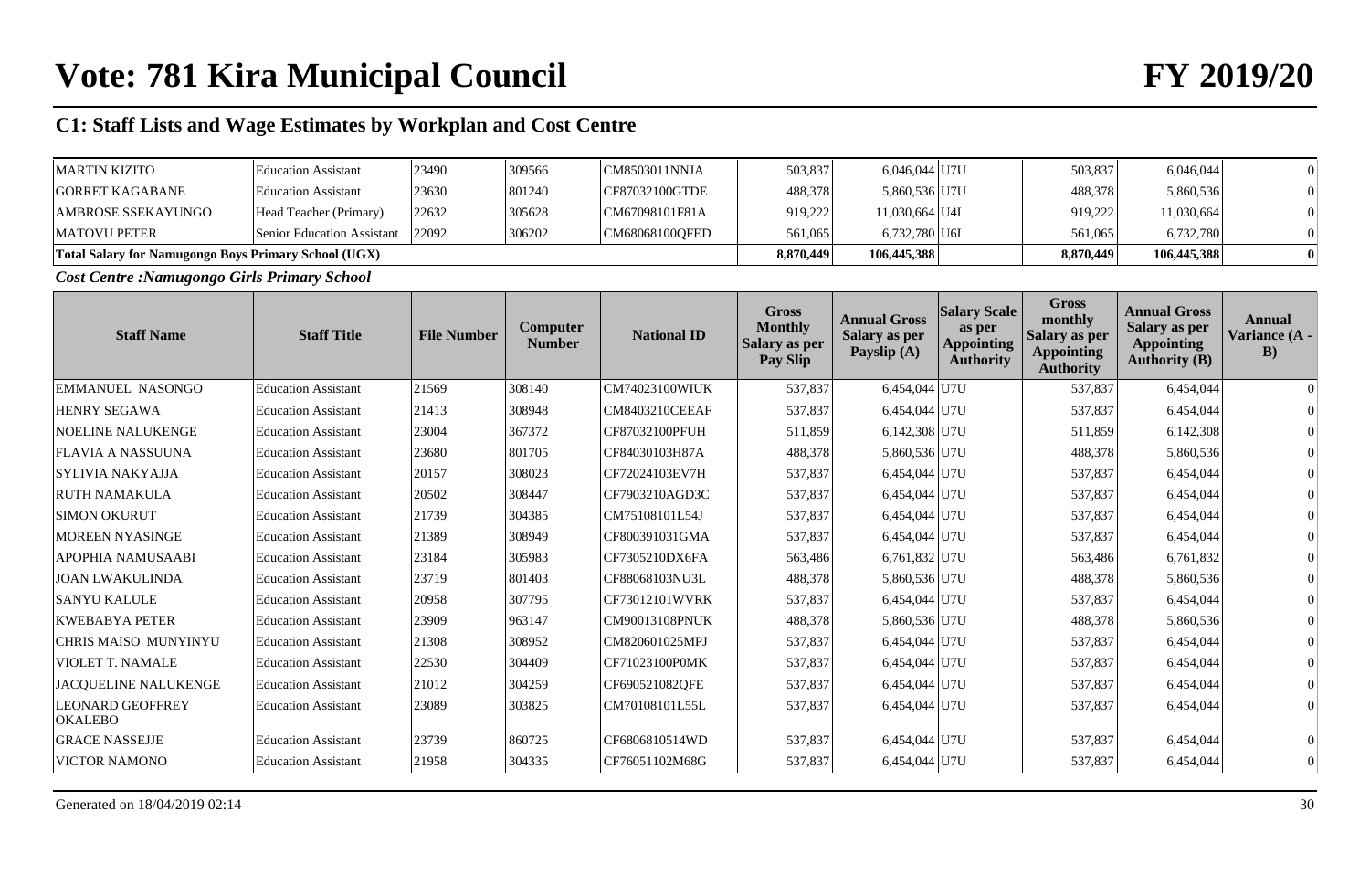# Vote: 781 Kira Municipal Council

# FY 2019/20

## C1: Staff Lists and Wage Estimates by Workplan and Cost Centre

| Staff Name | Staff Title | File Number | Computer Number | National ID | Gross Monthly Salary as per Pay Slip | Annual Gross Salary as per Payslip (A) | Salary Scale as per Appointing Authority | Gross monthly Salary as per Appointing Authority | Annual Gross Salary as per Appointing Authority (B) | Annual Variance (A - B) |
|---|---|---|---|---|---|---|---|---|---|---|
| MARTIN KIZITO | Education Assistant | 23490 | 309566 | CM8503011NNJA | 503,837 | 6,046,044 | U7U | 503,837 | 6,046,044 | 0 |
| GORRET KAGABANE | Education Assistant | 23630 | 801240 | CF87032100GTDE | 488,378 | 5,860,536 | U7U | 488,378 | 5,860,536 | 0 |
| AMBROSE SSEKAYUNGO | Head Teacher (Primary) | 22632 | 305628 | CM67098101F81A | 919,222 | 11,030,664 | U4L | 919,222 | 11,030,664 | 0 |
| MATOVU PETER | Senior Education Assistant | 22092 | 306202 | CM68068100QFED | 561,065 | 6,732,780 | U6L | 561,065 | 6,732,780 | 0 |
| **Total Salary for Namugongo Boys Primary School (UGX)** | | | | | **8,870,449** | **106,445,388** | | **8,870,449** | **106,445,388** | **0** |

***Cost Centre :Namugongo Girls Primary School***

| Staff Name | Staff Title | File Number | Computer Number | National ID | Gross Monthly Salary as per Pay Slip | Annual Gross Salary as per Payslip (A) | Salary Scale as per Appointing Authority | Gross monthly Salary as per Appointing Authority | Annual Gross Salary as per Appointing Authority (B) | Annual Variance (A - B) |
|---|---|---|---|---|---|---|---|---|---|---|
| EMMANUEL NASONGO | Education Assistant | 21569 | 308140 | CM74023100WIUK | 537,837 | 6,454,044 | U7U | 537,837 | 6,454,044 | 0 |
| HENRY SEGAWA | Education Assistant | 21413 | 308948 | CM8403210CEEAF | 537,837 | 6,454,044 | U7U | 537,837 | 6,454,044 | 0 |
| NOELINE NALUKENGE | Education Assistant | 23004 | 367372 | CF87032100PFUH | 511,859 | 6,142,308 | U7U | 511,859 | 6,142,308 | 0 |
| FLAVIA A NASSUUNA | Education Assistant | 23680 | 801705 | CF84030103H87A | 488,378 | 5,860,536 | U7U | 488,378 | 5,860,536 | 0 |
| SYLIVIA NAKYAJJA | Education Assistant | 20157 | 308023 | CF72024103EV7H | 537,837 | 6,454,044 | U7U | 537,837 | 6,454,044 | 0 |
| RUTH NAMAKULA | Education Assistant | 20502 | 308447 | CF7903210AGD3C | 537,837 | 6,454,044 | U7U | 537,837 | 6,454,044 | 0 |
| SIMON OKURUT | Education Assistant | 21739 | 304385 | CM75108101L54J | 537,837 | 6,454,044 | U7U | 537,837 | 6,454,044 | 0 |
| MOREEN NYASINGE | Education Assistant | 21389 | 308949 | CF800391031GMA | 537,837 | 6,454,044 | U7U | 537,837 | 6,454,044 | 0 |
| APOPHIA NAMUSAABI | Education Assistant | 23184 | 305983 | CF7305210DX6FA | 563,486 | 6,761,832 | U7U | 563,486 | 6,761,832 | 0 |
| JOAN LWAKULINDA | Education Assistant | 23719 | 801403 | CF88068103NU3L | 488,378 | 5,860,536 | U7U | 488,378 | 5,860,536 | 0 |
| SANYU KALULE | Education Assistant | 20958 | 307795 | CF73012101WVRK | 537,837 | 6,454,044 | U7U | 537,837 | 6,454,044 | 0 |
| KWEBABYA PETER | Education Assistant | 23909 | 963147 | CM90013108PNUK | 488,378 | 5,860,536 | U7U | 488,378 | 5,860,536 | 0 |
| CHRIS MAISO MUNYINYU | Education Assistant | 21308 | 308952 | CM820601025MPJ | 537,837 | 6,454,044 | U7U | 537,837 | 6,454,044 | 0 |
| VIOLET T. NAMALE | Education Assistant | 22530 | 304409 | CF71023100P0MK | 537,837 | 6,454,044 | U7U | 537,837 | 6,454,044 | 0 |
| JACQUELINE NALUKENGE | Education Assistant | 21012 | 304259 | CF690521082QFE | 537,837 | 6,454,044 | U7U | 537,837 | 6,454,044 | 0 |
| LEONARD GEOFFREY OKALEBO | Education Assistant | 23089 | 303825 | CM70108101L55L | 537,837 | 6,454,044 | U7U | 537,837 | 6,454,044 | 0 |
| GRACE NASSEJJE | Education Assistant | 23739 | 860725 | CF6806810514WD | 537,837 | 6,454,044 | U7U | 537,837 | 6,454,044 | 0 |
| VICTOR NAMONO | Education Assistant | 21958 | 304335 | CF76051102M68G | 537,837 | 6,454,044 | U7U | 537,837 | 6,454,044 | 0 |

Generated on 18/04/2019 02:14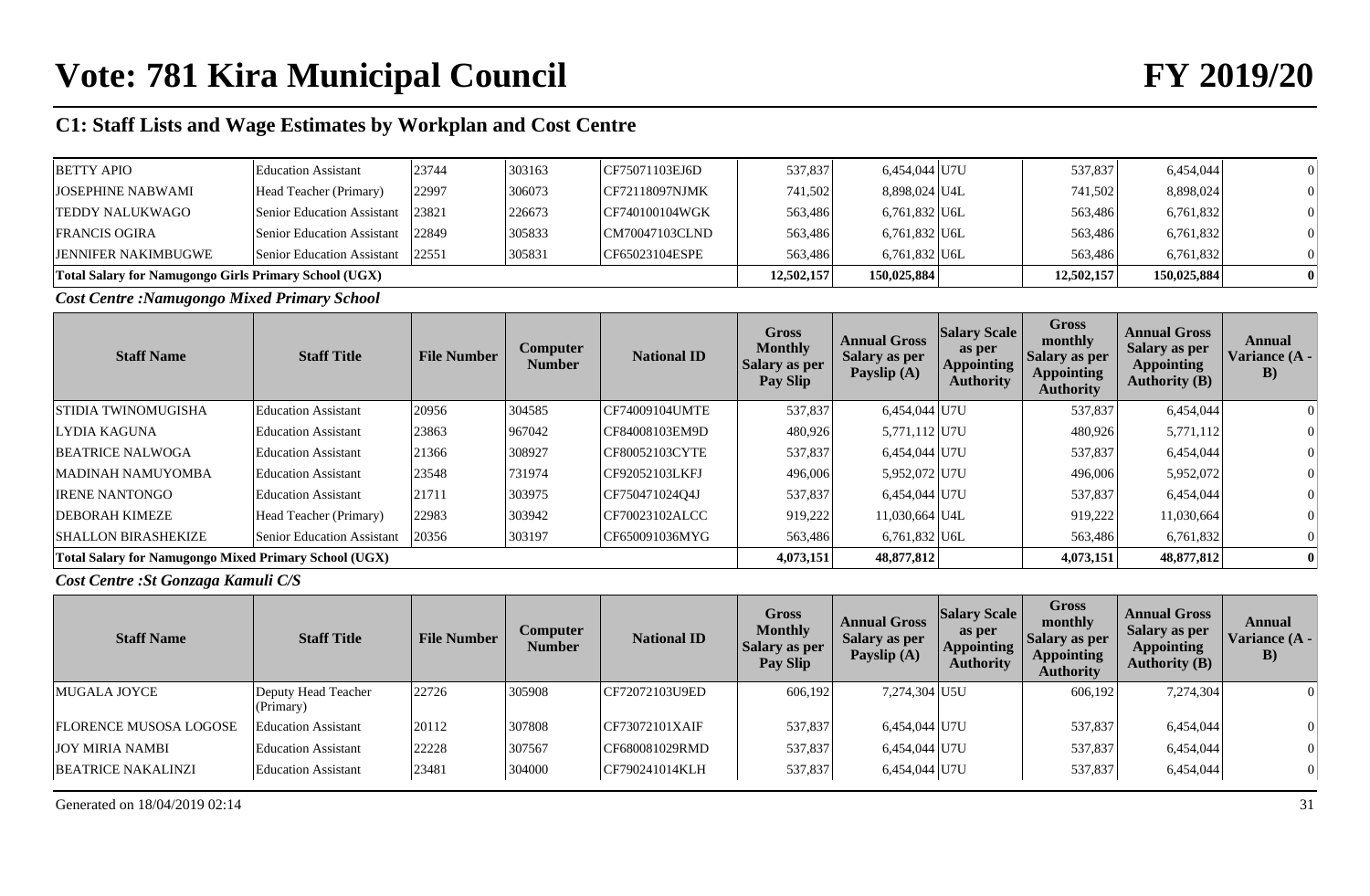## C1: Staff Lists and Wage Estimates by Workplan and Cost Centre

| Staff Name | Staff Title | File Number | Computer Number | National ID | Gross Monthly Salary as per Pay Slip | Annual Gross Salary as per Payslip (A) | Salary Scale as per Appointing Authority | Gross monthly Salary as per Appointing Authority | Annual Gross Salary as per Appointing Authority (B) | Annual Variance (A - B) |
|---|---|---|---|---|---|---|---|---|---|---|
| BETTY APIO | Education Assistant | 23744 | 303163 | CF75071103EJ6D | 537,837 | 6,454,044 | U7U | 537,837 | 6,454,044 | 0 |
| JOSEPHINE NABWAMI | Head Teacher (Primary) | 22997 | 306073 | CF72118097NJMK | 741,502 | 8,898,024 | U4L | 741,502 | 8,898,024 | 0 |
| TEDDY NALUKWAGO | Senior Education Assistant | 23821 | 226673 | CF740100104WGK | 563,486 | 6,761,832 | U6L | 563,486 | 6,761,832 | 0 |
| FRANCIS OGIRA | Senior Education Assistant | 22849 | 305833 | CM70047103CLND | 563,486 | 6,761,832 | U6L | 563,486 | 6,761,832 | 0 |
| JENNIFER NAKIMBUGWE | Senior Education Assistant | 22551 | 305831 | CF65023104ESPE | 563,486 | 6,761,832 | U6L | 563,486 | 6,761,832 | 0 |
| **Total Salary for Namugongo Girls Primary School (UGX)** | | | | | **12,502,157** | **150,025,884** | | **12,502,157** | **150,025,884** | **0** |

*Cost Centre :Namugongo Mixed Primary School*

| Staff Name | Staff Title | File Number | Computer Number | National ID | Gross Monthly Salary as per Pay Slip | Annual Gross Salary as per Payslip (A) | Salary Scale as per Appointing Authority | Gross monthly Salary as per Appointing Authority | Annual Gross Salary as per Appointing Authority (B) | Annual Variance (A - B) |
|---|---|---|---|---|---|---|---|---|---|---|
| STIDIA TWINOMUGISHA | Education Assistant | 20956 | 304585 | CF74009104UMTE | 537,837 | 6,454,044 | U7U | 537,837 | 6,454,044 | 0 |
| LYDIA KAGUNA | Education Assistant | 23863 | 967042 | CF84008103EM9D | 480,926 | 5,771,112 | U7U | 480,926 | 5,771,112 | 0 |
| BEATRICE NALWOGA | Education Assistant | 21366 | 308927 | CF80052103CYTE | 537,837 | 6,454,044 | U7U | 537,837 | 6,454,044 | 0 |
| MADINAH NAMUYOMBA | Education Assistant | 23548 | 731974 | CF92052103LKFJ | 496,006 | 5,952,072 | U7U | 496,006 | 5,952,072 | 0 |
| IRENE NANTONGO | Education Assistant | 21711 | 303975 | CF750471024Q4J | 537,837 | 6,454,044 | U7U | 537,837 | 6,454,044 | 0 |
| DEBORAH KIMEZE | Head Teacher (Primary) | 22983 | 303942 | CF70023102ALCC | 919,222 | 11,030,664 | U4L | 919,222 | 11,030,664 | 0 |
| SHALLON BIRASHEKIZE | Senior Education Assistant | 20356 | 303197 | CF650091036MYG | 563,486 | 6,761,832 | U6L | 563,486 | 6,761,832 | 0 |
| **Total Salary for Namugongo Mixed Primary School (UGX)** | | | | | **4,073,151** | **48,877,812** | | **4,073,151** | **48,877,812** | **0** |

*Cost Centre :St Gonzaga Kamuli C/S*

| Staff Name | Staff Title | File Number | Computer Number | National ID | Gross Monthly Salary as per Pay Slip | Annual Gross Salary as per Payslip (A) | Salary Scale as per Appointing Authority | Gross monthly Salary as per Appointing Authority | Annual Gross Salary as per Appointing Authority (B) | Annual Variance (A - B) |
|---|---|---|---|---|---|---|---|---|---|---|
| MUGALA JOYCE | Deputy Head Teacher (Primary) | 22726 | 305908 | CF72072103U9ED | 606,192 | 7,274,304 | U5U | 606,192 | 7,274,304 | 0 |
| FLORENCE MUSOSA LOGOSE | Education Assistant | 20112 | 307808 | CF73072101XAIF | 537,837 | 6,454,044 | U7U | 537,837 | 6,454,044 | 0 |
| JOY MIRIA NAMBI | Education Assistant | 22228 | 307567 | CF680081029RMD | 537,837 | 6,454,044 | U7U | 537,837 | 6,454,044 | 0 |
| BEATRICE NAKALINZI | Education Assistant | 23481 | 304000 | CF790241014KLH | 537,837 | 6,454,044 | U7U | 537,837 | 6,454,044 | 0 |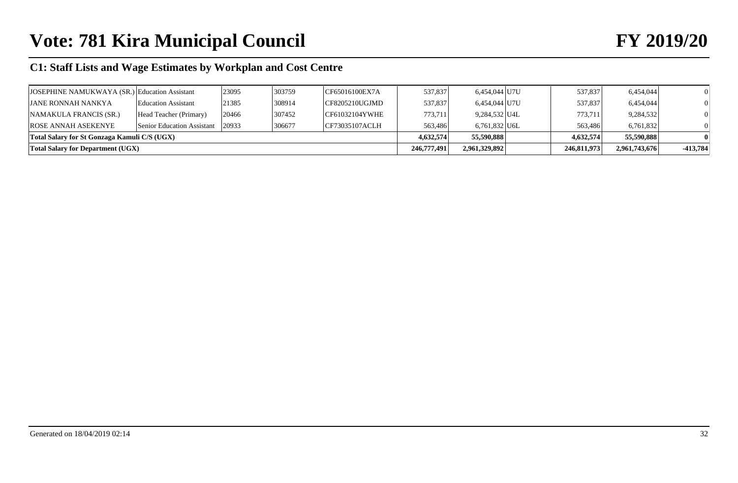# Vote: 781 Kira Municipal Council

# FY 2019/20

## C1: Staff Lists and Wage Estimates by Workplan and Cost Centre

| | | | | | | | | | | |
|---|---|---|---|---|---|---|---|---|---|---|
| JOSEPHINE NAMUKWAYA (SR.) | Education Assistant | 23095 | 303759 | CF65016100EX7A | 537,837 | 6,454,044 | U7U | 537,837 | 6,454,044 | 0 |
| JANE RONNAH NANKYA | Education Assistant | 21385 | 308914 | CF8205210UGJMD | 537,837 | 6,454,044 | U7U | 537,837 | 6,454,044 | 0 |
| NAMAKULA FRANCIS (SR.) | Head Teacher (Primary) | 20466 | 307452 | CF61032104YWHE | 773,711 | 9,284,532 | U4L | 773,711 | 9,284,532 | 0 |
| ROSE ANNAH ASEKENYE | Senior Education Assistant | 20933 | 306677 | CF73035107ACLH | 563,486 | 6,761,832 | U6L | 563,486 | 6,761,832 | 0 |
| **Total Salary for St Gonzaga Kamuli C/S (UGX)** | | | | | **4,632,574** | **55,590,888** | | **4,632,574** | **55,590,888** | **0** |
| **Total Salary for Department (UGX)** | | | | | **246,777,491** | **2,961,329,892** | | **246,811,973** | **2,961,743,676** | **-413,784** |

Generated on 18/04/2019 02:14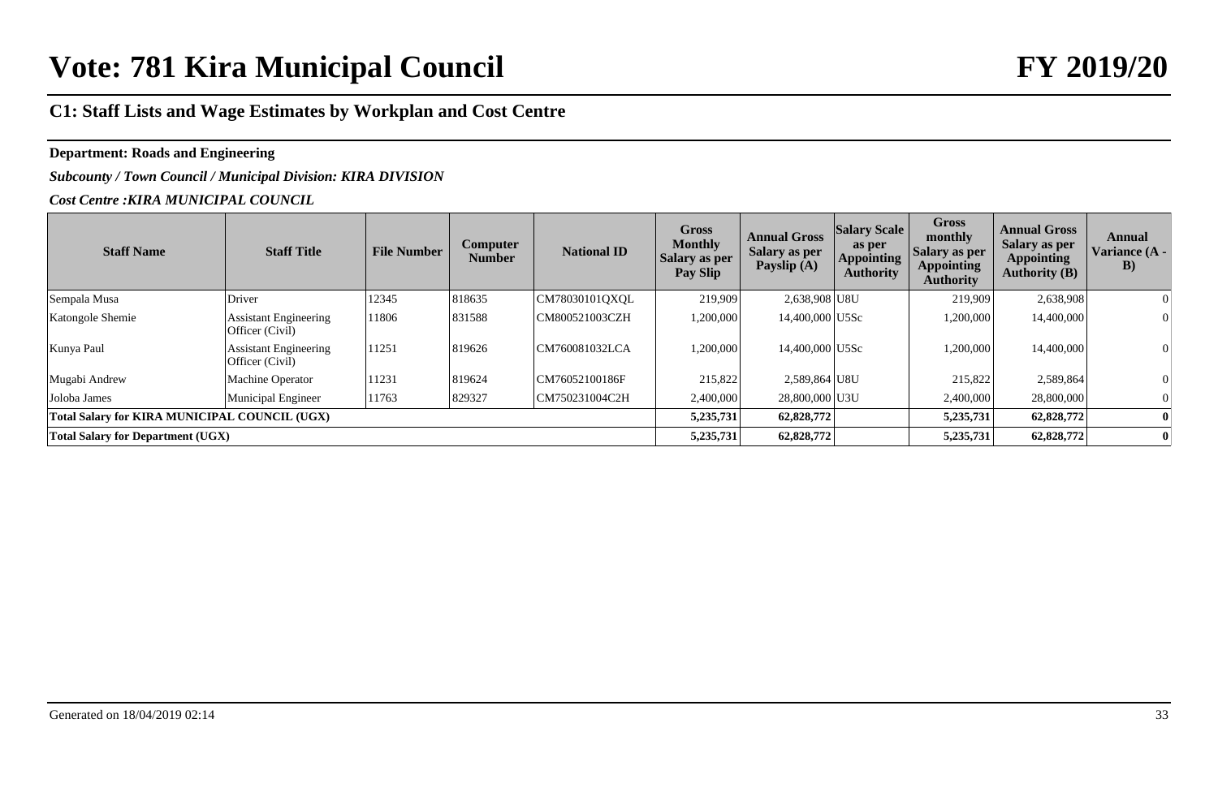## C1: Staff Lists and Wage Estimates by Workplan and Cost Centre

**Department: Roads and Engineering**

***Subcounty / Town Council / Municipal Division: KIRA DIVISION***

***Cost Centre :KIRA MUNICIPAL COUNCIL***

| Staff Name | Staff Title | File Number | Computer Number | National ID | Gross Monthly Salary as per Pay Slip | Annual Gross Salary as per Payslip (A) | Salary Scale as per Appointing Authority | Gross monthly Salary as per Appointing Authority | Annual Gross Salary as per Appointing Authority (B) | Annual Variance (A - B) |
|---|---|---|---|---|---|---|---|---|---|---|
| Sempala Musa | Driver | 12345 | 818635 | CM78030101QXQL | 219,909 | 2,638,908 | U8U | 219,909 | 2,638,908 | 0 |
| Katongole Shemie | Assistant Engineering Officer (Civil) | 11806 | 831588 | CM800521003CZH | 1,200,000 | 14,400,000 | U5Sc | 1,200,000 | 14,400,000 | 0 |
| Kunya Paul | Assistant Engineering Officer (Civil) | 11251 | 819626 | CM760081032LCA | 1,200,000 | 14,400,000 | U5Sc | 1,200,000 | 14,400,000 | 0 |
| Mugabi Andrew | Machine Operator | 11231 | 819624 | CM76052100186F | 215,822 | 2,589,864 | U8U | 215,822 | 2,589,864 | 0 |
| Joloba James | Municipal Engineer | 11763 | 829327 | CM750231004C2H | 2,400,000 | 28,800,000 | U3U | 2,400,000 | 28,800,000 | 0 |
| **Total Salary for KIRA MUNICIPAL COUNCIL (UGX)** | | | | | **5,235,731** | **62,828,772** | | **5,235,731** | **62,828,772** | **0** |
| **Total Salary for Department (UGX)** | | | | | **5,235,731** | **62,828,772** | | **5,235,731** | **62,828,772** | **0** |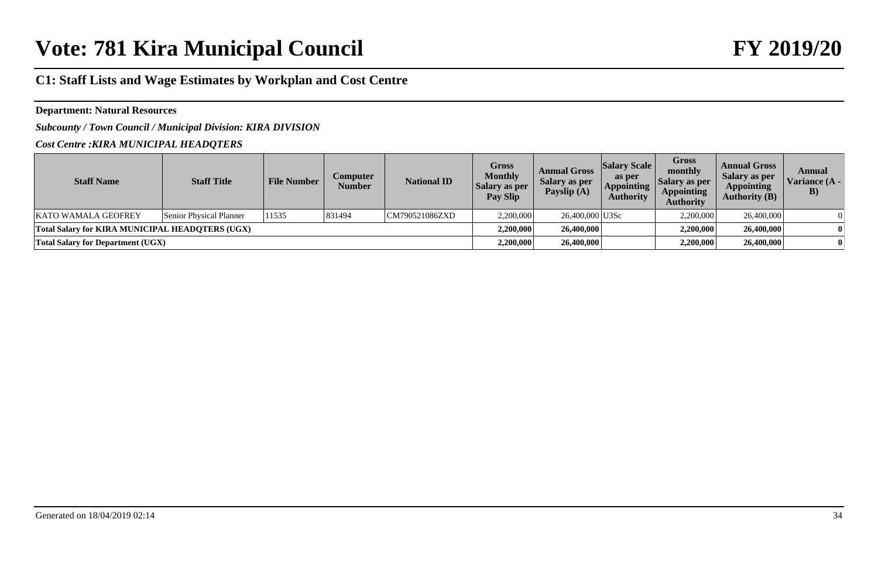# Vote: 781 Kira Municipal Council FY 2019/20

## C1: Staff Lists and Wage Estimates by Workplan and Cost Centre

**Department: Natural Resources**

***Subcounty / Town Council / Municipal Division: KIRA DIVISION***

***Cost Centre :KIRA MUNICIPAL HEADQTERS***

| Staff Name | Staff Title | File Number | Computer Number | National ID | Gross Monthly Salary as per Pay Slip | Annual Gross Salary as per Payslip (A) | Salary Scale as per Appointing Authority | Gross monthly Salary as per Appointing Authority | Annual Gross Salary as per Appointing Authority (B) | Annual Variance (A - B) |
|---|---|---|---|---|---|---|---|---|---|---|
| KATO WAMALA GEOFREY | Senior Physical Planner | 11535 | 831494 | CM790521086ZXD | 2,200,000 | 26,400,000 | U3Sc | 2,200,000 | 26,400,000 | 0 |
| **Total Salary for KIRA MUNICIPAL HEADQTERS (UGX)** | | | | | **2,200,000** | **26,400,000** | | **2,200,000** | **26,400,000** | **0** |
| **Total Salary for Department (UGX)** | | | | | **2,200,000** | **26,400,000** | | **2,200,000** | **26,400,000** | **0** |

Generated on 18/04/2019 02:14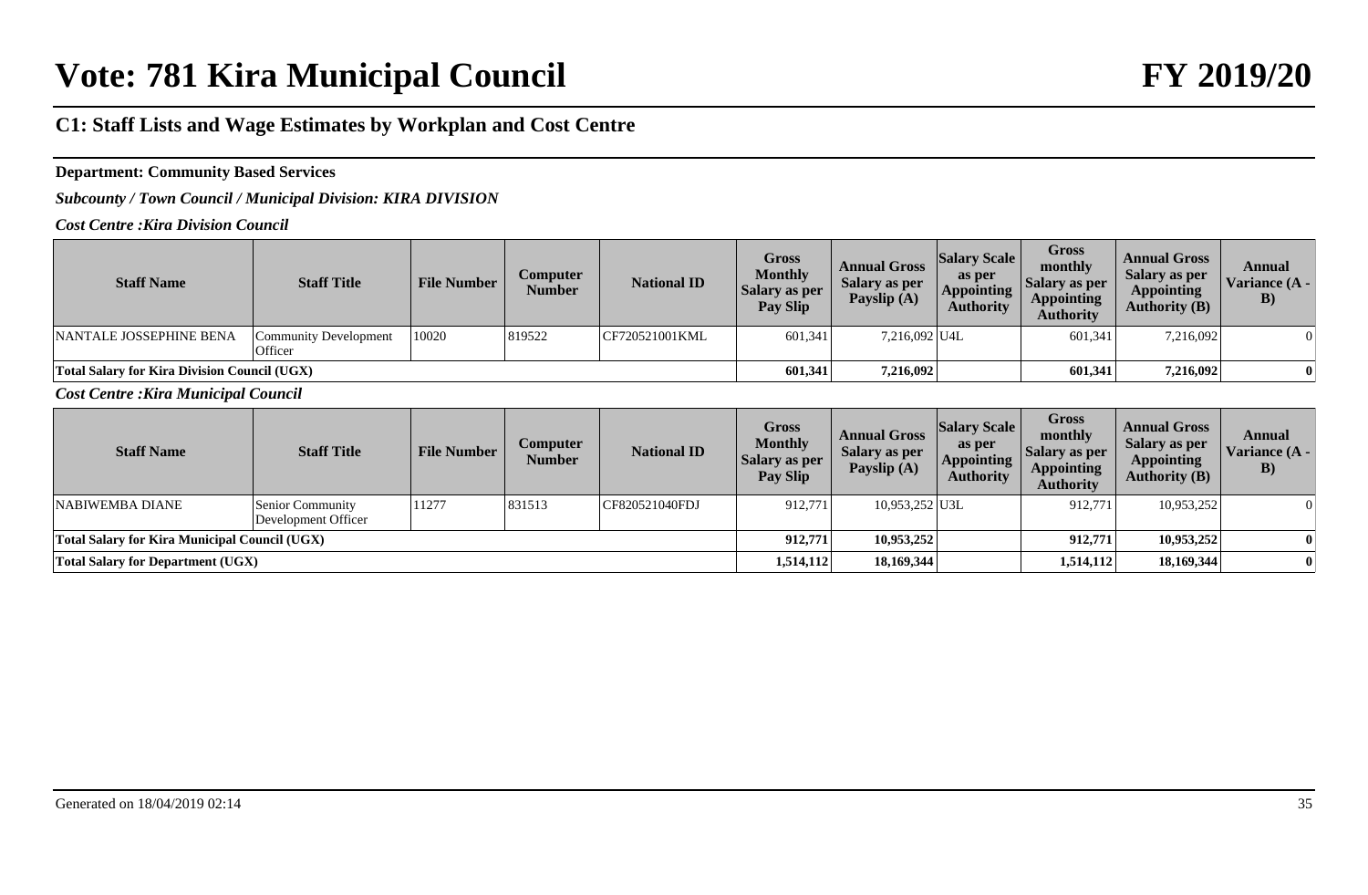# Vote: 781 Kira Municipal Council FY 2019/20

## C1: Staff Lists and Wage Estimates by Workplan and Cost Centre

**Department: Community Based Services**

***Subcounty / Town Council / Municipal Division: KIRA DIVISION***

***Cost Centre :Kira Division Council***

| Staff Name | Staff Title | File Number | Computer Number | National ID | Gross Monthly Salary as per Pay Slip | Annual Gross Salary as per Payslip (A) | Salary Scale as per Appointing Authority | Gross monthly Salary as per Appointing Authority | Annual Gross Salary as per Appointing Authority (B) | Annual Variance (A - B) |
|---|---|---|---|---|---|---|---|---|---|---|
| NANTALE JOSSEPHINE BENA | Community Development Officer | 10020 | 819522 | CF720521001KML | 601,341 | 7,216,092 | U4L | 601,341 | 7,216,092 | 0 |
| **Total Salary for Kira Division Council (UGX)** | | | | | **601,341** | **7,216,092** | | **601,341** | **7,216,092** | **0** |

***Cost Centre :Kira Municipal Council***

| Staff Name | Staff Title | File Number | Computer Number | National ID | Gross Monthly Salary as per Pay Slip | Annual Gross Salary as per Payslip (A) | Salary Scale as per Appointing Authority | Gross monthly Salary as per Appointing Authority | Annual Gross Salary as per Appointing Authority (B) | Annual Variance (A - B) |
|---|---|---|---|---|---|---|---|---|---|---|
| NABIWEMBA DIANE | Senior Community Development Officer | 11277 | 831513 | CF820521040FDJ | 912,771 | 10,953,252 | U3L | 912,771 | 10,953,252 | 0 |
| **Total Salary for Kira Municipal Council (UGX)** | | | | | **912,771** | **10,953,252** | | **912,771** | **10,953,252** | **0** |
| **Total Salary for Department (UGX)** | | | | | **1,514,112** | **18,169,344** | | **1,514,112** | **18,169,344** | **0** |

Generated on 18/04/2019 02:14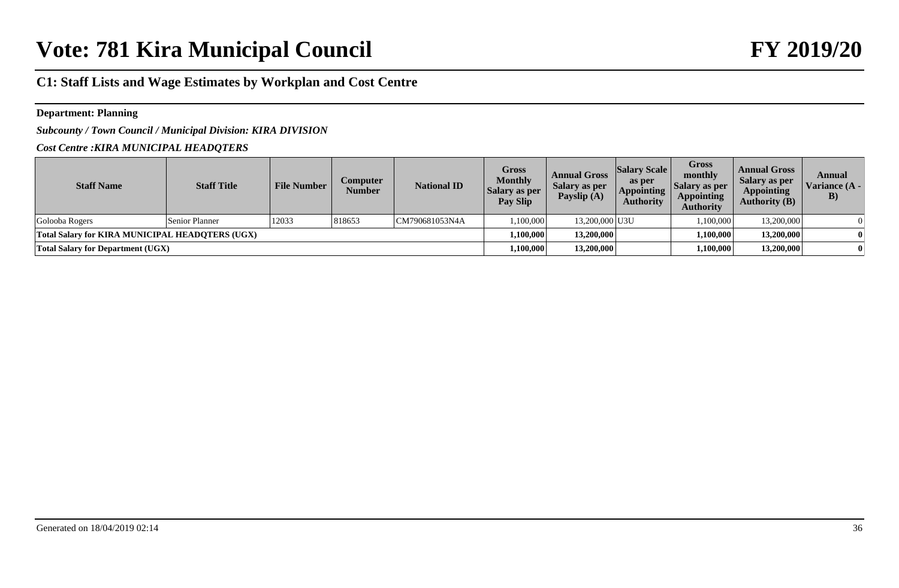# Vote: 781 Kira Municipal Council FY 2019/20

## C1: Staff Lists and Wage Estimates by Workplan and Cost Centre

**Department: Planning**

***Subcounty / Town Council / Municipal Division: KIRA DIVISION***

***Cost Centre :KIRA MUNICIPAL HEADQTERS***

| Staff Name | Staff Title | File Number | Computer Number | National ID | Gross Monthly Salary as per Pay Slip | Annual Gross Salary as per Payslip (A) | Salary Scale as per Appointing Authority | Gross monthly Salary as per Appointing Authority | Annual Gross Salary as per Appointing Authority (B) | Annual Variance (A - B) |
|---|---|---|---|---|---|---|---|---|---|---|
| Golooba Rogers | Senior Planner | 12033 | 818653 | CM790681053N4A | 1,100,000 | 13,200,000 | U3U | 1,100,000 | 13,200,000 | 0 |
| **Total Salary for KIRA MUNICIPAL HEADQTERS (UGX)** | | | | | **1,100,000** | **13,200,000** | | **1,100,000** | **13,200,000** | **0** |
| **Total Salary for Department (UGX)** | | | | | **1,100,000** | **13,200,000** | | **1,100,000** | **13,200,000** | **0** |

Generated on 18/04/2019 02:14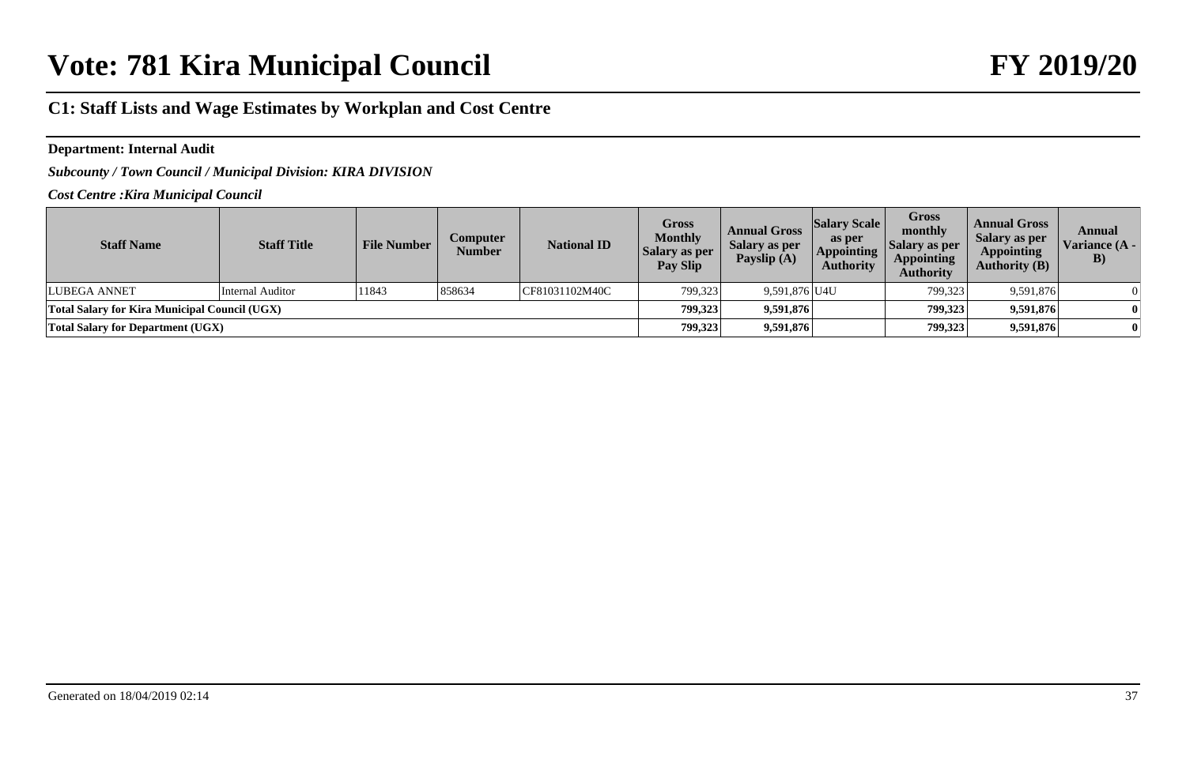# Vote: 781 Kira Municipal Council FY 2019/20

## C1: Staff Lists and Wage Estimates by Workplan and Cost Centre

**Department: Internal Audit**

***Subcounty / Town Council / Municipal Division: KIRA DIVISION***

***Cost Centre :Kira Municipal Council***

| Staff Name | Staff Title | File Number | Computer Number | National ID | Gross Monthly Salary as per Pay Slip | Annual Gross Salary as per Payslip (A) | Salary Scale as per Appointing Authority | Gross monthly Salary as per Appointing Authority | Annual Gross Salary as per Appointing Authority (B) | Annual Variance (A - B) |
|---|---|---|---|---|---|---|---|---|---|---|
| LUBEGA ANNET | Internal Auditor | 11843 | 858634 | CF81031102M40C | 799,323 | 9,591,876 | U4U | 799,323 | 9,591,876 | 0 |
| **Total Salary for Kira Municipal Council (UGX)** | | | | | **799,323** | **9,591,876** | | **799,323** | **9,591,876** | **0** |
| **Total Salary for Department (UGX)** | | | | | **799,323** | **9,591,876** | | **799,323** | **9,591,876** | **0** |

Generated on 18/04/2019 02:14